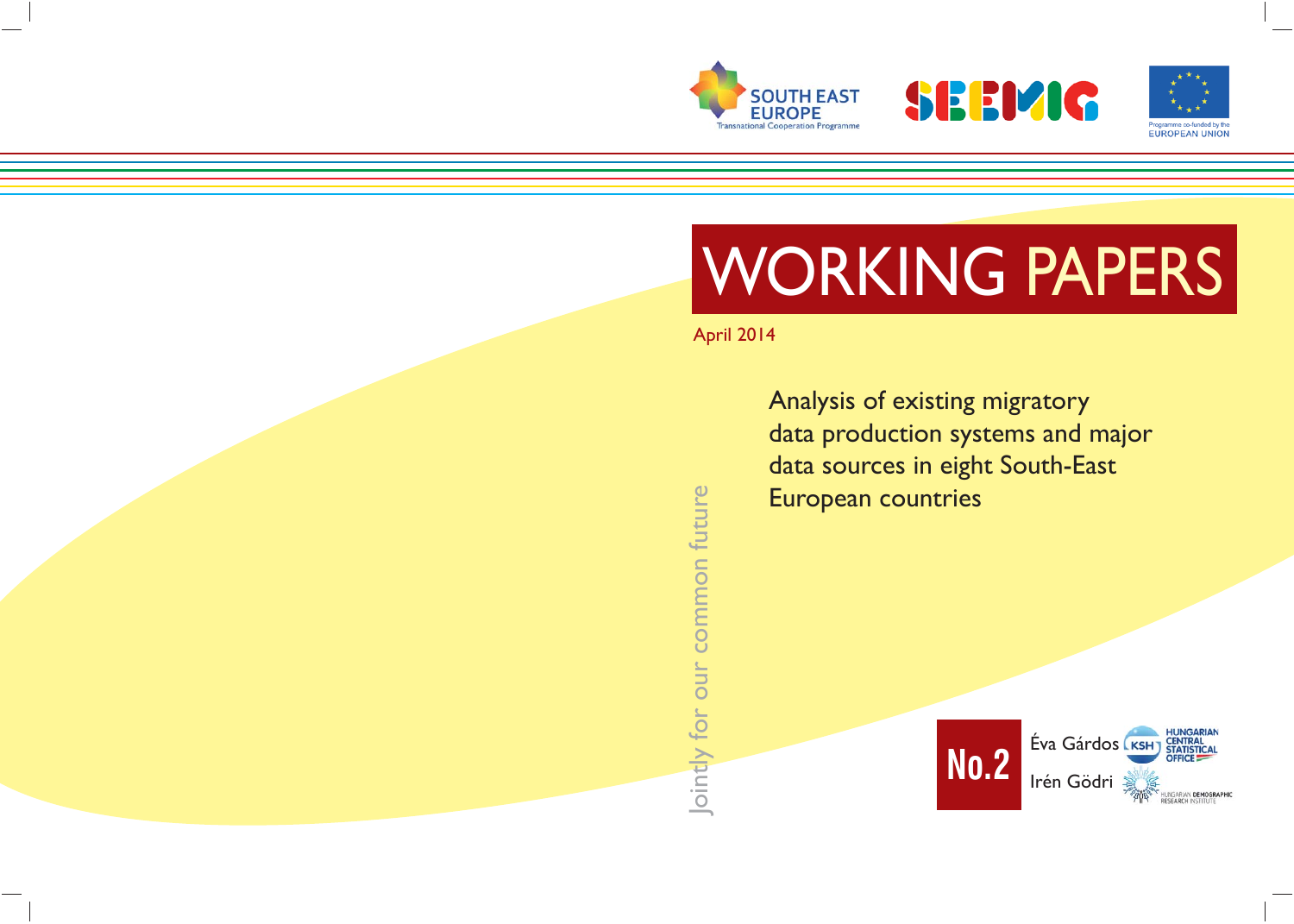SOUTH EAST EUROPE
Transnational Cooperation Programme

SEEMIG

Programme co-funded by the EUROPEAN UNION

# WORKING PAPERS

April 2014

## Analysis of existing migratory data production systems and major data sources in eight South-East European countries

Jointly for our common future

No.2

Éva Gárdos

Irén Gödri

HUNGARIAN CENTRAL STATISTICAL OFFICE

HUNGARIAN DEMOGRAPHIC RESEARCH INSTITUTE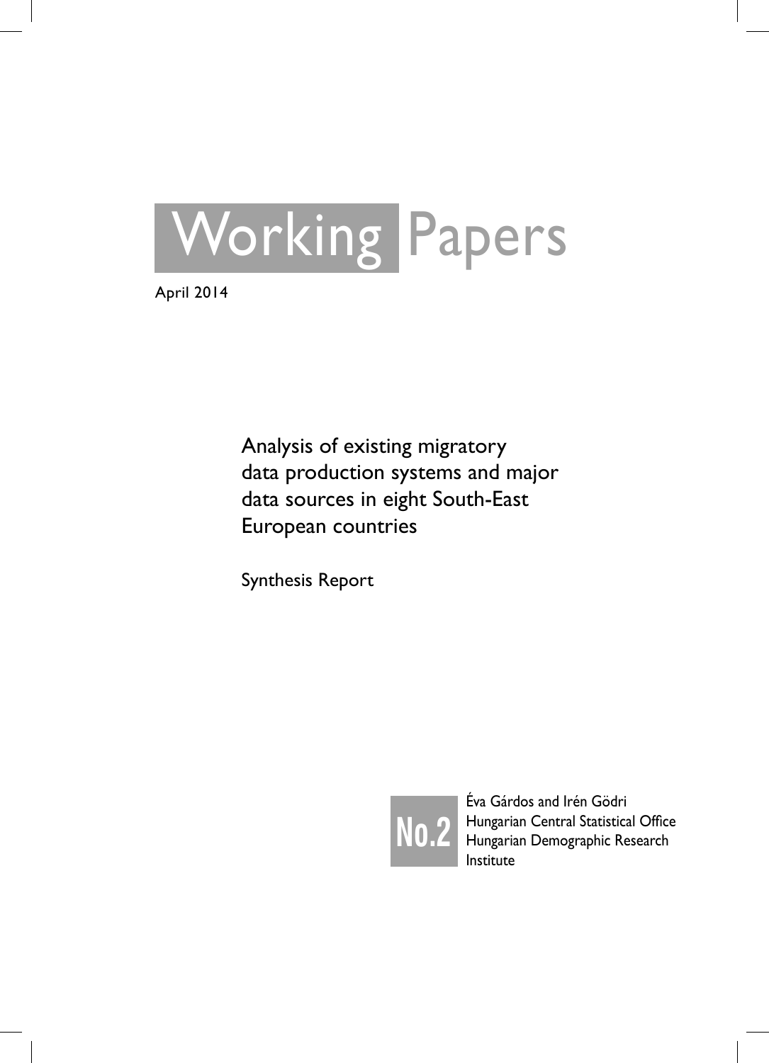# Working Papers

April 2014

## Analysis of existing migratory data production systems and major data sources in eight South-East European countries

Synthesis Report

No.2

Éva Gárdos and Irén Gödri
Hungarian Central Statistical Office
Hungarian Demographic Research Institute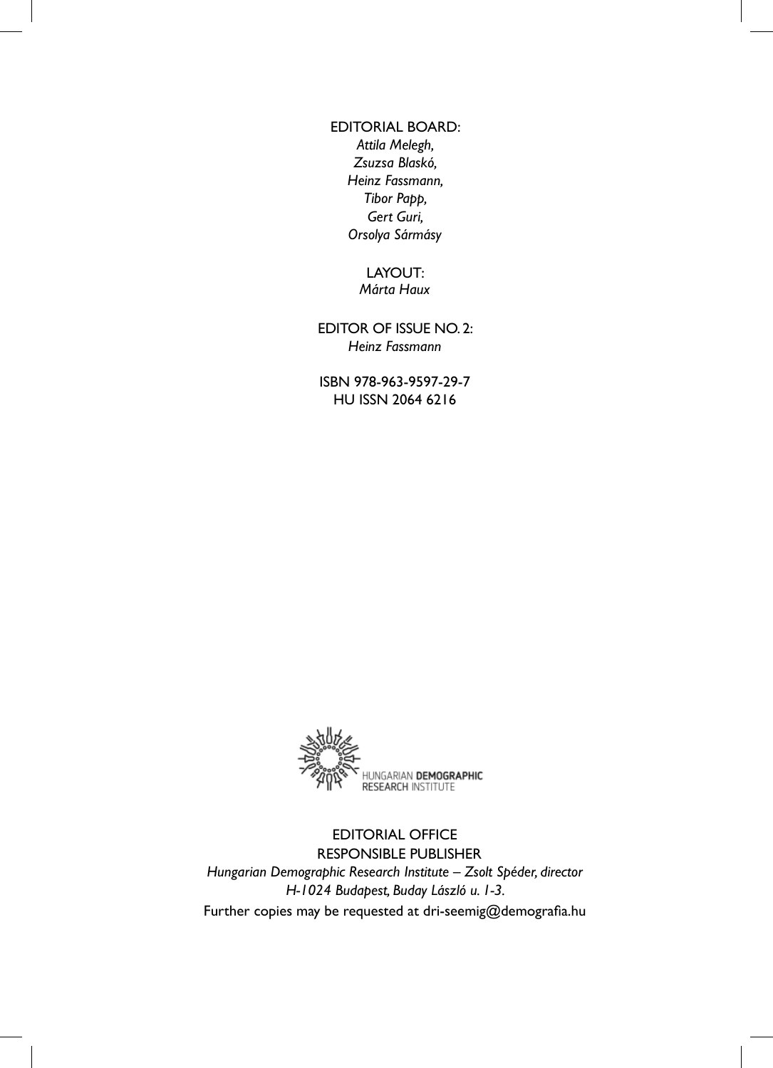EDITORIAL BOARD:
*Attila Melegh,*
*Zsuzsa Blaskó,*
*Heinz Fassmann,*
*Tibor Papp,*
*Gert Guri,*
*Orsolya Sármásy*

LAYOUT:
*Márta Haux*

EDITOR OF ISSUE NO. 2:
*Heinz Fassmann*

ISBN 978-963-9597-29-7
HU ISSN 2064 6216

HUNGARIAN **DEMOGRAPHIC** RESEARCH INSTITUTE

EDITORIAL OFFICE
RESPONSIBLE PUBLISHER
*Hungarian Demographic Research Institute – Zsolt Spéder, director*
*H-1024 Budapest, Buday László u. 1-3.*
Further copies may be requested at dri-seemig@demografia.hu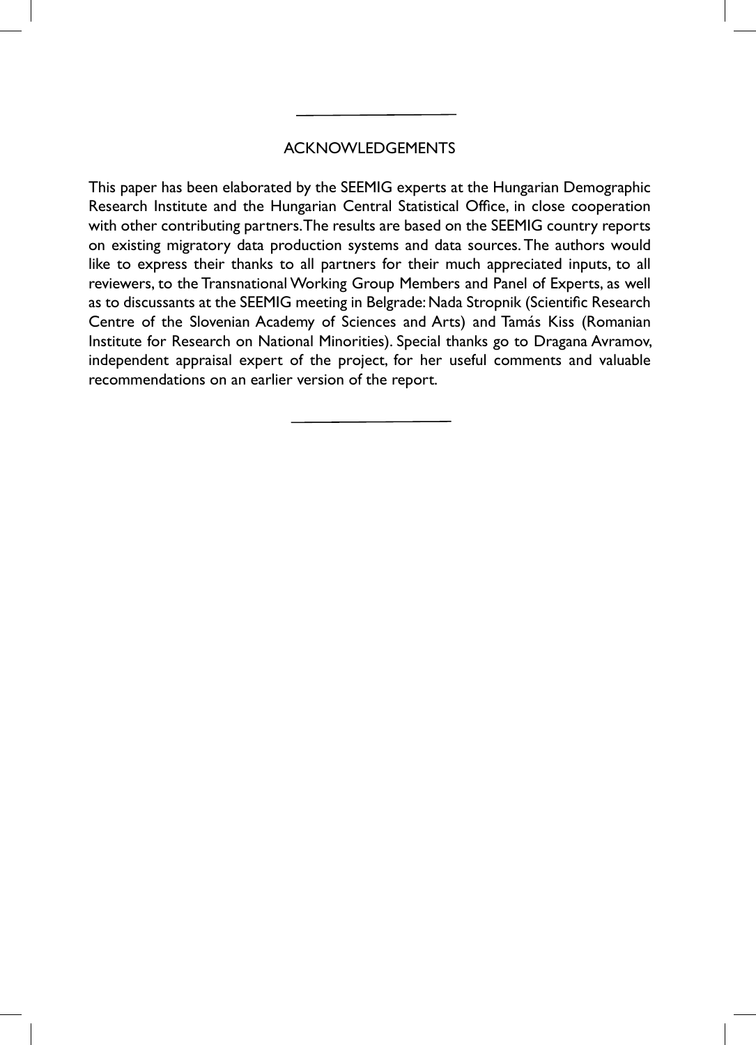## ACKNOWLEDGEMENTS

This paper has been elaborated by the SEEMIG experts at the Hungarian Demographic Research Institute and the Hungarian Central Statistical Office, in close cooperation with other contributing partners. The results are based on the SEEMIG country reports on existing migratory data production systems and data sources. The authors would like to express their thanks to all partners for their much appreciated inputs, to all reviewers, to the Transnational Working Group Members and Panel of Experts, as well as to discussants at the SEEMIG meeting in Belgrade: Nada Stropnik (Scientific Research Centre of the Slovenian Academy of Sciences and Arts) and Tamás Kiss (Romanian Institute for Research on National Minorities). Special thanks go to Dragana Avramov, independent appraisal expert of the project, for her useful comments and valuable recommendations on an earlier version of the report.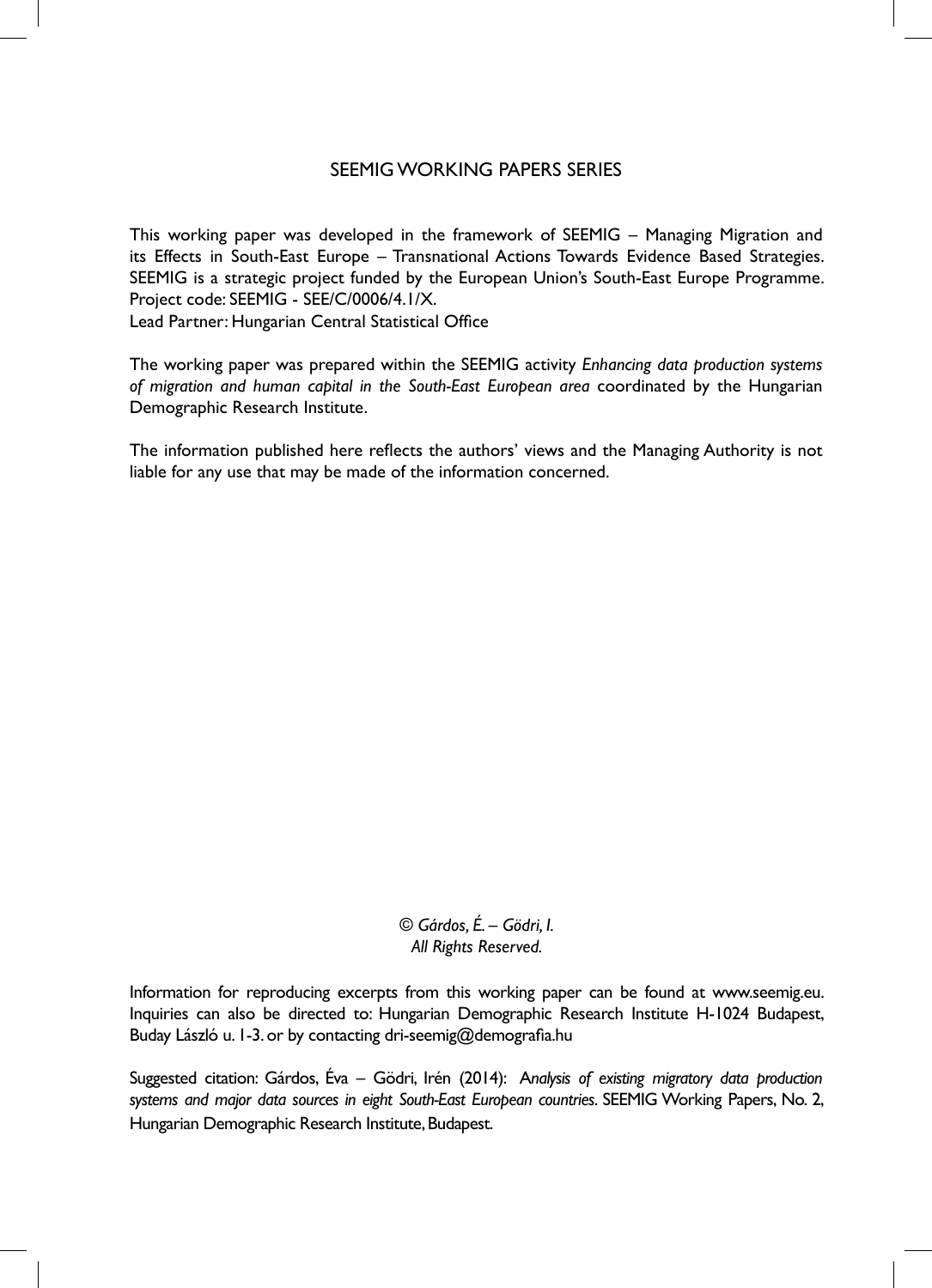SEEMIG WORKING PAPERS SERIES

This working paper was developed in the framework of SEEMIG – Managing Migration and its Effects in South-East Europe – Transnational Actions Towards Evidence Based Strategies. SEEMIG is a strategic project funded by the European Union's South-East Europe Programme. Project code: SEEMIG - SEE/C/0006/4.1/X.
Lead Partner: Hungarian Central Statistical Office

The working paper was prepared within the SEEMIG activity *Enhancing data production systems of migration and human capital in the South-East European area* coordinated by the Hungarian Demographic Research Institute.

The information published here reflects the authors' views and the Managing Authority is not liable for any use that may be made of the information concerned.

*© Gárdos, É. – Gödri, I.*
*All Rights Reserved.*

Information for reproducing excerpts from this working paper can be found at www.seemig.eu. Inquiries can also be directed to: Hungarian Demographic Research Institute H-1024 Budapest, Buday László u. 1-3. or by contacting dri-seemig@demografia.hu

Suggested citation: Gárdos, Éva – Gödri, Irén (2014): *Analysis of existing migratory data production systems and major data sources in eight South-East European countries*. SEEMIG Working Papers, No. 2, Hungarian Demographic Research Institute, Budapest.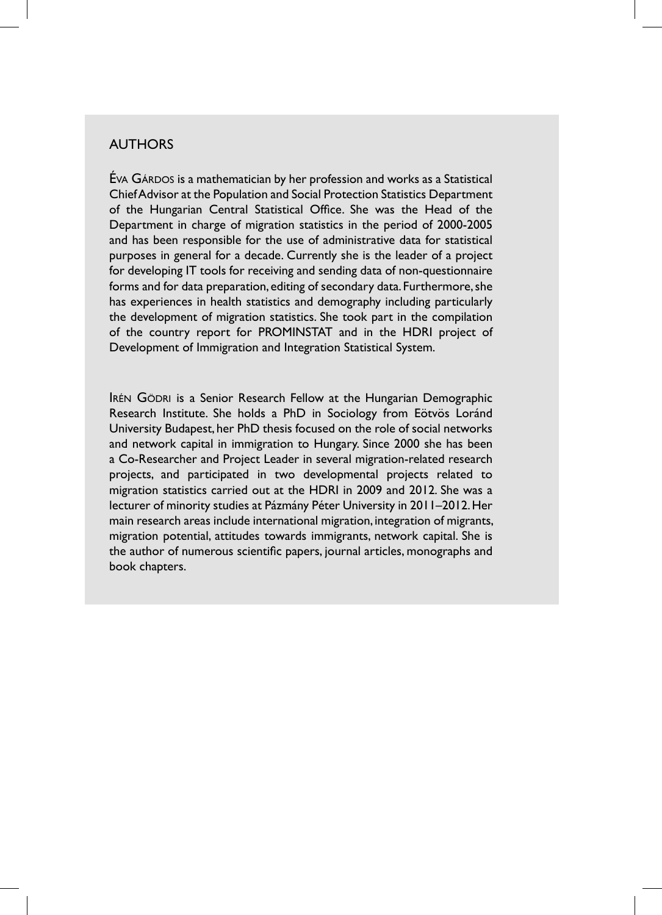## AUTHORS

ÉVA GÁRDOS is a mathematician by her profession and works as a Statistical Chief Advisor at the Population and Social Protection Statistics Department of the Hungarian Central Statistical Office. She was the Head of the Department in charge of migration statistics in the period of 2000-2005 and has been responsible for the use of administrative data for statistical purposes in general for a decade. Currently she is the leader of a project for developing IT tools for receiving and sending data of non-questionnaire forms and for data preparation, editing of secondary data. Furthermore, she has experiences in health statistics and demography including particularly the development of migration statistics. She took part in the compilation of the country report for PROMINSTAT and in the HDRI project of Development of Immigration and Integration Statistical System.

IRÉN GÖDRI is a Senior Research Fellow at the Hungarian Demographic Research Institute. She holds a PhD in Sociology from Eötvös Loránd University Budapest, her PhD thesis focused on the role of social networks and network capital in immigration to Hungary. Since 2000 she has been a Co-Researcher and Project Leader in several migration-related research projects, and participated in two developmental projects related to migration statistics carried out at the HDRI in 2009 and 2012. She was a lecturer of minority studies at Pázmány Péter University in 2011–2012. Her main research areas include international migration, integration of migrants, migration potential, attitudes towards immigrants, network capital. She is the author of numerous scientific papers, journal articles, monographs and book chapters.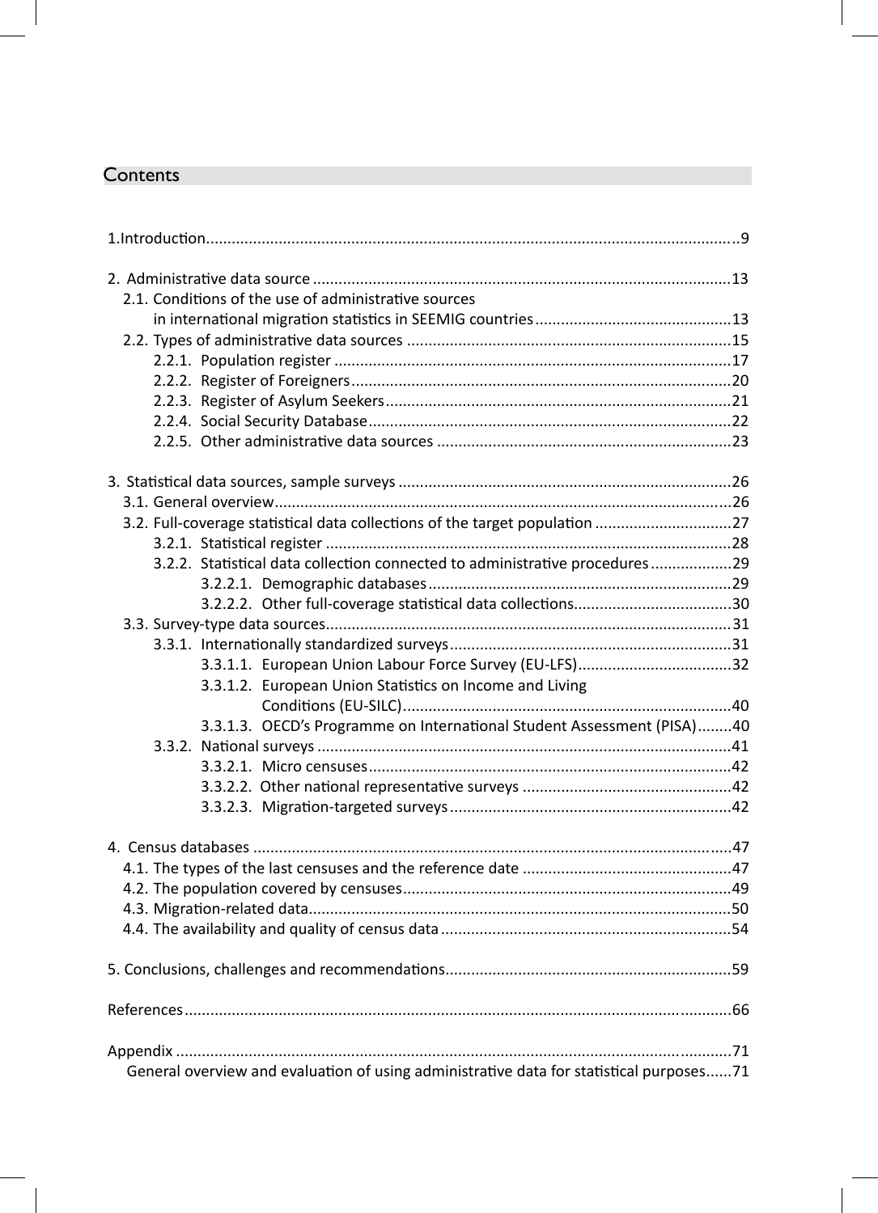# Contents

1.Introduction..........................................................................................................................9

2. Administrative data source .................................................................................................13
   2.1. Conditions of the use of administrative sources in international migration statistics in SEEMIG countries.............................................13
   2.2. Types of administrative data sources ...........................................................................15
      2.2.1. Population register ............................................................................................17
      2.2.2. Register of Foreigners........................................................................................20
      2.2.3. Register of Asylum Seekers................................................................................21
      2.2.4. Social Security Database....................................................................................22
      2.2.5. Other administrative data sources ....................................................................23

3. Statistical data sources, sample surveys .............................................................................26
   3.1. General overview..........................................................................................................26
   3.2. Full-coverage statistical data collections of the target population ...............................27
      3.2.1. Statistical register ..............................................................................................28
      3.2.2. Statistical data collection connected to administrative procedures...................29
         3.2.2.1. Demographic databases ......................................................................29
         3.2.2.2. Other full-coverage statistical data collections.....................................30
   3.3. Survey-type data sources.............................................................................................31
      3.3.1. Internationally standardized surveys.................................................................31
         3.3.1.1. European Union Labour Force Survey (EU-LFS)...................................32
         3.3.1.2. European Union Statistics on Income and Living Conditions (EU-SILC)............................................................................40
         3.3.1.3. OECD's Programme on International Student Assessment (PISA)........40
      3.3.2. National surveys ................................................................................................41
         3.3.2.1. Micro censuses....................................................................................42
         3.3.2.2. Other national representative surveys ................................................42
         3.3.2.3. Migration-targeted surveys.................................................................42

4. Census databases ..............................................................................................................47
   4.1. The types of the last censuses and the reference date ................................................47
   4.2. The population covered by censuses............................................................................49
   4.3. Migration-related data.................................................................................................50
   4.4. The availability and quality of census data ..................................................................54

5. Conclusions, challenges and recommendations..................................................................59

References..............................................................................................................................66

Appendix ................................................................................................................................71
   General overview and evaluation of using administrative data for statistical purposes......71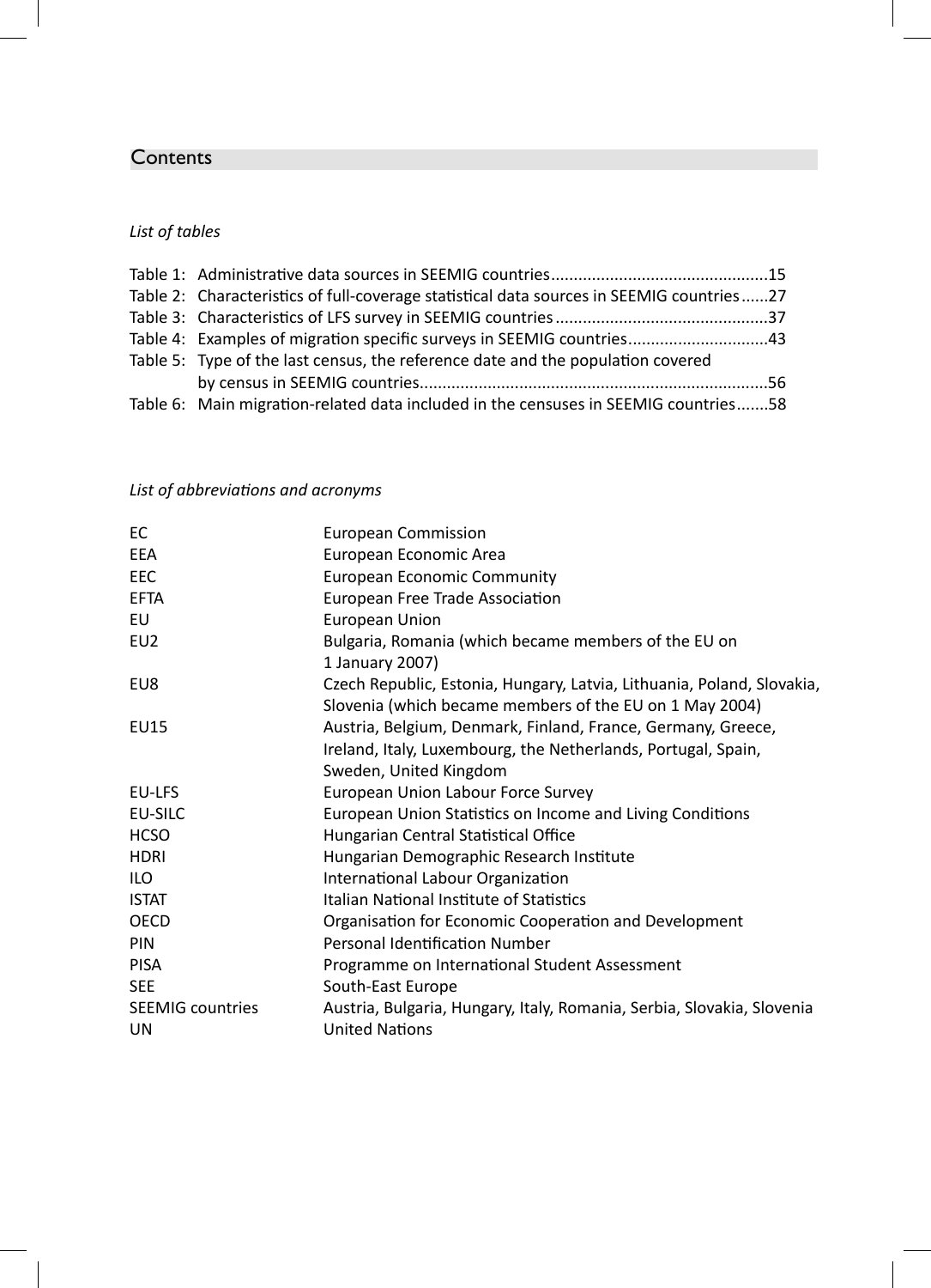# Contents

*List of tables*

Table 1: Administrative data sources in SEEMIG countries...............................................15
Table 2: Characteristics of full-coverage statistical data sources in SEEMIG countries......27
Table 3: Characteristics of LFS survey in SEEMIG countries..............................................37
Table 4: Examples of migration specific surveys in SEEMIG countries..............................43
Table 5: Type of the last census, the reference date and the population covered by census in SEEMIG countries...........................................................................56
Table 6: Main migration-related data included in the censuses in SEEMIG countries.......58

*List of abbreviations and acronyms*

| | |
|---|---|
| EC | European Commission |
| EEA | European Economic Area |
| EEC | European Economic Community |
| EFTA | European Free Trade Association |
| EU | European Union |
| EU2 | Bulgaria, Romania (which became members of the EU on 1 January 2007) |
| EU8 | Czech Republic, Estonia, Hungary, Latvia, Lithuania, Poland, Slovakia, Slovenia (which became members of the EU on 1 May 2004) |
| EU15 | Austria, Belgium, Denmark, Finland, France, Germany, Greece, Ireland, Italy, Luxembourg, the Netherlands, Portugal, Spain, Sweden, United Kingdom |
| EU-LFS | European Union Labour Force Survey |
| EU-SILC | European Union Statistics on Income and Living Conditions |
| HCSO | Hungarian Central Statistical Office |
| HDRI | Hungarian Demographic Research Institute |
| ILO | International Labour Organization |
| ISTAT | Italian National Institute of Statistics |
| OECD | Organisation for Economic Cooperation and Development |
| PIN | Personal Identification Number |
| PISA | Programme on International Student Assessment |
| SEE | South-East Europe |
| SEEMIG countries | Austria, Bulgaria, Hungary, Italy, Romania, Serbia, Slovakia, Slovenia |
| UN | United Nations |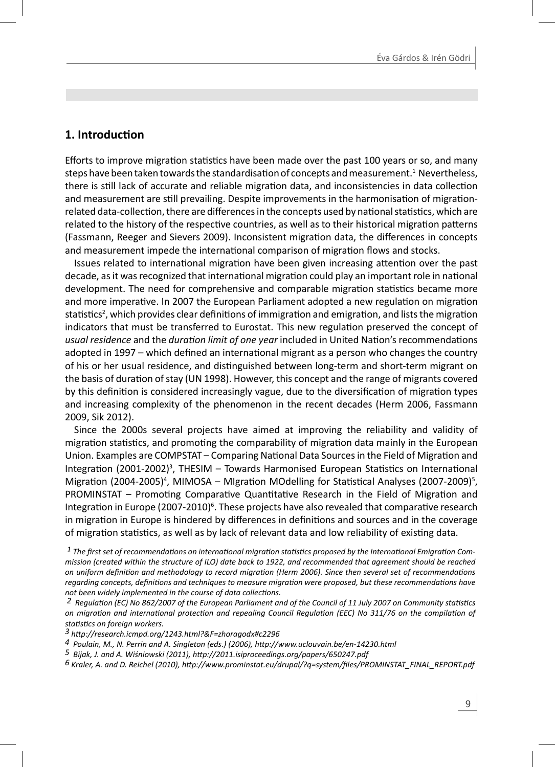## 1. Introduction

Efforts to improve migration statistics have been made over the past 100 years or so, and many steps have been taken towards the standardisation of concepts and measurement.[1] Nevertheless, there is still lack of accurate and reliable migration data, and inconsistencies in data collection and measurement are still prevailing. Despite improvements in the harmonisation of migration-related data-collection, there are differences in the concepts used by national statistics, which are related to the history of the respective countries, as well as to their historical migration patterns (Fassmann, Reeger and Sievers 2009). Inconsistent migration data, the differences in concepts and measurement impede the international comparison of migration flows and stocks.

Issues related to international migration have been given increasing attention over the past decade, as it was recognized that international migration could play an important role in national development. The need for comprehensive and comparable migration statistics became more and more imperative. In 2007 the European Parliament adopted a new regulation on migration statistics[2], which provides clear definitions of immigration and emigration, and lists the migration indicators that must be transferred to Eurostat. This new regulation preserved the concept of *usual residence* and the *duration limit of one year* included in United Nation's recommendations adopted in 1997 – which defined an international migrant as a person who changes the country of his or her usual residence, and distinguished between long-term and short-term migrant on the basis of duration of stay (UN 1998). However, this concept and the range of migrants covered by this definition is considered increasingly vague, due to the diversification of migration types and increasing complexity of the phenomenon in the recent decades (Herm 2006, Fassmann 2009, Sik 2012).

Since the 2000s several projects have aimed at improving the reliability and validity of migration statistics, and promoting the comparability of migration data mainly in the European Union. Examples are COMPSTAT – Comparing National Data Sources in the Field of Migration and Integration (2001-2002)[3], THESIM – Towards Harmonised European Statistics on International Migration (2004-2005)[4], MIMOSA – MIgration MOdelling for Statistical Analyses (2007-2009)[5], PROMINSTAT – Promoting Comparative Quantitative Research in the Field of Migration and Integration in Europe (2007-2010)[6]. These projects have also revealed that comparative research in migration in Europe is hindered by differences in definitions and sources and in the coverage of migration statistics, as well as by lack of relevant data and low reliability of existing data.

---

[1] *The first set of recommendations on international migration statistics proposed by the International Emigration Commission (created within the structure of ILO) date back to 1922, and recommended that agreement should be reached on uniform definition and methodology to record migration (Herm 2006). Since then several set of recommendations regarding concepts, definitions and techniques to measure migration were proposed, but these recommendations have not been widely implemented in the course of data collections.*

[2] *Regulation (EC) No 862/2007 of the European Parliament and of the Council of 11 July 2007 on Community statistics on migration and international protection and repealing Council Regulation (EEC) No 311/76 on the compilation of statistics on foreign workers.*

[3] *http://research.icmpd.org/1243.html?&F=zhoragodx#c2296*

[4] *Poulain, M., N. Perrin and A. Singleton (eds.) (2006), http://www.uclouvain.be/en-14230.html*

[5] *Bijak, J. and A. Wiśniowski (2011), http://2011.isiproceedings.org/papers/650247.pdf*

[6] *Kraler, A. and D. Reichel (2010), http://www.prominstat.eu/drupal/?q=system/files/PROMINSTAT_FINAL_REPORT.pdf*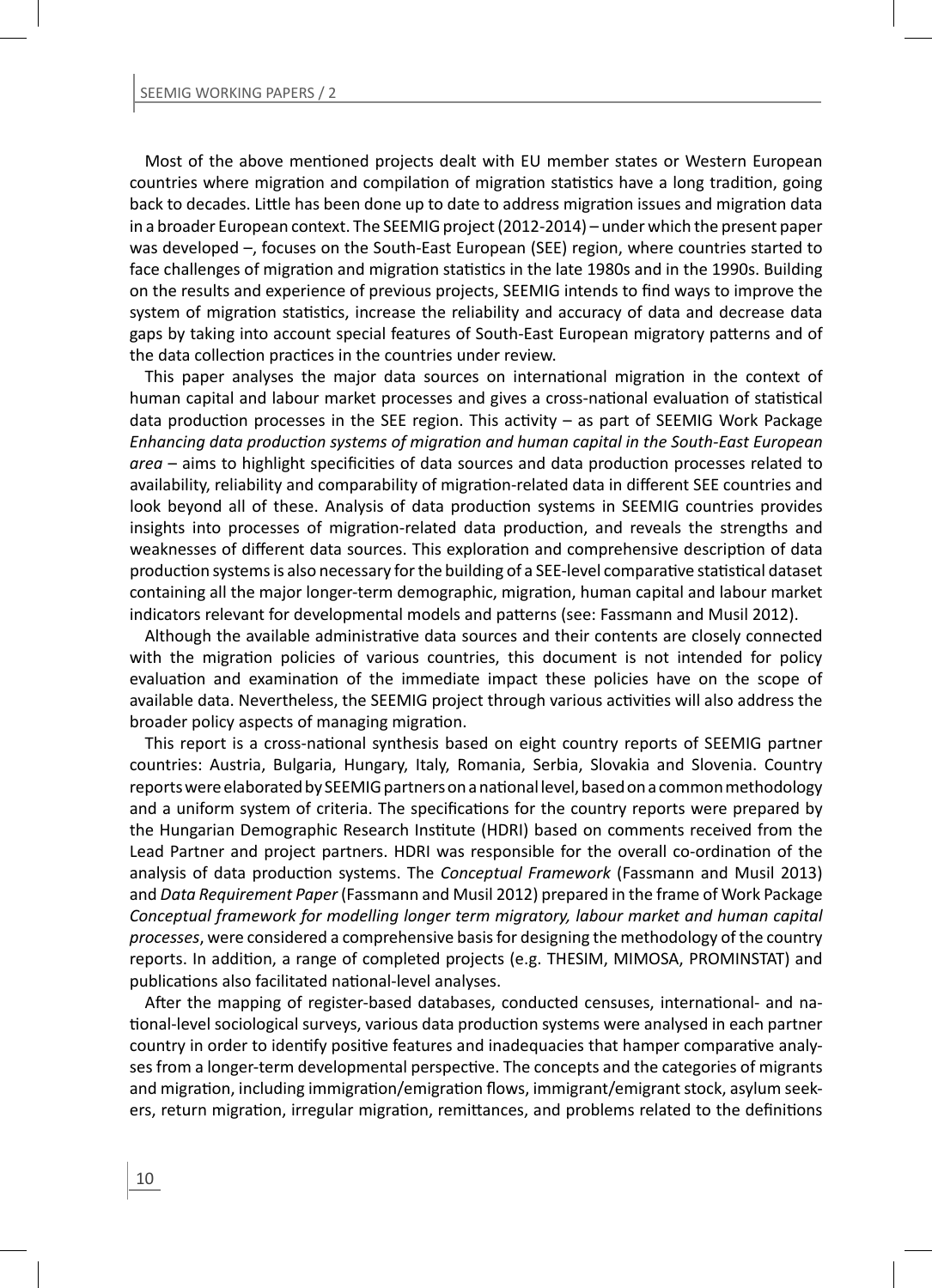Most of the above mentioned projects dealt with EU member states or Western European countries where migration and compilation of migration statistics have a long tradition, going back to decades. Little has been done up to date to address migration issues and migration data in a broader European context. The SEEMIG project (2012-2014) – under which the present paper was developed –, focuses on the South-East European (SEE) region, where countries started to face challenges of migration and migration statistics in the late 1980s and in the 1990s. Building on the results and experience of previous projects, SEEMIG intends to find ways to improve the system of migration statistics, increase the reliability and accuracy of data and decrease data gaps by taking into account special features of South-East European migratory patterns and of the data collection practices in the countries under review.

This paper analyses the major data sources on international migration in the context of human capital and labour market processes and gives a cross-national evaluation of statistical data production processes in the SEE region. This activity – as part of SEEMIG Work Package *Enhancing data production systems of migration and human capital in the South-East European area* – aims to highlight specificities of data sources and data production processes related to availability, reliability and comparability of migration-related data in different SEE countries and look beyond all of these. Analysis of data production systems in SEEMIG countries provides insights into processes of migration-related data production, and reveals the strengths and weaknesses of different data sources. This exploration and comprehensive description of data production systems is also necessary for the building of a SEE-level comparative statistical dataset containing all the major longer-term demographic, migration, human capital and labour market indicators relevant for developmental models and patterns (see: Fassmann and Musil 2012).

Although the available administrative data sources and their contents are closely connected with the migration policies of various countries, this document is not intended for policy evaluation and examination of the immediate impact these policies have on the scope of available data. Nevertheless, the SEEMIG project through various activities will also address the broader policy aspects of managing migration.

This report is a cross-national synthesis based on eight country reports of SEEMIG partner countries: Austria, Bulgaria, Hungary, Italy, Romania, Serbia, Slovakia and Slovenia. Country reports were elaborated by SEEMIG partners on a national level, based on a common methodology and a uniform system of criteria. The specifications for the country reports were prepared by the Hungarian Demographic Research Institute (HDRI) based on comments received from the Lead Partner and project partners. HDRI was responsible for the overall co-ordination of the analysis of data production systems. The *Conceptual Framework* (Fassmann and Musil 2013) and *Data Requirement Paper* (Fassmann and Musil 2012) prepared in the frame of Work Package *Conceptual framework for modelling longer term migratory, labour market and human capital processes*, were considered a comprehensive basis for designing the methodology of the country reports. In addition, a range of completed projects (e.g. THESIM, MIMOSA, PROMINSTAT) and publications also facilitated national-level analyses.

After the mapping of register-based databases, conducted censuses, international- and national-level sociological surveys, various data production systems were analysed in each partner country in order to identify positive features and inadequacies that hamper comparative analyses from a longer-term developmental perspective. The concepts and the categories of migrants and migration, including immigration/emigration flows, immigrant/emigrant stock, asylum seekers, return migration, irregular migration, remittances, and problems related to the definitions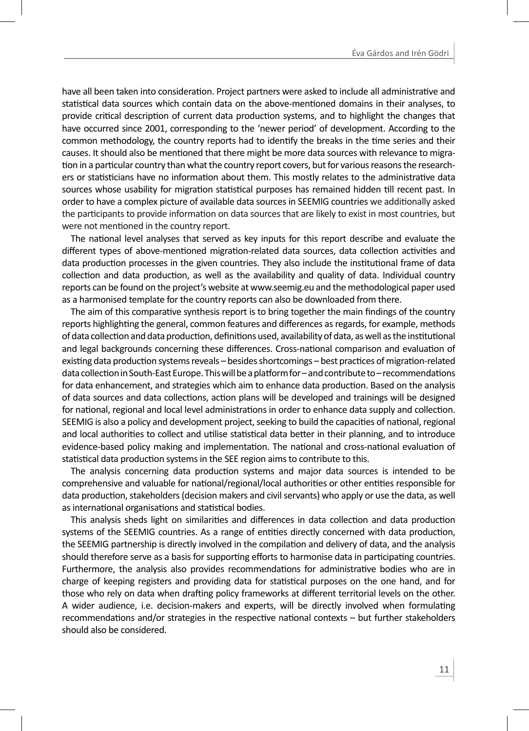have all been taken into consideration. Project partners were asked to include all administrative and statistical data sources which contain data on the above-mentioned domains in their analyses, to provide critical description of current data production systems, and to highlight the changes that have occurred since 2001, corresponding to the 'newer period' of development. According to the common methodology, the country reports had to identify the breaks in the time series and their causes. It should also be mentioned that there might be more data sources with relevance to migration in a particular country than what the country report covers, but for various reasons the researchers or statisticians have no information about them. This mostly relates to the administrative data sources whose usability for migration statistical purposes has remained hidden till recent past. In order to have a complex picture of available data sources in SEEMIG countries we additionally asked the participants to provide information on data sources that are likely to exist in most countries, but were not mentioned in the country report.

The national level analyses that served as key inputs for this report describe and evaluate the different types of above-mentioned migration-related data sources, data collection activities and data production processes in the given countries. They also include the institutional frame of data collection and data production, as well as the availability and quality of data. Individual country reports can be found on the project's website at www.seemig.eu and the methodological paper used as a harmonised template for the country reports can also be downloaded from there.

The aim of this comparative synthesis report is to bring together the main findings of the country reports highlighting the general, common features and differences as regards, for example, methods of data collection and data production, definitions used, availability of data, as well as the institutional and legal backgrounds concerning these differences. Cross-national comparison and evaluation of existing data production systems reveals – besides shortcomings – best practices of migration-related data collection in South-East Europe. This will be a platform for – and contribute to – recommendations for data enhancement, and strategies which aim to enhance data production. Based on the analysis of data sources and data collections, action plans will be developed and trainings will be designed for national, regional and local level administrations in order to enhance data supply and collection. SEEMIG is also a policy and development project, seeking to build the capacities of national, regional and local authorities to collect and utilise statistical data better in their planning, and to introduce evidence-based policy making and implementation. The national and cross-national evaluation of statistical data production systems in the SEE region aims to contribute to this.

The analysis concerning data production systems and major data sources is intended to be comprehensive and valuable for national/regional/local authorities or other entities responsible for data production, stakeholders (decision makers and civil servants) who apply or use the data, as well as international organisations and statistical bodies.

This analysis sheds light on similarities and differences in data collection and data production systems of the SEEMIG countries. As a range of entities directly concerned with data production, the SEEMIG partnership is directly involved in the compilation and delivery of data, and the analysis should therefore serve as a basis for supporting efforts to harmonise data in participating countries. Furthermore, the analysis also provides recommendations for administrative bodies who are in charge of keeping registers and providing data for statistical purposes on the one hand, and for those who rely on data when drafting policy frameworks at different territorial levels on the other. A wider audience, i.e. decision-makers and experts, will be directly involved when formulating recommendations and/or strategies in the respective national contexts – but further stakeholders should also be considered.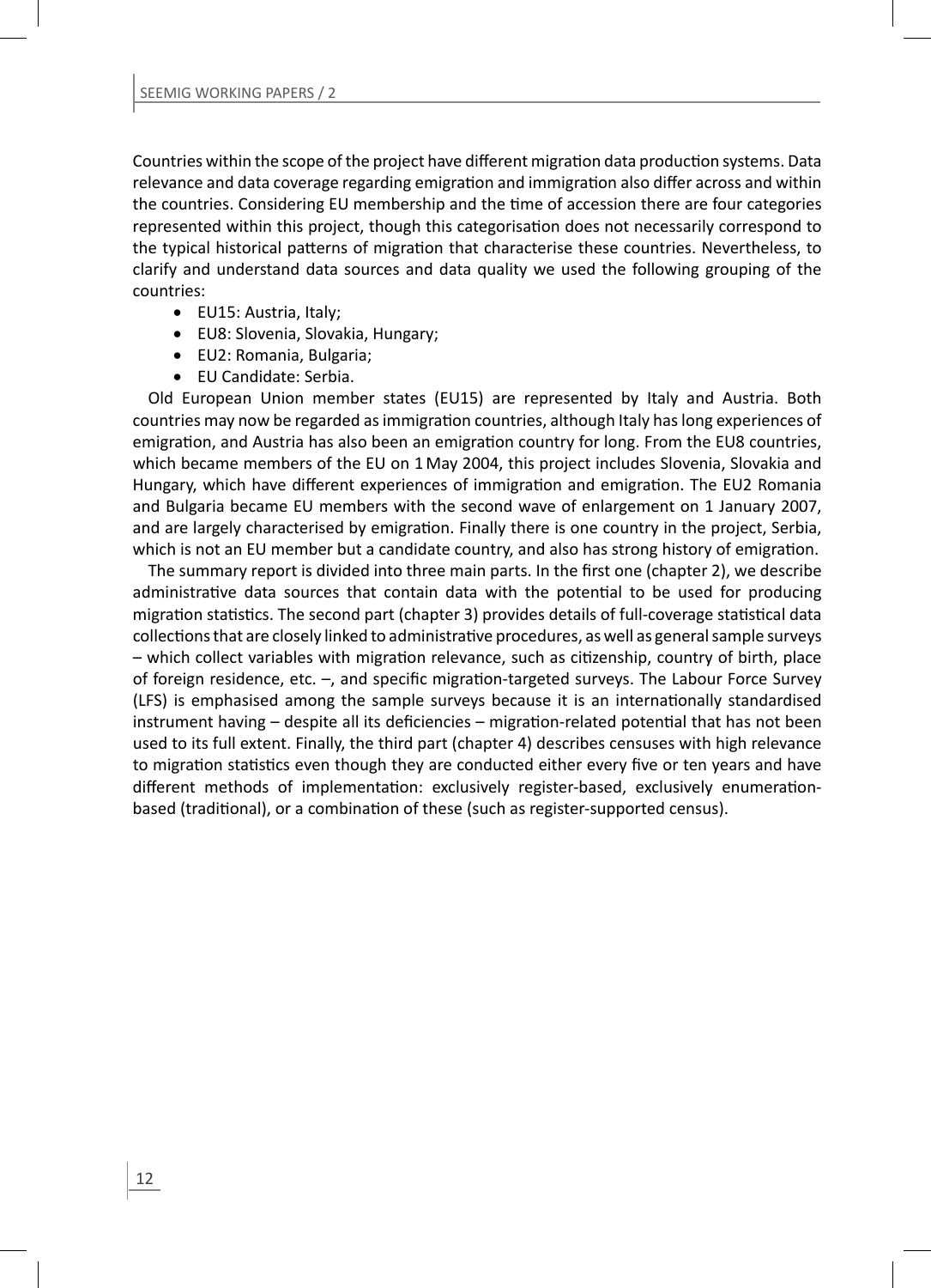Countries within the scope of the project have different migration data production systems. Data relevance and data coverage regarding emigration and immigration also differ across and within the countries. Considering EU membership and the time of accession there are four categories represented within this project, though this categorisation does not necessarily correspond to the typical historical patterns of migration that characterise these countries. Nevertheless, to clarify and understand data sources and data quality we used the following grouping of the countries:

- EU15: Austria, Italy;
- EU8: Slovenia, Slovakia, Hungary;
- EU2: Romania, Bulgaria;
- EU Candidate: Serbia.

Old European Union member states (EU15) are represented by Italy and Austria. Both countries may now be regarded as immigration countries, although Italy has long experiences of emigration, and Austria has also been an emigration country for long. From the EU8 countries, which became members of the EU on 1 May 2004, this project includes Slovenia, Slovakia and Hungary, which have different experiences of immigration and emigration. The EU2 Romania and Bulgaria became EU members with the second wave of enlargement on 1 January 2007, and are largely characterised by emigration. Finally there is one country in the project, Serbia, which is not an EU member but a candidate country, and also has strong history of emigration.

The summary report is divided into three main parts. In the first one (chapter 2), we describe administrative data sources that contain data with the potential to be used for producing migration statistics. The second part (chapter 3) provides details of full-coverage statistical data collections that are closely linked to administrative procedures, as well as general sample surveys – which collect variables with migration relevance, such as citizenship, country of birth, place of foreign residence, etc. –, and specific migration-targeted surveys. The Labour Force Survey (LFS) is emphasised among the sample surveys because it is an internationally standardised instrument having – despite all its deficiencies – migration-related potential that has not been used to its full extent. Finally, the third part (chapter 4) describes censuses with high relevance to migration statistics even though they are conducted either every five or ten years and have different methods of implementation: exclusively register-based, exclusively enumeration-based (traditional), or a combination of these (such as register-supported census).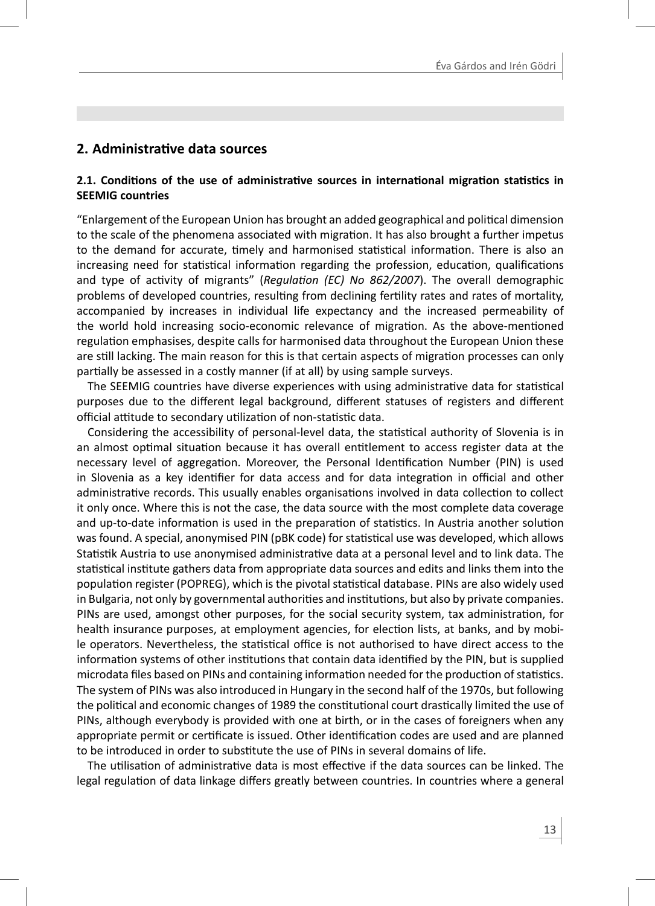## 2. Administrative data sources

### 2.1. Conditions of the use of administrative sources in international migration statistics in SEEMIG countries

"Enlargement of the European Union has brought an added geographical and political dimension to the scale of the phenomena associated with migration. It has also brought a further impetus to the demand for accurate, timely and harmonised statistical information. There is also an increasing need for statistical information regarding the profession, education, qualifications and type of activity of migrants" (*Regulation (EC) No 862/2007*). The overall demographic problems of developed countries, resulting from declining fertility rates and rates of mortality, accompanied by increases in individual life expectancy and the increased permeability of the world hold increasing socio-economic relevance of migration. As the above-mentioned regulation emphasises, despite calls for harmonised data throughout the European Union these are still lacking. The main reason for this is that certain aspects of migration processes can only partially be assessed in a costly manner (if at all) by using sample surveys.

The SEEMIG countries have diverse experiences with using administrative data for statistical purposes due to the different legal background, different statuses of registers and different official attitude to secondary utilization of non-statistic data.

Considering the accessibility of personal-level data, the statistical authority of Slovenia is in an almost optimal situation because it has overall entitlement to access register data at the necessary level of aggregation. Moreover, the Personal Identification Number (PIN) is used in Slovenia as a key identifier for data access and for data integration in official and other administrative records. This usually enables organisations involved in data collection to collect it only once. Where this is not the case, the data source with the most complete data coverage and up-to-date information is used in the preparation of statistics. In Austria another solution was found. A special, anonymised PIN (pBK code) for statistical use was developed, which allows Statistik Austria to use anonymised administrative data at a personal level and to link data. The statistical institute gathers data from appropriate data sources and edits and links them into the population register (POPREG), which is the pivotal statistical database. PINs are also widely used in Bulgaria, not only by governmental authorities and institutions, but also by private companies. PINs are used, amongst other purposes, for the social security system, tax administration, for health insurance purposes, at employment agencies, for election lists, at banks, and by mobile operators. Nevertheless, the statistical office is not authorised to have direct access to the information systems of other institutions that contain data identified by the PIN, but is supplied microdata files based on PINs and containing information needed for the production of statistics. The system of PINs was also introduced in Hungary in the second half of the 1970s, but following the political and economic changes of 1989 the constitutional court drastically limited the use of PINs, although everybody is provided with one at birth, or in the cases of foreigners when any appropriate permit or certificate is issued. Other identification codes are used and are planned to be introduced in order to substitute the use of PINs in several domains of life.

The utilisation of administrative data is most effective if the data sources can be linked. The legal regulation of data linkage differs greatly between countries. In countries where a general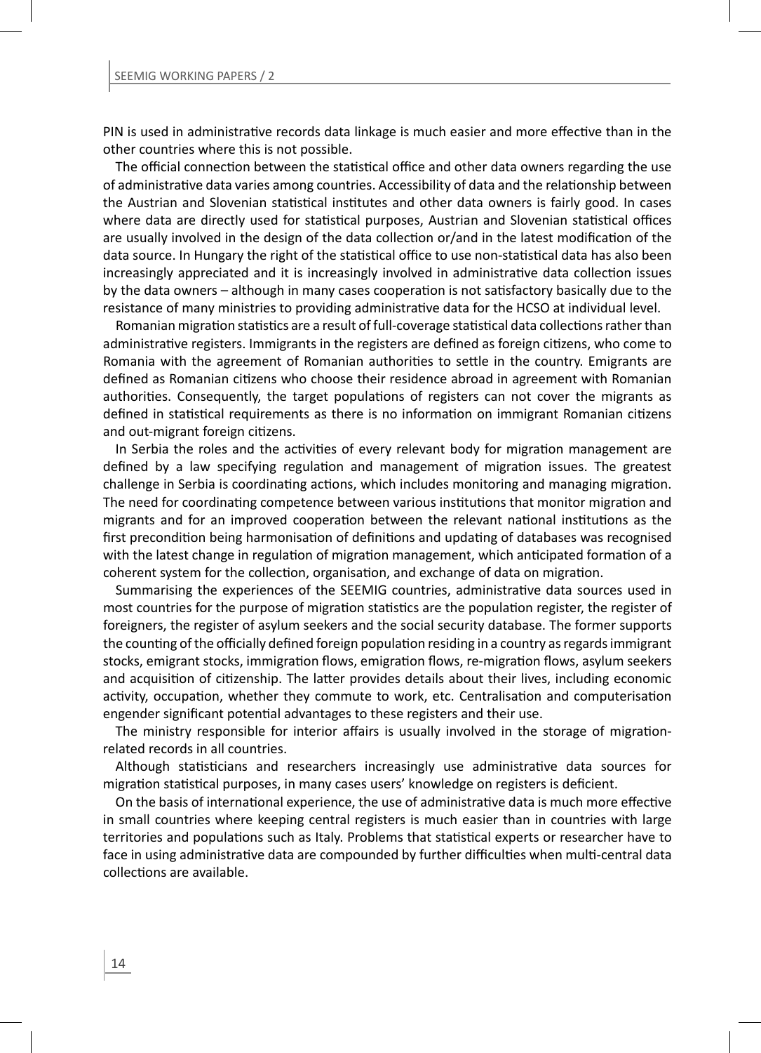PIN is used in administrative records data linkage is much easier and more effective than in the other countries where this is not possible.

The official connection between the statistical office and other data owners regarding the use of administrative data varies among countries. Accessibility of data and the relationship between the Austrian and Slovenian statistical institutes and other data owners is fairly good. In cases where data are directly used for statistical purposes, Austrian and Slovenian statistical offices are usually involved in the design of the data collection or/and in the latest modification of the data source. In Hungary the right of the statistical office to use non-statistical data has also been increasingly appreciated and it is increasingly involved in administrative data collection issues by the data owners – although in many cases cooperation is not satisfactory basically due to the resistance of many ministries to providing administrative data for the HCSO at individual level.

Romanian migration statistics are a result of full-coverage statistical data collections rather than administrative registers. Immigrants in the registers are defined as foreign citizens, who come to Romania with the agreement of Romanian authorities to settle in the country. Emigrants are defined as Romanian citizens who choose their residence abroad in agreement with Romanian authorities. Consequently, the target populations of registers can not cover the migrants as defined in statistical requirements as there is no information on immigrant Romanian citizens and out-migrant foreign citizens.

In Serbia the roles and the activities of every relevant body for migration management are defined by a law specifying regulation and management of migration issues. The greatest challenge in Serbia is coordinating actions, which includes monitoring and managing migration. The need for coordinating competence between various institutions that monitor migration and migrants and for an improved cooperation between the relevant national institutions as the first precondition being harmonisation of definitions and updating of databases was recognised with the latest change in regulation of migration management, which anticipated formation of a coherent system for the collection, organisation, and exchange of data on migration.

Summarising the experiences of the SEEMIG countries, administrative data sources used in most countries for the purpose of migration statistics are the population register, the register of foreigners, the register of asylum seekers and the social security database. The former supports the counting of the officially defined foreign population residing in a country as regards immigrant stocks, emigrant stocks, immigration flows, emigration flows, re-migration flows, asylum seekers and acquisition of citizenship. The latter provides details about their lives, including economic activity, occupation, whether they commute to work, etc. Centralisation and computerisation engender significant potential advantages to these registers and their use.

The ministry responsible for interior affairs is usually involved in the storage of migration-related records in all countries.

Although statisticians and researchers increasingly use administrative data sources for migration statistical purposes, in many cases users' knowledge on registers is deficient.

On the basis of international experience, the use of administrative data is much more effective in small countries where keeping central registers is much easier than in countries with large territories and populations such as Italy. Problems that statistical experts or researcher have to face in using administrative data are compounded by further difficulties when multi-central data collections are available.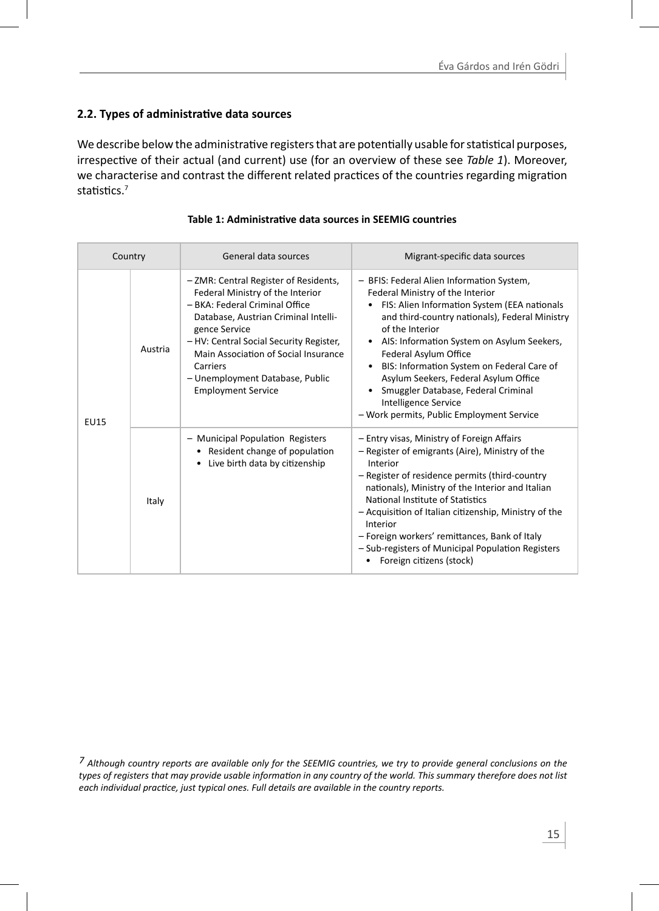## 2.2. Types of administrative data sources

We describe below the administrative registers that are potentially usable for statistical purposes, irrespective of their actual (and current) use (for an overview of these see *Table 1*). Moreover, we characterise and contrast the different related practices of the countries regarding migration statistics.[7]

**Table 1: Administrative data sources in SEEMIG countries**

| Country | | General data sources | Migrant-specific data sources |
|---|---|---|---|
| EU15 | Austria | – ZMR: Central Register of Residents, Federal Ministry of the Interior<br>– BKA: Federal Criminal Office Database, Austrian Criminal Intelligence Service<br>– HV: Central Social Security Register, Main Association of Social Insurance Carriers<br>– Unemployment Database, Public Employment Service | – BFIS: Federal Alien Information System, Federal Ministry of the Interior<br>• FIS: Alien Information System (EEA nationals and third-country nationals), Federal Ministry of the Interior<br>• AIS: Information System on Asylum Seekers, Federal Asylum Office<br>• BIS: Information System on Federal Care of Asylum Seekers, Federal Asylum Office<br>• Smuggler Database, Federal Criminal Intelligence Service<br>– Work permits, Public Employment Service |
| | Italy | – Municipal Population Registers<br>• Resident change of population<br>• Live birth data by citizenship | – Entry visas, Ministry of Foreign Affairs<br>– Register of emigrants (Aire), Ministry of the Interior<br>– Register of residence permits (third-country nationals), Ministry of the Interior and Italian National Institute of Statistics<br>– Acquisition of Italian citizenship, Ministry of the Interior<br>– Foreign workers' remittances, Bank of Italy<br>– Sub-registers of Municipal Population Registers<br>• Foreign citizens (stock) |

[7] *Although country reports are available only for the SEEMIG countries, we try to provide general conclusions on the types of registers that may provide usable information in any country of the world. This summary therefore does not list each individual practice, just typical ones. Full details are available in the country reports.*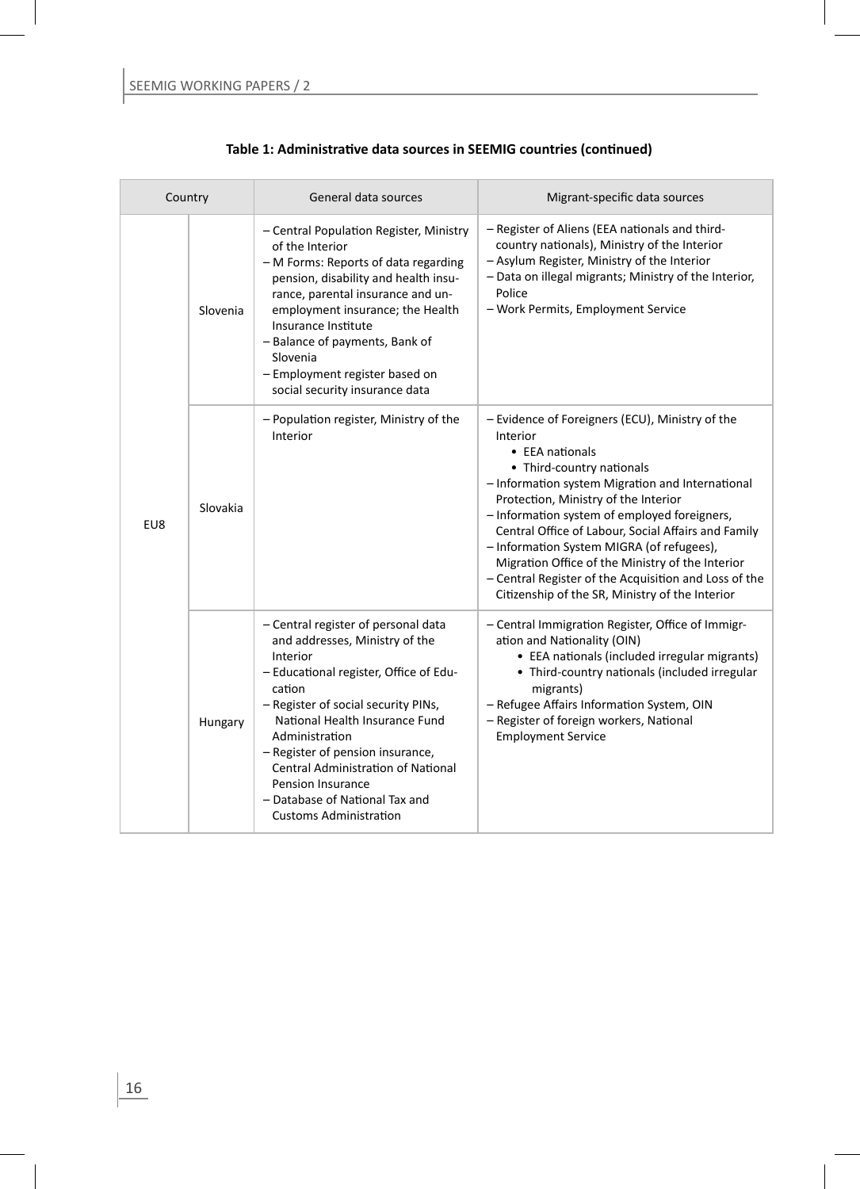**Table 1: Administrative data sources in SEEMIG countries (continued)**

| Country | | General data sources | Migrant-specific data sources |
|---|---|---|---|
| EU8 | Slovenia | – Central Population Register, Ministry of the Interior<br>– M Forms: Reports of data regarding pension, disability and health insurance, parental insurance and unemployment insurance; the Health Insurance Institute<br>– Balance of payments, Bank of Slovenia<br>– Employment register based on social security insurance data | – Register of Aliens (EEA nationals and third-country nationals), Ministry of the Interior<br>– Asylum Register, Ministry of the Interior<br>– Data on illegal migrants; Ministry of the Interior, Police<br>– Work Permits, Employment Service |
| | Slovakia | – Population register, Ministry of the Interior | – Evidence of Foreigners (ECU), Ministry of the Interior<br>• EEA nationals<br>• Third-country nationals<br>– Information system Migration and International Protection, Ministry of the Interior<br>– Information system of employed foreigners, Central Office of Labour, Social Affairs and Family<br>– Information System MIGRA (of refugees), Migration Office of the Ministry of the Interior<br>– Central Register of the Acquisition and Loss of the Citizenship of the SR, Ministry of the Interior |
| | Hungary | – Central register of personal data and addresses, Ministry of the Interior<br>– Educational register, Office of Education<br>– Register of social security PINs, National Health Insurance Fund Administration<br>– Register of pension insurance, Central Administration of National Pension Insurance<br>– Database of National Tax and Customs Administration | – Central Immigration Register, Office of Immigration and Nationality (OIN)<br>• EEA nationals (included irregular migrants)<br>• Third-country nationals (included irregular migrants)<br>– Refugee Affairs Information System, OIN<br>– Register of foreign workers, National Employment Service |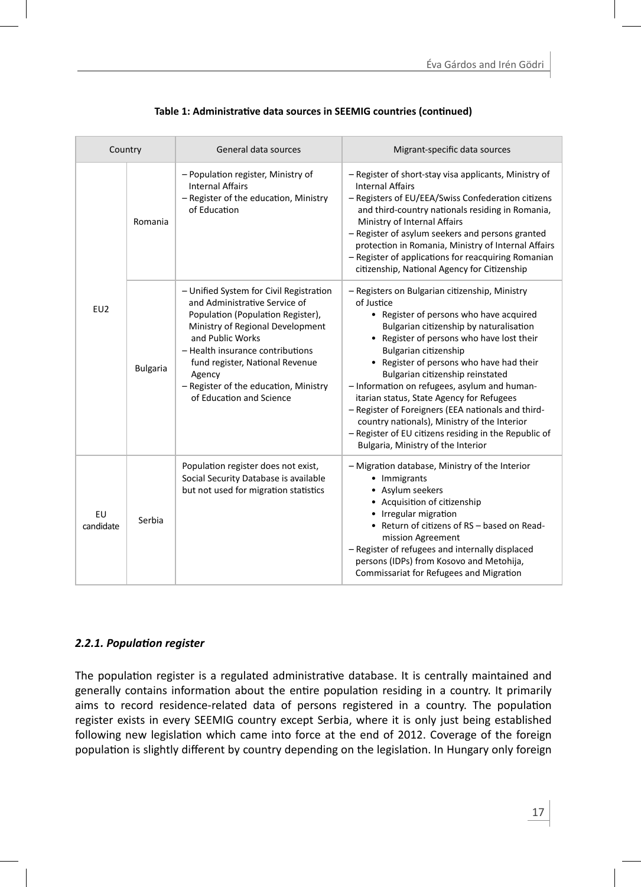**Table 1: Administrative data sources in SEEMIG countries (continued)**

| Country | | General data sources | Migrant-specific data sources |
|---|---|---|---|
| EU2 | Romania | – Population register, Ministry of Internal Affairs<br>– Register of the education, Ministry of Education | – Register of short-stay visa applicants, Ministry of Internal Affairs<br>– Registers of EU/EEA/Swiss Confederation citizens and third-country nationals residing in Romania, Ministry of Internal Affairs<br>– Register of asylum seekers and persons granted protection in Romania, Ministry of Internal Affairs<br>– Register of applications for reacquiring Romanian citizenship, National Agency for Citizenship |
| | Bulgaria | – Unified System for Civil Registration and Administrative Service of Population (Population Register), Ministry of Regional Development and Public Works<br>– Health insurance contributions fund register, National Revenue Agency<br>– Register of the education, Ministry of Education and Science | – Registers on Bulgarian citizenship, Ministry of Justice<br>• Register of persons who have acquired Bulgarian citizenship by naturalisation<br>• Register of persons who have lost their Bulgarian citizenship<br>• Register of persons who have had their Bulgarian citizenship reinstated<br>– Information on refugees, asylum and humanitarian status, State Agency for Refugees<br>– Register of Foreigners (EEA nationals and third-country nationals), Ministry of the Interior<br>– Register of EU citizens residing in the Republic of Bulgaria, Ministry of the Interior |
| EU candidate | Serbia | Population register does not exist, Social Security Database is available but not used for migration statistics | – Migration database, Ministry of the Interior<br>• Immigrants<br>• Asylum seekers<br>• Acquisition of citizenship<br>• Irregular migration<br>• Return of citizens of RS – based on Readmission Agreement<br>– Register of refugees and internally displaced persons (IDPs) from Kosovo and Metohija, Commissariat for Refugees and Migration |

### *2.2.1. Population register*

The population register is a regulated administrative database. It is centrally maintained and generally contains information about the entire population residing in a country. It primarily aims to record residence-related data of persons registered in a country. The population register exists in every SEEMIG country except Serbia, where it is only just being established following new legislation which came into force at the end of 2012. Coverage of the foreign population is slightly different by country depending on the legislation. In Hungary only foreign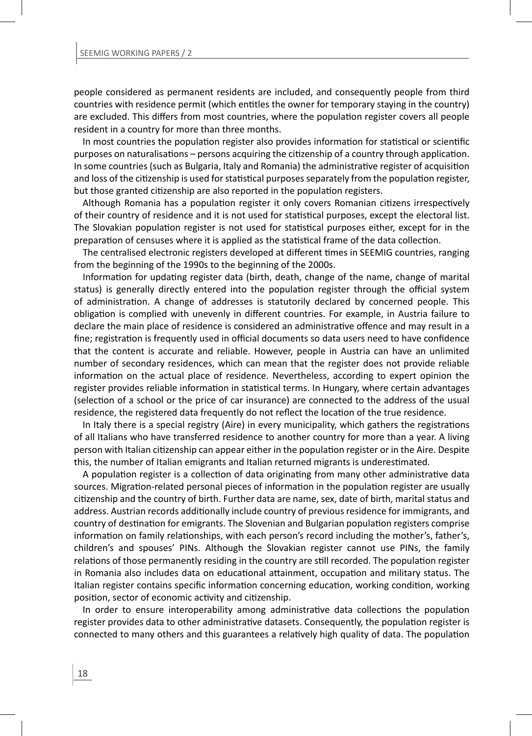people considered as permanent residents are included, and consequently people from third countries with residence permit (which entitles the owner for temporary staying in the country) are excluded. This differs from most countries, where the population register covers all people resident in a country for more than three months.

In most countries the population register also provides information for statistical or scientific purposes on naturalisations – persons acquiring the citizenship of a country through application. In some countries (such as Bulgaria, Italy and Romania) the administrative register of acquisition and loss of the citizenship is used for statistical purposes separately from the population register, but those granted citizenship are also reported in the population registers.

Although Romania has a population register it only covers Romanian citizens irrespectively of their country of residence and it is not used for statistical purposes, except the electoral list. The Slovakian population register is not used for statistical purposes either, except for in the preparation of censuses where it is applied as the statistical frame of the data collection.

The centralised electronic registers developed at different times in SEEMIG countries, ranging from the beginning of the 1990s to the beginning of the 2000s.

Information for updating register data (birth, death, change of the name, change of marital status) is generally directly entered into the population register through the official system of administration. A change of addresses is statutorily declared by concerned people. This obligation is complied with unevenly in different countries. For example, in Austria failure to declare the main place of residence is considered an administrative offence and may result in a fine; registration is frequently used in official documents so data users need to have confidence that the content is accurate and reliable. However, people in Austria can have an unlimited number of secondary residences, which can mean that the register does not provide reliable information on the actual place of residence. Nevertheless, according to expert opinion the register provides reliable information in statistical terms. In Hungary, where certain advantages (selection of a school or the price of car insurance) are connected to the address of the usual residence, the registered data frequently do not reflect the location of the true residence.

In Italy there is a special registry (Aire) in every municipality, which gathers the registrations of all Italians who have transferred residence to another country for more than a year. A living person with Italian citizenship can appear either in the population register or in the Aire. Despite this, the number of Italian emigrants and Italian returned migrants is underestimated.

A population register is a collection of data originating from many other administrative data sources. Migration-related personal pieces of information in the population register are usually citizenship and the country of birth. Further data are name, sex, date of birth, marital status and address. Austrian records additionally include country of previous residence for immigrants, and country of destination for emigrants. The Slovenian and Bulgarian population registers comprise information on family relationships, with each person's record including the mother's, father's, children's and spouses' PINs. Although the Slovakian register cannot use PINs, the family relations of those permanently residing in the country are still recorded. The population register in Romania also includes data on educational attainment, occupation and military status. The Italian register contains specific information concerning education, working condition, working position, sector of economic activity and citizenship.

In order to ensure interoperability among administrative data collections the population register provides data to other administrative datasets. Consequently, the population register is connected to many others and this guarantees a relatively high quality of data. The population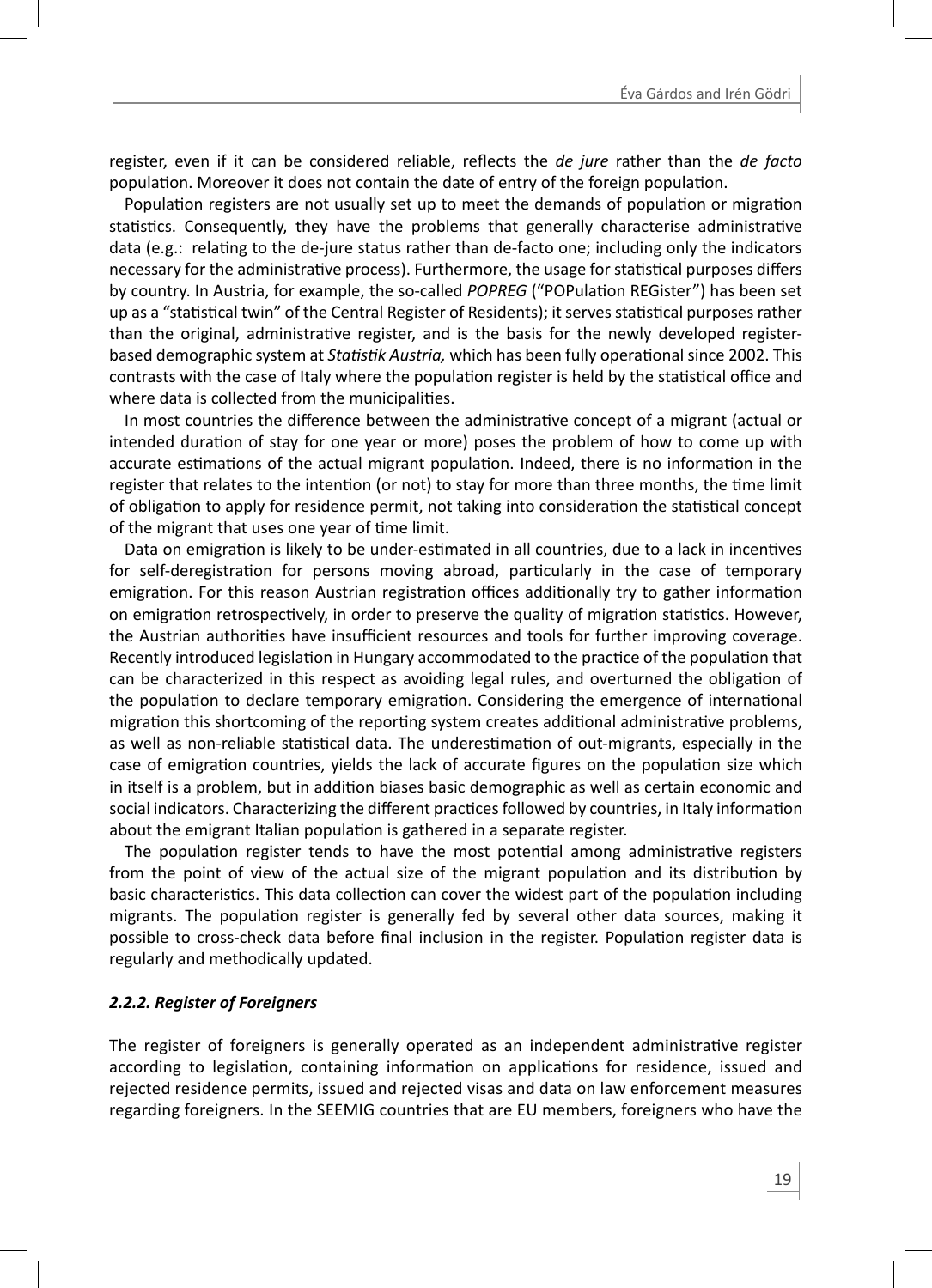register, even if it can be considered reliable, reflects the *de jure* rather than the *de facto* population. Moreover it does not contain the date of entry of the foreign population.

Population registers are not usually set up to meet the demands of population or migration statistics. Consequently, they have the problems that generally characterise administrative data (e.g.: relating to the de-jure status rather than de-facto one; including only the indicators necessary for the administrative process). Furthermore, the usage for statistical purposes differs by country. In Austria, for example, the so-called *POPREG* ("POPulation REGister") has been set up as a "statistical twin" of the Central Register of Residents); it serves statistical purposes rather than the original, administrative register, and is the basis for the newly developed register-based demographic system at *Statistik Austria,* which has been fully operational since 2002. This contrasts with the case of Italy where the population register is held by the statistical office and where data is collected from the municipalities.

In most countries the difference between the administrative concept of a migrant (actual or intended duration of stay for one year or more) poses the problem of how to come up with accurate estimations of the actual migrant population. Indeed, there is no information in the register that relates to the intention (or not) to stay for more than three months, the time limit of obligation to apply for residence permit, not taking into consideration the statistical concept of the migrant that uses one year of time limit.

Data on emigration is likely to be under-estimated in all countries, due to a lack in incentives for self-deregistration for persons moving abroad, particularly in the case of temporary emigration. For this reason Austrian registration offices additionally try to gather information on emigration retrospectively, in order to preserve the quality of migration statistics. However, the Austrian authorities have insufficient resources and tools for further improving coverage. Recently introduced legislation in Hungary accommodated to the practice of the population that can be characterized in this respect as avoiding legal rules, and overturned the obligation of the population to declare temporary emigration. Considering the emergence of international migration this shortcoming of the reporting system creates additional administrative problems, as well as non-reliable statistical data. The underestimation of out-migrants, especially in the case of emigration countries, yields the lack of accurate figures on the population size which in itself is a problem, but in addition biases basic demographic as well as certain economic and social indicators. Characterizing the different practices followed by countries, in Italy information about the emigrant Italian population is gathered in a separate register.

The population register tends to have the most potential among administrative registers from the point of view of the actual size of the migrant population and its distribution by basic characteristics. This data collection can cover the widest part of the population including migrants. The population register is generally fed by several other data sources, making it possible to cross-check data before final inclusion in the register. Population register data is regularly and methodically updated.

#### *2.2.2. Register of Foreigners*

The register of foreigners is generally operated as an independent administrative register according to legislation, containing information on applications for residence, issued and rejected residence permits, issued and rejected visas and data on law enforcement measures regarding foreigners. In the SEEMIG countries that are EU members, foreigners who have the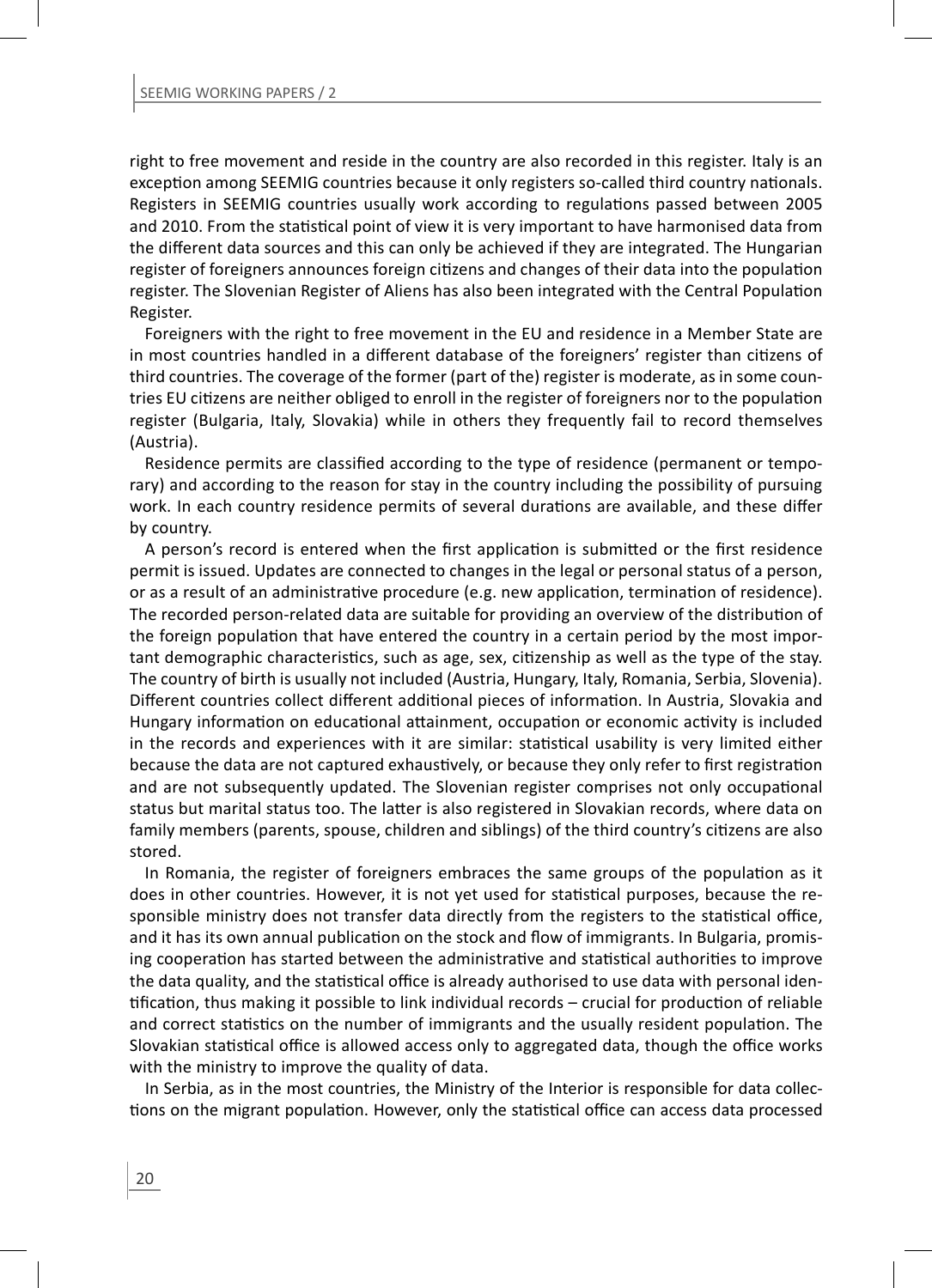right to free movement and reside in the country are also recorded in this register. Italy is an exception among SEEMIG countries because it only registers so-called third country nationals. Registers in SEEMIG countries usually work according to regulations passed between 2005 and 2010. From the statistical point of view it is very important to have harmonised data from the different data sources and this can only be achieved if they are integrated. The Hungarian register of foreigners announces foreign citizens and changes of their data into the population register. The Slovenian Register of Aliens has also been integrated with the Central Population Register.

Foreigners with the right to free movement in the EU and residence in a Member State are in most countries handled in a different database of the foreigners' register than citizens of third countries. The coverage of the former (part of the) register is moderate, as in some countries EU citizens are neither obliged to enroll in the register of foreigners nor to the population register (Bulgaria, Italy, Slovakia) while in others they frequently fail to record themselves (Austria).

Residence permits are classified according to the type of residence (permanent or temporary) and according to the reason for stay in the country including the possibility of pursuing work. In each country residence permits of several durations are available, and these differ by country.

A person's record is entered when the first application is submitted or the first residence permit is issued. Updates are connected to changes in the legal or personal status of a person, or as a result of an administrative procedure (e.g. new application, termination of residence). The recorded person-related data are suitable for providing an overview of the distribution of the foreign population that have entered the country in a certain period by the most important demographic characteristics, such as age, sex, citizenship as well as the type of the stay. The country of birth is usually not included (Austria, Hungary, Italy, Romania, Serbia, Slovenia). Different countries collect different additional pieces of information. In Austria, Slovakia and Hungary information on educational attainment, occupation or economic activity is included in the records and experiences with it are similar: statistical usability is very limited either because the data are not captured exhaustively, or because they only refer to first registration and are not subsequently updated. The Slovenian register comprises not only occupational status but marital status too. The latter is also registered in Slovakian records, where data on family members (parents, spouse, children and siblings) of the third country's citizens are also stored.

In Romania, the register of foreigners embraces the same groups of the population as it does in other countries. However, it is not yet used for statistical purposes, because the responsible ministry does not transfer data directly from the registers to the statistical office, and it has its own annual publication on the stock and flow of immigrants. In Bulgaria, promising cooperation has started between the administrative and statistical authorities to improve the data quality, and the statistical office is already authorised to use data with personal identification, thus making it possible to link individual records – crucial for production of reliable and correct statistics on the number of immigrants and the usually resident population. The Slovakian statistical office is allowed access only to aggregated data, though the office works with the ministry to improve the quality of data.

In Serbia, as in the most countries, the Ministry of the Interior is responsible for data collections on the migrant population. However, only the statistical office can access data processed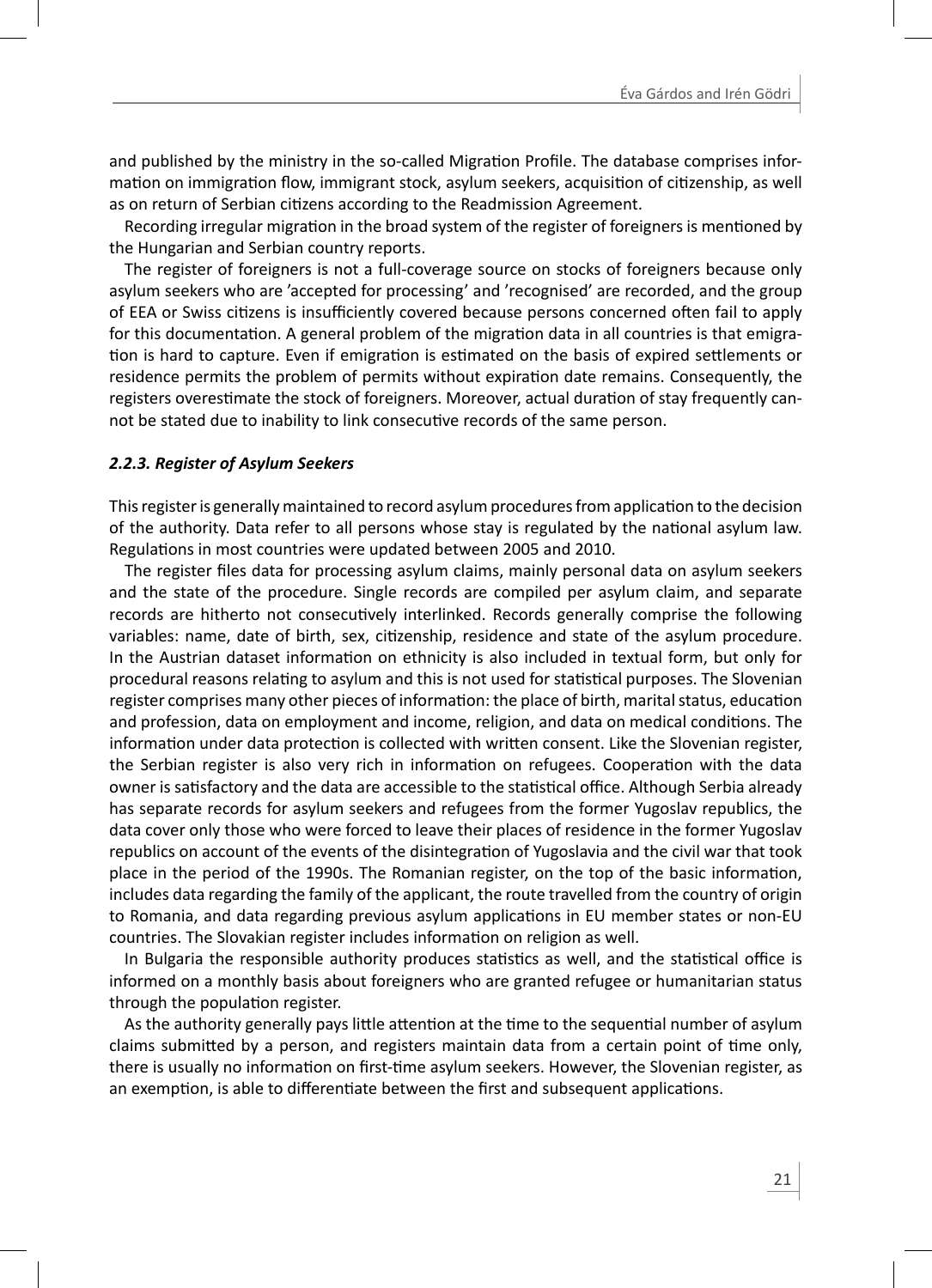and published by the ministry in the so-called Migration Profile. The database comprises information on immigration flow, immigrant stock, asylum seekers, acquisition of citizenship, as well as on return of Serbian citizens according to the Readmission Agreement.

Recording irregular migration in the broad system of the register of foreigners is mentioned by the Hungarian and Serbian country reports.

The register of foreigners is not a full-coverage source on stocks of foreigners because only asylum seekers who are 'accepted for processing' and 'recognised' are recorded, and the group of EEA or Swiss citizens is insufficiently covered because persons concerned often fail to apply for this documentation. A general problem of the migration data in all countries is that emigration is hard to capture. Even if emigration is estimated on the basis of expired settlements or residence permits the problem of permits without expiration date remains. Consequently, the registers overestimate the stock of foreigners. Moreover, actual duration of stay frequently cannot be stated due to inability to link consecutive records of the same person.

### *2.2.3. Register of Asylum Seekers*

This register is generally maintained to record asylum procedures from application to the decision of the authority. Data refer to all persons whose stay is regulated by the national asylum law. Regulations in most countries were updated between 2005 and 2010.

The register files data for processing asylum claims, mainly personal data on asylum seekers and the state of the procedure. Single records are compiled per asylum claim, and separate records are hitherto not consecutively interlinked. Records generally comprise the following variables: name, date of birth, sex, citizenship, residence and state of the asylum procedure. In the Austrian dataset information on ethnicity is also included in textual form, but only for procedural reasons relating to asylum and this is not used for statistical purposes. The Slovenian register comprises many other pieces of information: the place of birth, marital status, education and profession, data on employment and income, religion, and data on medical conditions. The information under data protection is collected with written consent. Like the Slovenian register, the Serbian register is also very rich in information on refugees. Cooperation with the data owner is satisfactory and the data are accessible to the statistical office. Although Serbia already has separate records for asylum seekers and refugees from the former Yugoslav republics, the data cover only those who were forced to leave their places of residence in the former Yugoslav republics on account of the events of the disintegration of Yugoslavia and the civil war that took place in the period of the 1990s. The Romanian register, on the top of the basic information, includes data regarding the family of the applicant, the route travelled from the country of origin to Romania, and data regarding previous asylum applications in EU member states or non-EU countries. The Slovakian register includes information on religion as well.

In Bulgaria the responsible authority produces statistics as well, and the statistical office is informed on a monthly basis about foreigners who are granted refugee or humanitarian status through the population register.

As the authority generally pays little attention at the time to the sequential number of asylum claims submitted by a person, and registers maintain data from a certain point of time only, there is usually no information on first-time asylum seekers. However, the Slovenian register, as an exemption, is able to differentiate between the first and subsequent applications.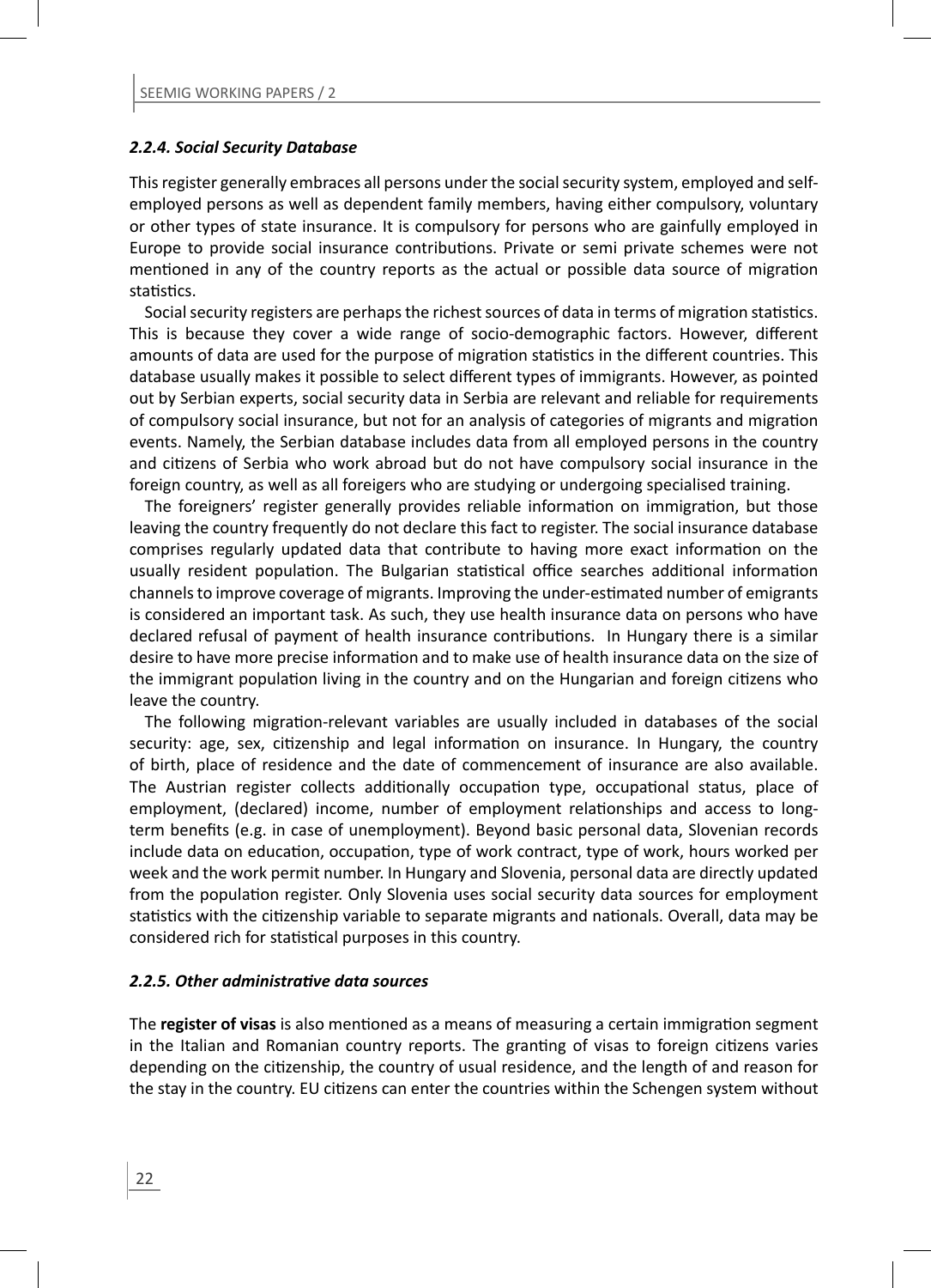#### *2.2.4. Social Security Database*

This register generally embraces all persons under the social security system, employed and self-employed persons as well as dependent family members, having either compulsory, voluntary or other types of state insurance. It is compulsory for persons who are gainfully employed in Europe to provide social insurance contributions. Private or semi private schemes were not mentioned in any of the country reports as the actual or possible data source of migration statistics.

Social security registers are perhaps the richest sources of data in terms of migration statistics. This is because they cover a wide range of socio-demographic factors. However, different amounts of data are used for the purpose of migration statistics in the different countries. This database usually makes it possible to select different types of immigrants. However, as pointed out by Serbian experts, social security data in Serbia are relevant and reliable for requirements of compulsory social insurance, but not for an analysis of categories of migrants and migration events. Namely, the Serbian database includes data from all employed persons in the country and citizens of Serbia who work abroad but do not have compulsory social insurance in the foreign country, as well as all foreigners who are studying or undergoing specialised training.

The foreigners' register generally provides reliable information on immigration, but those leaving the country frequently do not declare this fact to register. The social insurance database comprises regularly updated data that contribute to having more exact information on the usually resident population. The Bulgarian statistical office searches additional information channels to improve coverage of migrants. Improving the under-estimated number of emigrants is considered an important task. As such, they use health insurance data on persons who have declared refusal of payment of health insurance contributions. In Hungary there is a similar desire to have more precise information and to make use of health insurance data on the size of the immigrant population living in the country and on the Hungarian and foreign citizens who leave the country.

The following migration-relevant variables are usually included in databases of the social security: age, sex, citizenship and legal information on insurance. In Hungary, the country of birth, place of residence and the date of commencement of insurance are also available. The Austrian register collects additionally occupation type, occupational status, place of employment, (declared) income, number of employment relationships and access to long-term benefits (e.g. in case of unemployment). Beyond basic personal data, Slovenian records include data on education, occupation, type of work contract, type of work, hours worked per week and the work permit number. In Hungary and Slovenia, personal data are directly updated from the population register. Only Slovenia uses social security data sources for employment statistics with the citizenship variable to separate migrants and nationals. Overall, data may be considered rich for statistical purposes in this country.

#### *2.2.5. Other administrative data sources*

The **register of visas** is also mentioned as a means of measuring a certain immigration segment in the Italian and Romanian country reports. The granting of visas to foreign citizens varies depending on the citizenship, the country of usual residence, and the length of and reason for the stay in the country. EU citizens can enter the countries within the Schengen system without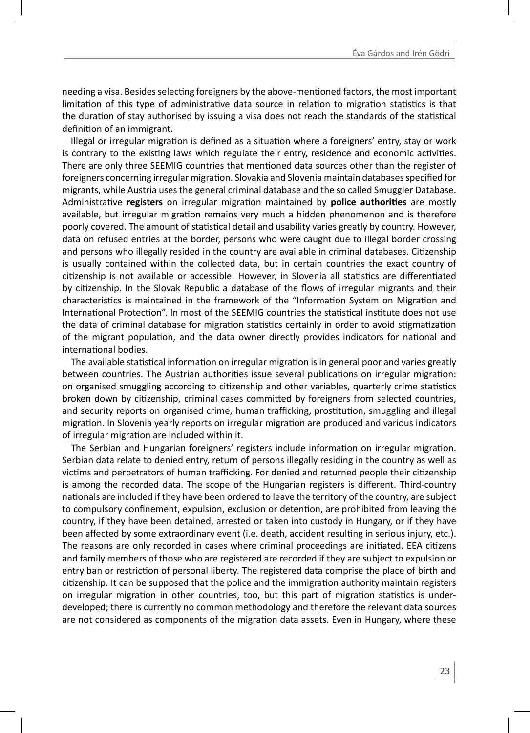needing a visa. Besides selecting foreigners by the above-mentioned factors, the most important limitation of this type of administrative data source in relation to migration statistics is that the duration of stay authorised by issuing a visa does not reach the standards of the statistical definition of an immigrant.

Illegal or irregular migration is defined as a situation where a foreigners' entry, stay or work is contrary to the existing laws which regulate their entry, residence and economic activities. There are only three SEEMIG countries that mentioned data sources other than the register of foreigners concerning irregular migration. Slovakia and Slovenia maintain databases specified for migrants, while Austria uses the general criminal database and the so called Smuggler Database. Administrative **registers** on irregular migration maintained by **police authorities** are mostly available, but irregular migration remains very much a hidden phenomenon and is therefore poorly covered. The amount of statistical detail and usability varies greatly by country. However, data on refused entries at the border, persons who were caught due to illegal border crossing and persons who illegally resided in the country are available in criminal databases. Citizenship is usually contained within the collected data, but in certain countries the exact country of citizenship is not available or accessible. However, in Slovenia all statistics are differentiated by citizenship. In the Slovak Republic a database of the flows of irregular migrants and their characteristics is maintained in the framework of the "Information System on Migration and International Protection". In most of the SEEMIG countries the statistical institute does not use the data of criminal database for migration statistics certainly in order to avoid stigmatization of the migrant population, and the data owner directly provides indicators for national and international bodies.

The available statistical information on irregular migration is in general poor and varies greatly between countries. The Austrian authorities issue several publications on irregular migration: on organised smuggling according to citizenship and other variables, quarterly crime statistics broken down by citizenship, criminal cases committed by foreigners from selected countries, and security reports on organised crime, human trafficking, prostitution, smuggling and illegal migration. In Slovenia yearly reports on irregular migration are produced and various indicators of irregular migration are included within it.

The Serbian and Hungarian foreigners' registers include information on irregular migration. Serbian data relate to denied entry, return of persons illegally residing in the country as well as victims and perpetrators of human trafficking. For denied and returned people their citizenship is among the recorded data. The scope of the Hungarian registers is different. Third-country nationals are included if they have been ordered to leave the territory of the country, are subject to compulsory confinement, expulsion, exclusion or detention, are prohibited from leaving the country, if they have been detained, arrested or taken into custody in Hungary, or if they have been affected by some extraordinary event (i.e. death, accident resulting in serious injury, etc.). The reasons are only recorded in cases where criminal proceedings are initiated. EEA citizens and family members of those who are registered are recorded if they are subject to expulsion or entry ban or restriction of personal liberty. The registered data comprise the place of birth and citizenship. It can be supposed that the police and the immigration authority maintain registers on irregular migration in other countries, too, but this part of migration statistics is under-developed; there is currently no common methodology and therefore the relevant data sources are not considered as components of the migration data assets. Even in Hungary, where these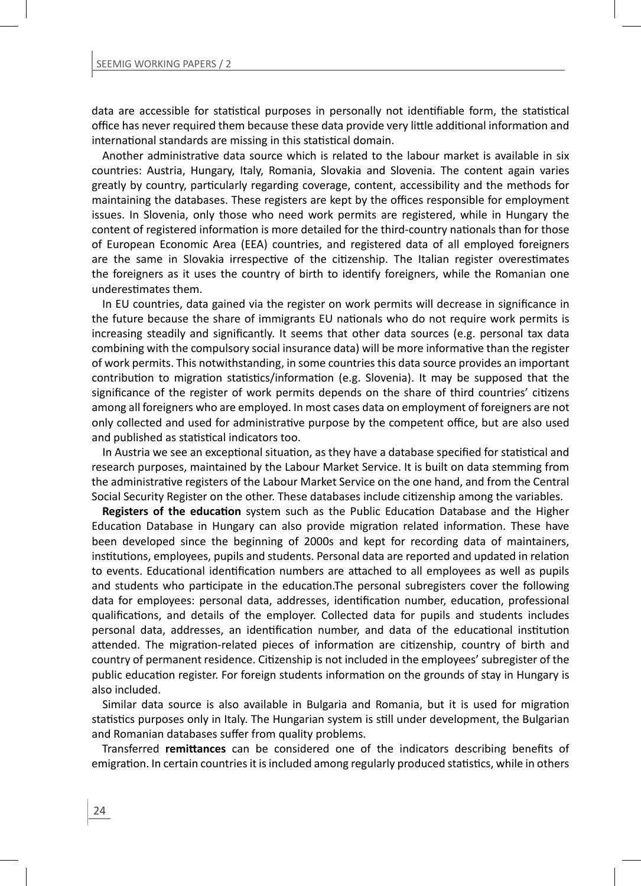data are accessible for statistical purposes in personally not identifiable form, the statistical office has never required them because these data provide very little additional information and international standards are missing in this statistical domain.

Another administrative data source which is related to the labour market is available in six countries: Austria, Hungary, Italy, Romania, Slovakia and Slovenia. The content again varies greatly by country, particularly regarding coverage, content, accessibility and the methods for maintaining the databases. These registers are kept by the offices responsible for employment issues. In Slovenia, only those who need work permits are registered, while in Hungary the content of registered information is more detailed for the third-country nationals than for those of European Economic Area (EEA) countries, and registered data of all employed foreigners are the same in Slovakia irrespective of the citizenship. The Italian register overestimates the foreigners as it uses the country of birth to identify foreigners, while the Romanian one underestimates them.

In EU countries, data gained via the register on work permits will decrease in significance in the future because the share of immigrants EU nationals who do not require work permits is increasing steadily and significantly. It seems that other data sources (e.g. personal tax data combining with the compulsory social insurance data) will be more informative than the register of work permits. This notwithstanding, in some countries this data source provides an important contribution to migration statistics/information (e.g. Slovenia). It may be supposed that the significance of the register of work permits depends on the share of third countries' citizens among all foreigners who are employed. In most cases data on employment of foreigners are not only collected and used for administrative purpose by the competent office, but are also used and published as statistical indicators too.

In Austria we see an exceptional situation, as they have a database specified for statistical and research purposes, maintained by the Labour Market Service. It is built on data stemming from the administrative registers of the Labour Market Service on the one hand, and from the Central Social Security Register on the other. These databases include citizenship among the variables.

**Registers of the education** system such as the Public Education Database and the Higher Education Database in Hungary can also provide migration related information. These have been developed since the beginning of 2000s and kept for recording data of maintainers, institutions, employees, pupils and students. Personal data are reported and updated in relation to events. Educational identification numbers are attached to all employees as well as pupils and students who participate in the education.The personal subregisters cover the following data for employees: personal data, addresses, identification number, education, professional qualifications, and details of the employer. Collected data for pupils and students includes personal data, addresses, an identification number, and data of the educational institution attended. The migration-related pieces of information are citizenship, country of birth and country of permanent residence. Citizenship is not included in the employees' subregister of the public education register. For foreign students information on the grounds of stay in Hungary is also included.

Similar data source is also available in Bulgaria and Romania, but it is used for migration statistics purposes only in Italy. The Hungarian system is still under development, the Bulgarian and Romanian databases suffer from quality problems.

Transferred **remittances** can be considered one of the indicators describing benefits of emigration. In certain countries it is included among regularly produced statistics, while in others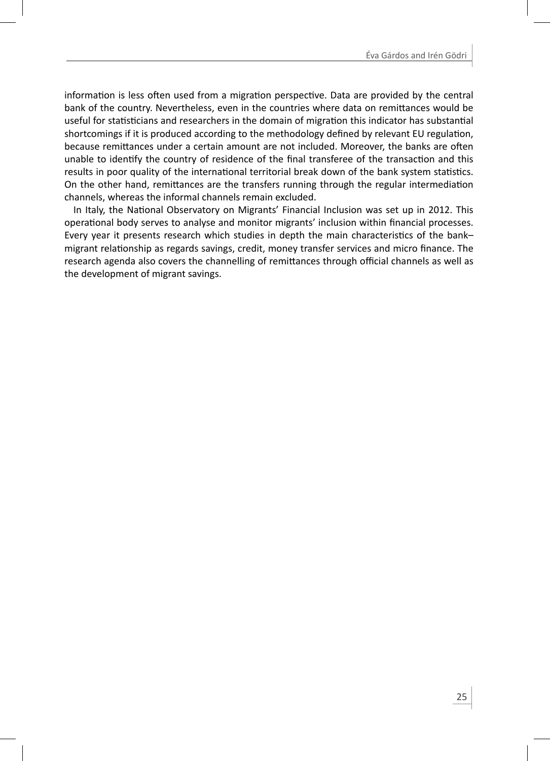information is less often used from a migration perspective. Data are provided by the central bank of the country. Nevertheless, even in the countries where data on remittances would be useful for statisticians and researchers in the domain of migration this indicator has substantial shortcomings if it is produced according to the methodology defined by relevant EU regulation, because remittances under a certain amount are not included. Moreover, the banks are often unable to identify the country of residence of the final transferee of the transaction and this results in poor quality of the international territorial break down of the bank system statistics. On the other hand, remittances are the transfers running through the regular intermediation channels, whereas the informal channels remain excluded.

In Italy, the National Observatory on Migrants' Financial Inclusion was set up in 2012. This operational body serves to analyse and monitor migrants' inclusion within financial processes. Every year it presents research which studies in depth the main characteristics of the bank–migrant relationship as regards savings, credit, money transfer services and micro finance. The research agenda also covers the channelling of remittances through official channels as well as the development of migrant savings.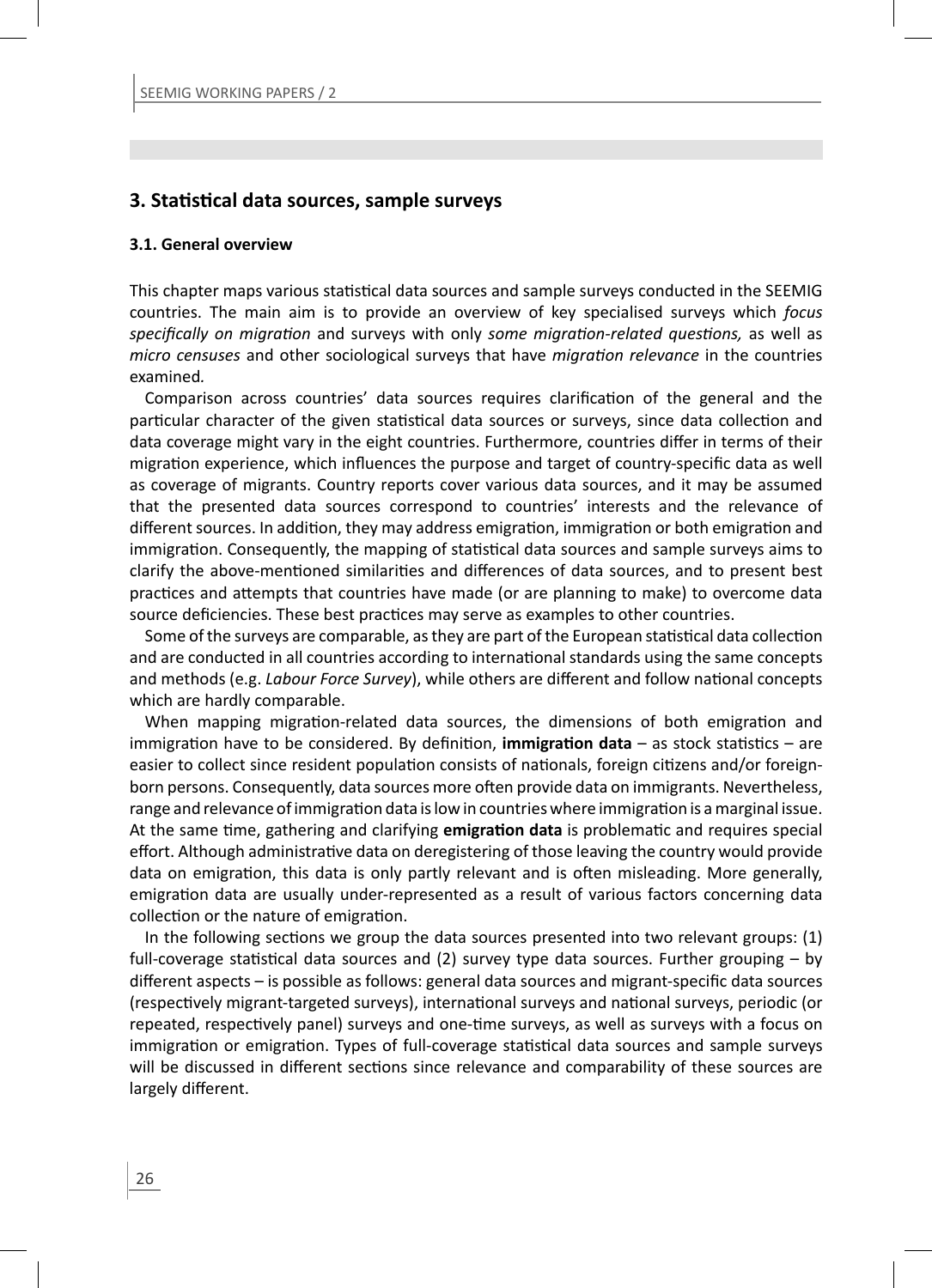## 3. Statistical data sources, sample surveys

### 3.1. General overview

This chapter maps various statistical data sources and sample surveys conducted in the SEEMIG countries. The main aim is to provide an overview of key specialised surveys which *focus specifically on migration* and surveys with only *some migration-related questions,* as well as *micro censuses* and other sociological surveys that have *migration relevance* in the countries examined.

Comparison across countries' data sources requires clarification of the general and the particular character of the given statistical data sources or surveys, since data collection and data coverage might vary in the eight countries. Furthermore, countries differ in terms of their migration experience, which influences the purpose and target of country-specific data as well as coverage of migrants. Country reports cover various data sources, and it may be assumed that the presented data sources correspond to countries' interests and the relevance of different sources. In addition, they may address emigration, immigration or both emigration and immigration. Consequently, the mapping of statistical data sources and sample surveys aims to clarify the above-mentioned similarities and differences of data sources, and to present best practices and attempts that countries have made (or are planning to make) to overcome data source deficiencies. These best practices may serve as examples to other countries.

Some of the surveys are comparable, as they are part of the European statistical data collection and are conducted in all countries according to international standards using the same concepts and methods (e.g. *Labour Force Survey*), while others are different and follow national concepts which are hardly comparable.

When mapping migration-related data sources, the dimensions of both emigration and immigration have to be considered. By definition, **immigration data** – as stock statistics – are easier to collect since resident population consists of nationals, foreign citizens and/or foreign-born persons. Consequently, data sources more often provide data on immigrants. Nevertheless, range and relevance of immigration data is low in countries where immigration is a marginal issue. At the same time, gathering and clarifying **emigration data** is problematic and requires special effort. Although administrative data on deregistering of those leaving the country would provide data on emigration, this data is only partly relevant and is often misleading. More generally, emigration data are usually under-represented as a result of various factors concerning data collection or the nature of emigration.

In the following sections we group the data sources presented into two relevant groups: (1) full-coverage statistical data sources and (2) survey type data sources. Further grouping – by different aspects – is possible as follows: general data sources and migrant-specific data sources (respectively migrant-targeted surveys), international surveys and national surveys, periodic (or repeated, respectively panel) surveys and one-time surveys, as well as surveys with a focus on immigration or emigration. Types of full-coverage statistical data sources and sample surveys will be discussed in different sections since relevance and comparability of these sources are largely different.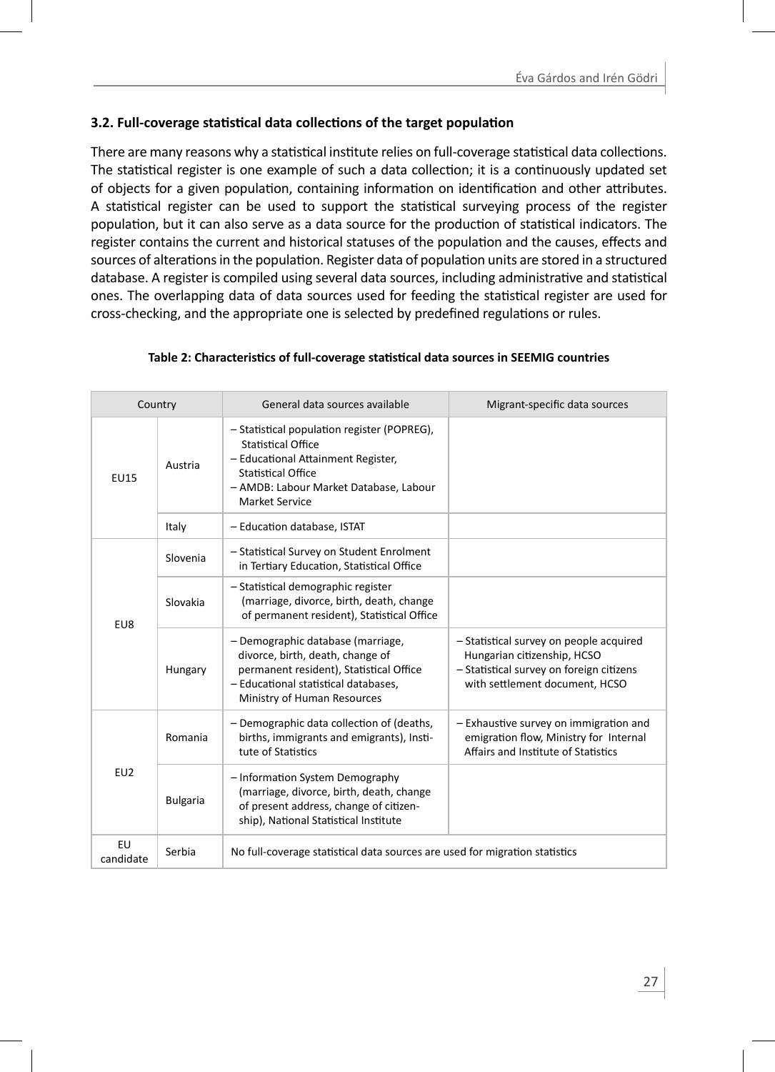### 3.2. Full-coverage statistical data collections of the target population

There are many reasons why a statistical institute relies on full-coverage statistical data collections. The statistical register is one example of such a data collection; it is a continuously updated set of objects for a given population, containing information on identification and other attributes. A statistical register can be used to support the statistical surveying process of the register population, but it can also serve as a data source for the production of statistical indicators. The register contains the current and historical statuses of the population and the causes, effects and sources of alterations in the population. Register data of population units are stored in a structured database. A register is compiled using several data sources, including administrative and statistical ones. The overlapping data of data sources used for feeding the statistical register are used for cross-checking, and the appropriate one is selected by predefined regulations or rules.

**Table 2: Characteristics of full-coverage statistical data sources in SEEMIG countries**

| Country | | General data sources available | Migrant-specific data sources |
|---|---|---|---|
| EU15 | Austria | – Statistical population register (POPREG), Statistical Office<br>– Educational Attainment Register, Statistical Office<br>– AMDB: Labour Market Database, Labour Market Service | |
| | Italy | – Education database, ISTAT | |
| EU8 | Slovenia | – Statistical Survey on Student Enrolment in Tertiary Education, Statistical Office | |
| | Slovakia | – Statistical demographic register (marriage, divorce, birth, death, change of permanent resident), Statistical Office | |
| | Hungary | – Demographic database (marriage, divorce, birth, death, change of permanent resident), Statistical Office<br>– Educational statistical databases, Ministry of Human Resources | – Statistical survey on people acquired Hungarian citizenship, HCSO<br>– Statistical survey on foreign citizens with settlement document, HCSO |
| EU2 | Romania | – Demographic data collection of (deaths, births, immigrants and emigrants), Institute of Statistics | – Exhaustive survey on immigration and emigration flow, Ministry for Internal Affairs and Institute of Statistics |
| | Bulgaria | – Information System Demography (marriage, divorce, birth, death, change of present address, change of citizenship), National Statistical Institute | |
| EU candidate | Serbia | No full-coverage statistical data sources are used for migration statistics | |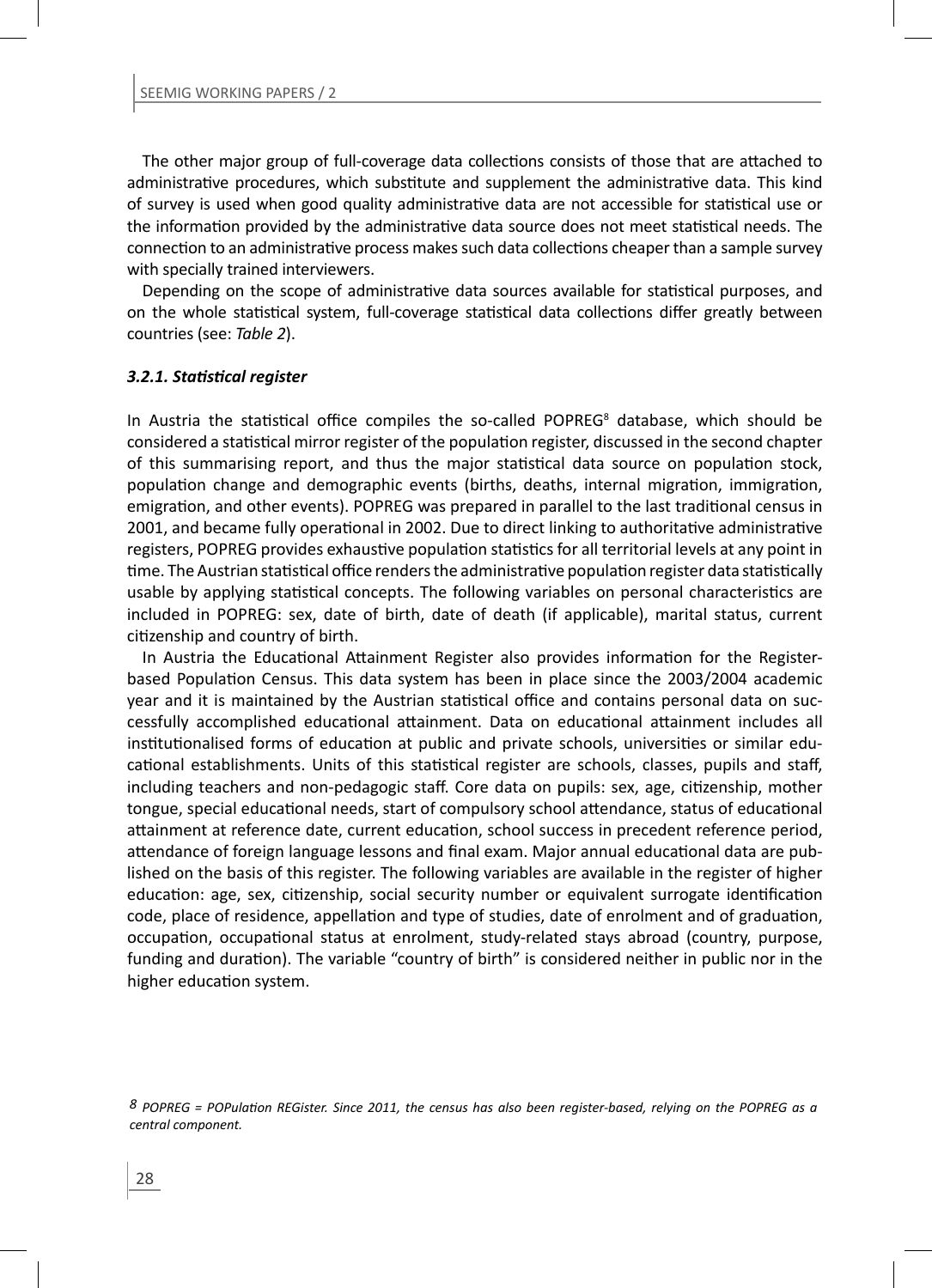The other major group of full-coverage data collections consists of those that are attached to administrative procedures, which substitute and supplement the administrative data. This kind of survey is used when good quality administrative data are not accessible for statistical use or the information provided by the administrative data source does not meet statistical needs. The connection to an administrative process makes such data collections cheaper than a sample survey with specially trained interviewers.

Depending on the scope of administrative data sources available for statistical purposes, and on the whole statistical system, full-coverage statistical data collections differ greatly between countries (see: *Table 2*).

#### *3.2.1. Statistical register*

In Austria the statistical office compiles the so-called POPREG[8] database, which should be considered a statistical mirror register of the population register, discussed in the second chapter of this summarising report, and thus the major statistical data source on population stock, population change and demographic events (births, deaths, internal migration, immigration, emigration, and other events). POPREG was prepared in parallel to the last traditional census in 2001, and became fully operational in 2002. Due to direct linking to authoritative administrative registers, POPREG provides exhaustive population statistics for all territorial levels at any point in time. The Austrian statistical office renders the administrative population register data statistically usable by applying statistical concepts. The following variables on personal characteristics are included in POPREG: sex, date of birth, date of death (if applicable), marital status, current citizenship and country of birth.

In Austria the Educational Attainment Register also provides information for the Register-based Population Census. This data system has been in place since the 2003/2004 academic year and it is maintained by the Austrian statistical office and contains personal data on successfully accomplished educational attainment. Data on educational attainment includes all institutionalised forms of education at public and private schools, universities or similar educational establishments. Units of this statistical register are schools, classes, pupils and staff, including teachers and non-pedagogic staff. Core data on pupils: sex, age, citizenship, mother tongue, special educational needs, start of compulsory school attendance, status of educational attainment at reference date, current education, school success in precedent reference period, attendance of foreign language lessons and final exam. Major annual educational data are published on the basis of this register. The following variables are available in the register of higher education: age, sex, citizenship, social security number or equivalent surrogate identification code, place of residence, appellation and type of studies, date of enrolment and of graduation, occupation, occupational status at enrolment, study-related stays abroad (country, purpose, funding and duration). The variable "country of birth" is considered neither in public nor in the higher education system.

[8] *POPREG = POPulation REGister. Since 2011, the census has also been register-based, relying on the POPREG as a central component.*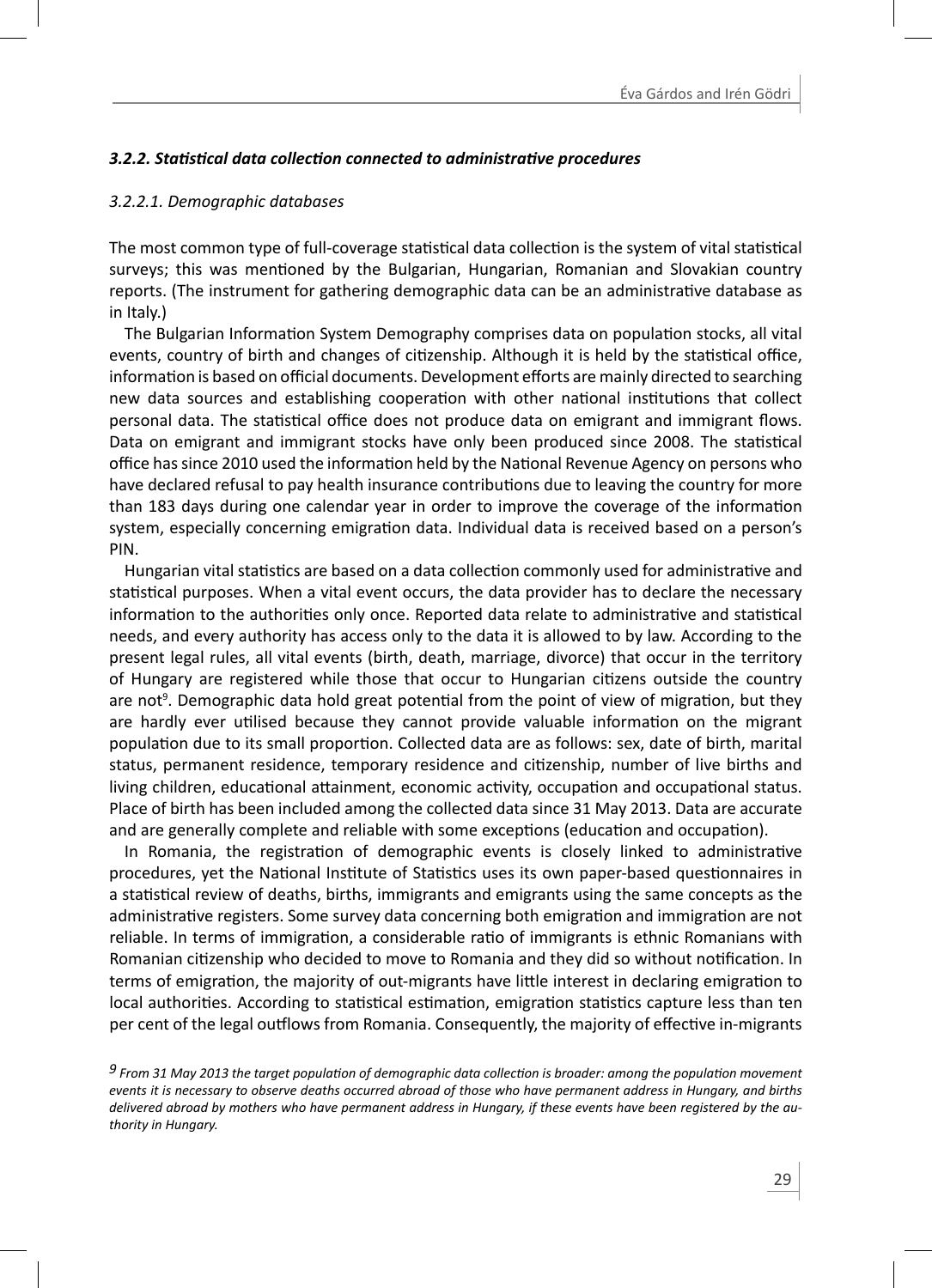### *3.2.2. Statistical data collection connected to administrative procedures*

#### *3.2.2.1. Demographic databases*

The most common type of full-coverage statistical data collection is the system of vital statistical surveys; this was mentioned by the Bulgarian, Hungarian, Romanian and Slovakian country reports. (The instrument for gathering demographic data can be an administrative database as in Italy.)

The Bulgarian Information System Demography comprises data on population stocks, all vital events, country of birth and changes of citizenship. Although it is held by the statistical office, information is based on official documents. Development efforts are mainly directed to searching new data sources and establishing cooperation with other national institutions that collect personal data. The statistical office does not produce data on emigrant and immigrant flows. Data on emigrant and immigrant stocks have only been produced since 2008. The statistical office has since 2010 used the information held by the National Revenue Agency on persons who have declared refusal to pay health insurance contributions due to leaving the country for more than 183 days during one calendar year in order to improve the coverage of the information system, especially concerning emigration data. Individual data is received based on a person's PIN.

Hungarian vital statistics are based on a data collection commonly used for administrative and statistical purposes. When a vital event occurs, the data provider has to declare the necessary information to the authorities only once. Reported data relate to administrative and statistical needs, and every authority has access only to the data it is allowed to by law. According to the present legal rules, all vital events (birth, death, marriage, divorce) that occur in the territory of Hungary are registered while those that occur to Hungarian citizens outside the country are not[9]. Demographic data hold great potential from the point of view of migration, but they are hardly ever utilised because they cannot provide valuable information on the migrant population due to its small proportion. Collected data are as follows: sex, date of birth, marital status, permanent residence, temporary residence and citizenship, number of live births and living children, educational attainment, economic activity, occupation and occupational status. Place of birth has been included among the collected data since 31 May 2013. Data are accurate and are generally complete and reliable with some exceptions (education and occupation).

In Romania, the registration of demographic events is closely linked to administrative procedures, yet the National Institute of Statistics uses its own paper-based questionnaires in a statistical review of deaths, births, immigrants and emigrants using the same concepts as the administrative registers. Some survey data concerning both emigration and immigration are not reliable. In terms of immigration, a considerable ratio of immigrants is ethnic Romanians with Romanian citizenship who decided to move to Romania and they did so without notification. In terms of emigration, the majority of out-migrants have little interest in declaring emigration to local authorities. According to statistical estimation, emigration statistics capture less than ten per cent of the legal outflows from Romania. Consequently, the majority of effective in-migrants

---

[9] *From 31 May 2013 the target population of demographic data collection is broader: among the population movement events it is necessary to observe deaths occurred abroad of those who have permanent address in Hungary, and births delivered abroad by mothers who have permanent address in Hungary, if these events have been registered by the authority in Hungary.*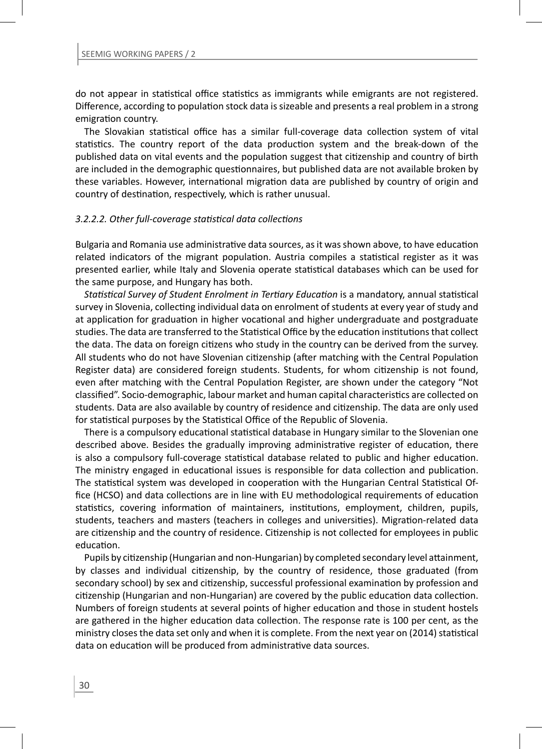do not appear in statistical office statistics as immigrants while emigrants are not registered. Difference, according to population stock data is sizeable and presents a real problem in a strong emigration country.

The Slovakian statistical office has a similar full-coverage data collection system of vital statistics. The country report of the data production system and the break-down of the published data on vital events and the population suggest that citizenship and country of birth are included in the demographic questionnaires, but published data are not available broken by these variables. However, international migration data are published by country of origin and country of destination, respectively, which is rather unusual.

#### *3.2.2.2. Other full-coverage statistical data collections*

Bulgaria and Romania use administrative data sources, as it was shown above, to have education related indicators of the migrant population. Austria compiles a statistical register as it was presented earlier, while Italy and Slovenia operate statistical databases which can be used for the same purpose, and Hungary has both.

*Statistical Survey of Student Enrolment in Tertiary Education* is a mandatory, annual statistical survey in Slovenia, collecting individual data on enrolment of students at every year of study and at application for graduation in higher vocational and higher undergraduate and postgraduate studies. The data are transferred to the Statistical Office by the education institutions that collect the data. The data on foreign citizens who study in the country can be derived from the survey. All students who do not have Slovenian citizenship (after matching with the Central Population Register data) are considered foreign students. Students, for whom citizenship is not found, even after matching with the Central Population Register, are shown under the category "Not classified". Socio-demographic, labour market and human capital characteristics are collected on students. Data are also available by country of residence and citizenship. The data are only used for statistical purposes by the Statistical Office of the Republic of Slovenia.

There is a compulsory educational statistical database in Hungary similar to the Slovenian one described above. Besides the gradually improving administrative register of education, there is also a compulsory full-coverage statistical database related to public and higher education. The ministry engaged in educational issues is responsible for data collection and publication. The statistical system was developed in cooperation with the Hungarian Central Statistical Office (HCSO) and data collections are in line with EU methodological requirements of education statistics, covering information of maintainers, institutions, employment, children, pupils, students, teachers and masters (teachers in colleges and universities). Migration-related data are citizenship and the country of residence. Citizenship is not collected for employees in public education.

Pupils by citizenship (Hungarian and non-Hungarian) by completed secondary level attainment, by classes and individual citizenship, by the country of residence, those graduated (from secondary school) by sex and citizenship, successful professional examination by profession and citizenship (Hungarian and non-Hungarian) are covered by the public education data collection. Numbers of foreign students at several points of higher education and those in student hostels are gathered in the higher education data collection. The response rate is 100 per cent, as the ministry closes the data set only and when it is complete. From the next year on (2014) statistical data on education will be produced from administrative data sources.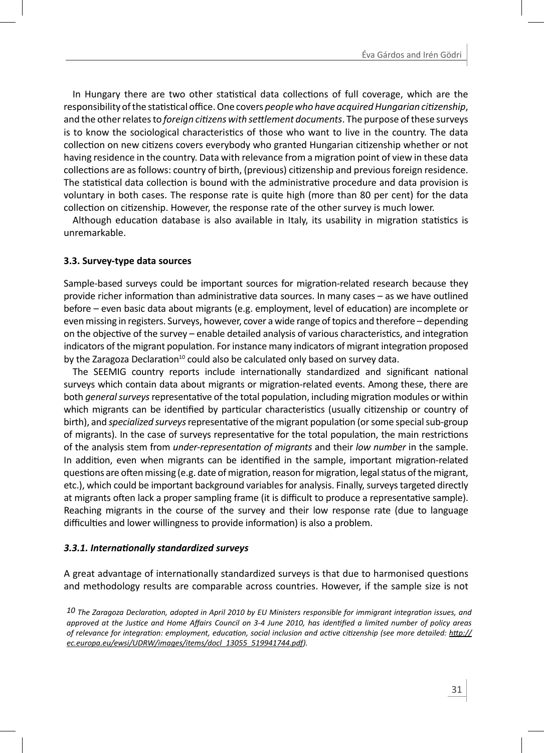In Hungary there are two other statistical data collections of full coverage, which are the responsibility of the statistical office. One covers *people who have acquired Hungarian citizenship*, and the other relates to *foreign citizens with settlement documents*. The purpose of these surveys is to know the sociological characteristics of those who want to live in the country. The data collection on new citizens covers everybody who granted Hungarian citizenship whether or not having residence in the country. Data with relevance from a migration point of view in these data collections are as follows: country of birth, (previous) citizenship and previous foreign residence. The statistical data collection is bound with the administrative procedure and data provision is voluntary in both cases. The response rate is quite high (more than 80 per cent) for the data collection on citizenship. However, the response rate of the other survey is much lower.

Although education database is also available in Italy, its usability in migration statistics is unremarkable.

### 3.3. Survey-type data sources

Sample-based surveys could be important sources for migration-related research because they provide richer information than administrative data sources. In many cases – as we have outlined before – even basic data about migrants (e.g. employment, level of education) are incomplete or even missing in registers. Surveys, however, cover a wide range of topics and therefore – depending on the objective of the survey – enable detailed analysis of various characteristics, and integration indicators of the migrant population. For instance many indicators of migrant integration proposed by the Zaragoza Declaration[10] could also be calculated only based on survey data.

The SEEMIG country reports include internationally standardized and significant national surveys which contain data about migrants or migration-related events. Among these, there are both *general surveys* representative of the total population, including migration modules or within which migrants can be identified by particular characteristics (usually citizenship or country of birth), and *specialized surveys* representative of the migrant population (or some special sub-group of migrants). In the case of surveys representative for the total population, the main restrictions of the analysis stem from *under-representation of migrants* and their *low number* in the sample. In addition, even when migrants can be identified in the sample, important migration-related questions are often missing (e.g. date of migration, reason for migration, legal status of the migrant, etc.), which could be important background variables for analysis. Finally, surveys targeted directly at migrants often lack a proper sampling frame (it is difficult to produce a representative sample). Reaching migrants in the course of the survey and their low response rate (due to language difficulties and lower willingness to provide information) is also a problem.

#### *3.3.1. Internationally standardized surveys*

A great advantage of internationally standardized surveys is that due to harmonised questions and methodology results are comparable across countries. However, if the sample size is not

*10 The Zaragoza Declaration, adopted in April 2010 by EU Ministers responsible for immigrant integration issues, and approved at the Justice and Home Affairs Council on 3-4 June 2010, has identified a limited number of policy areas of relevance for integration: employment, education, social inclusion and active citizenship (see more detailed: http://ec.europa.eu/ewsi/UDRW/images/items/docl_13055_519941744.pdf).*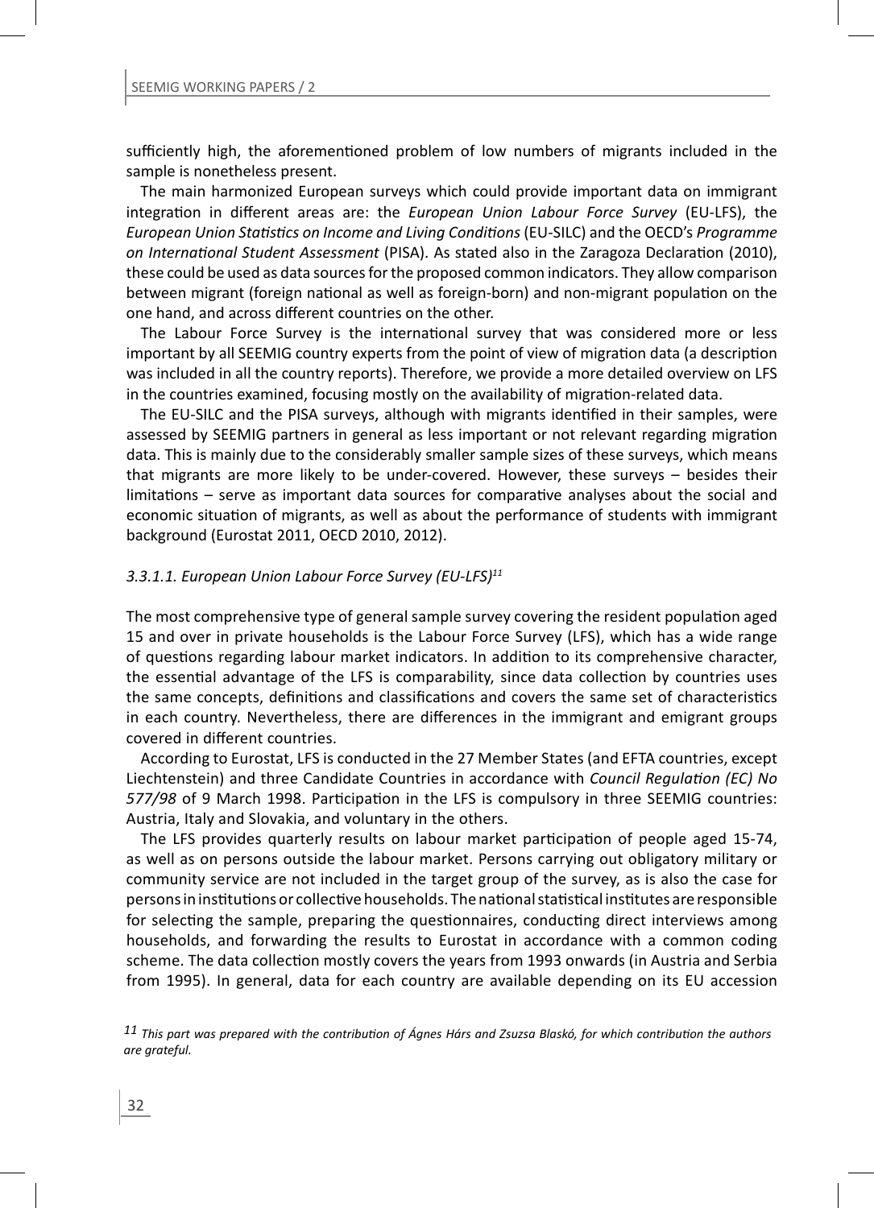sufficiently high, the aforementioned problem of low numbers of migrants included in the sample is nonetheless present.

The main harmonized European surveys which could provide important data on immigrant integration in different areas are: the *European Union Labour Force Survey* (EU-LFS), the *European Union Statistics on Income and Living Conditions* (EU-SILC) and the OECD's *Programme on International Student Assessment* (PISA). As stated also in the Zaragoza Declaration (2010), these could be used as data sources for the proposed common indicators. They allow comparison between migrant (foreign national as well as foreign-born) and non-migrant population on the one hand, and across different countries on the other.

The Labour Force Survey is the international survey that was considered more or less important by all SEEMIG country experts from the point of view of migration data (a description was included in all the country reports). Therefore, we provide a more detailed overview on LFS in the countries examined, focusing mostly on the availability of migration-related data.

The EU-SILC and the PISA surveys, although with migrants identified in their samples, were assessed by SEEMIG partners in general as less important or not relevant regarding migration data. This is mainly due to the considerably smaller sample sizes of these surveys, which means that migrants are more likely to be under-covered. However, these surveys – besides their limitations – serve as important data sources for comparative analyses about the social and economic situation of migrants, as well as about the performance of students with immigrant background (Eurostat 2011, OECD 2010, 2012).

#### *3.3.1.1. European Union Labour Force Survey (EU-LFS)*[11]

The most comprehensive type of general sample survey covering the resident population aged 15 and over in private households is the Labour Force Survey (LFS), which has a wide range of questions regarding labour market indicators. In addition to its comprehensive character, the essential advantage of the LFS is comparability, since data collection by countries uses the same concepts, definitions and classifications and covers the same set of characteristics in each country. Nevertheless, there are differences in the immigrant and emigrant groups covered in different countries.

According to Eurostat, LFS is conducted in the 27 Member States (and EFTA countries, except Liechtenstein) and three Candidate Countries in accordance with *Council Regulation (EC) No 577/98* of 9 March 1998. Participation in the LFS is compulsory in three SEEMIG countries: Austria, Italy and Slovakia, and voluntary in the others.

The LFS provides quarterly results on labour market participation of people aged 15-74, as well as on persons outside the labour market. Persons carrying out obligatory military or community service are not included in the target group of the survey, as is also the case for persons in institutions or collective households. The national statistical institutes are responsible for selecting the sample, preparing the questionnaires, conducting direct interviews among households, and forwarding the results to Eurostat in accordance with a common coding scheme. The data collection mostly covers the years from 1993 onwards (in Austria and Serbia from 1995). In general, data for each country are available depending on its EU accession

[11] *This part was prepared with the contribution of Ágnes Hárs and Zsuzsa Blaskó, for which contribution the authors are grateful.*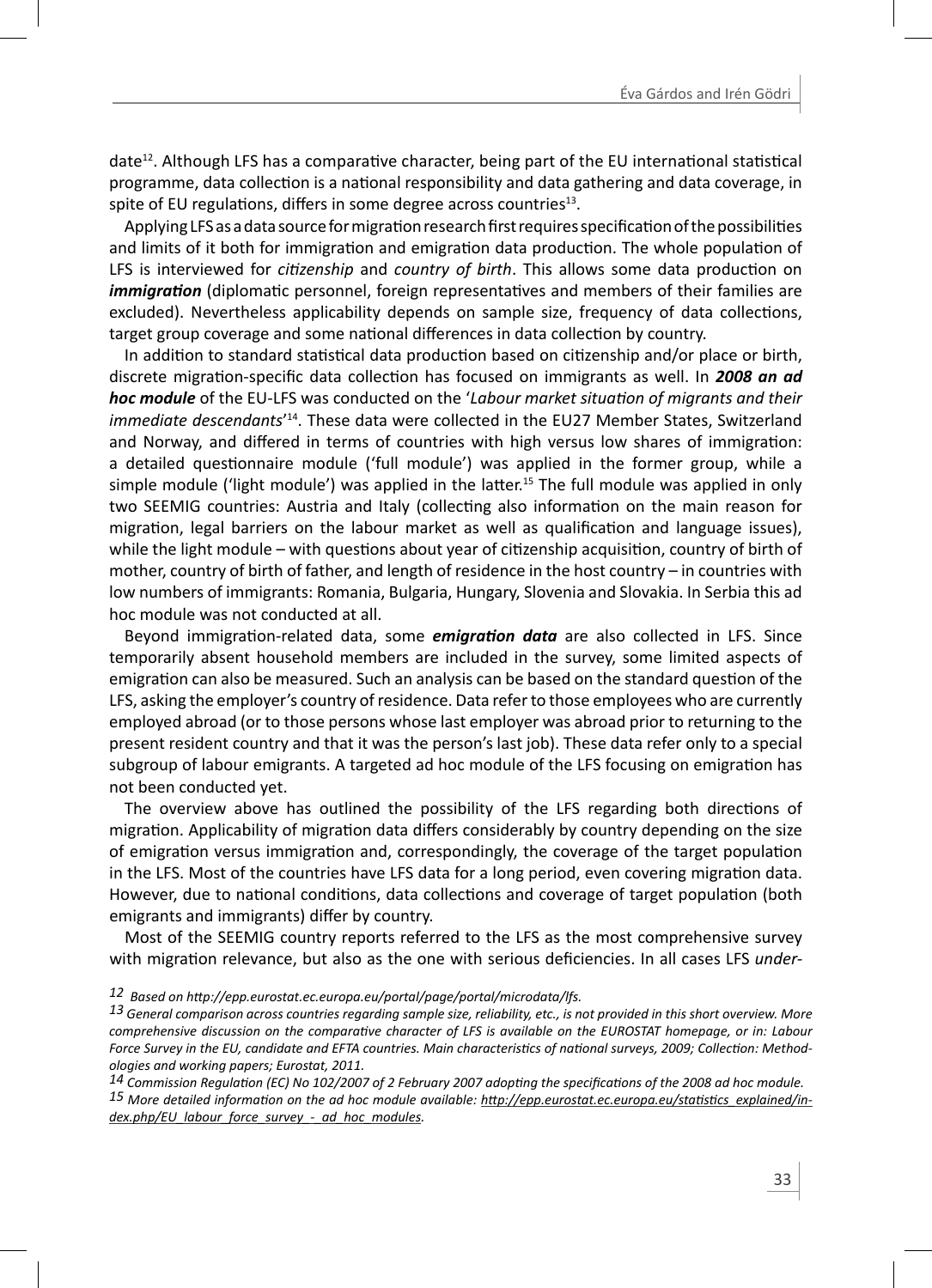date[12]. Although LFS has a comparative character, being part of the EU international statistical programme, data collection is a national responsibility and data gathering and data coverage, in spite of EU regulations, differs in some degree across countries[13].

Applying LFS as a data source for migration research first requires specification of the possibilities and limits of it both for immigration and emigration data production. The whole population of LFS is interviewed for *citizenship* and *country of birth*. This allows some data production on ***immigration*** (diplomatic personnel, foreign representatives and members of their families are excluded). Nevertheless applicability depends on sample size, frequency of data collections, target group coverage and some national differences in data collection by country.

In addition to standard statistical data production based on citizenship and/or place or birth, discrete migration-specific data collection has focused on immigrants as well. In ***2008 an ad hoc module*** of the EU-LFS was conducted on the '*Labour market situation of migrants and their immediate descendants*'[14]. These data were collected in the EU27 Member States, Switzerland and Norway, and differed in terms of countries with high versus low shares of immigration: a detailed questionnaire module ('full module') was applied in the former group, while a simple module ('light module') was applied in the latter.[15] The full module was applied in only two SEEMIG countries: Austria and Italy (collecting also information on the main reason for migration, legal barriers on the labour market as well as qualification and language issues), while the light module – with questions about year of citizenship acquisition, country of birth of mother, country of birth of father, and length of residence in the host country – in countries with low numbers of immigrants: Romania, Bulgaria, Hungary, Slovenia and Slovakia. In Serbia this ad hoc module was not conducted at all.

Beyond immigration-related data, some ***emigration data*** are also collected in LFS. Since temporarily absent household members are included in the survey, some limited aspects of emigration can also be measured. Such an analysis can be based on the standard question of the LFS, asking the employer's country of residence. Data refer to those employees who are currently employed abroad (or to those persons whose last employer was abroad prior to returning to the present resident country and that it was the person's last job). These data refer only to a special subgroup of labour emigrants. A targeted ad hoc module of the LFS focusing on emigration has not been conducted yet.

The overview above has outlined the possibility of the LFS regarding both directions of migration. Applicability of migration data differs considerably by country depending on the size of emigration versus immigration and, correspondingly, the coverage of the target population in the LFS. Most of the countries have LFS data for a long period, even covering migration data. However, due to national conditions, data collections and coverage of target population (both emigrants and immigrants) differ by country.

Most of the SEEMIG country reports referred to the LFS as the most comprehensive survey with migration relevance, but also as the one with serious deficiencies. In all cases LFS *under-*

*12 Based on http://epp.eurostat.ec.europa.eu/portal/page/portal/microdata/lfs.*

*13 General comparison across countries regarding sample size, reliability, etc., is not provided in this short overview. More comprehensive discussion on the comparative character of LFS is available on the EUROSTAT homepage, or in: Labour Force Survey in the EU, candidate and EFTA countries. Main characteristics of national surveys, 2009; Collection: Methodologies and working papers; Eurostat, 2011.*

*14 Commission Regulation (EC) No 102/2007 of 2 February 2007 adopting the specifications of the 2008 ad hoc module.*

*15 More detailed information on the ad hoc module available: http://epp.eurostat.ec.europa.eu/statistics_explained/index.php/EU_labour_force_survey_-_ad_hoc_modules.*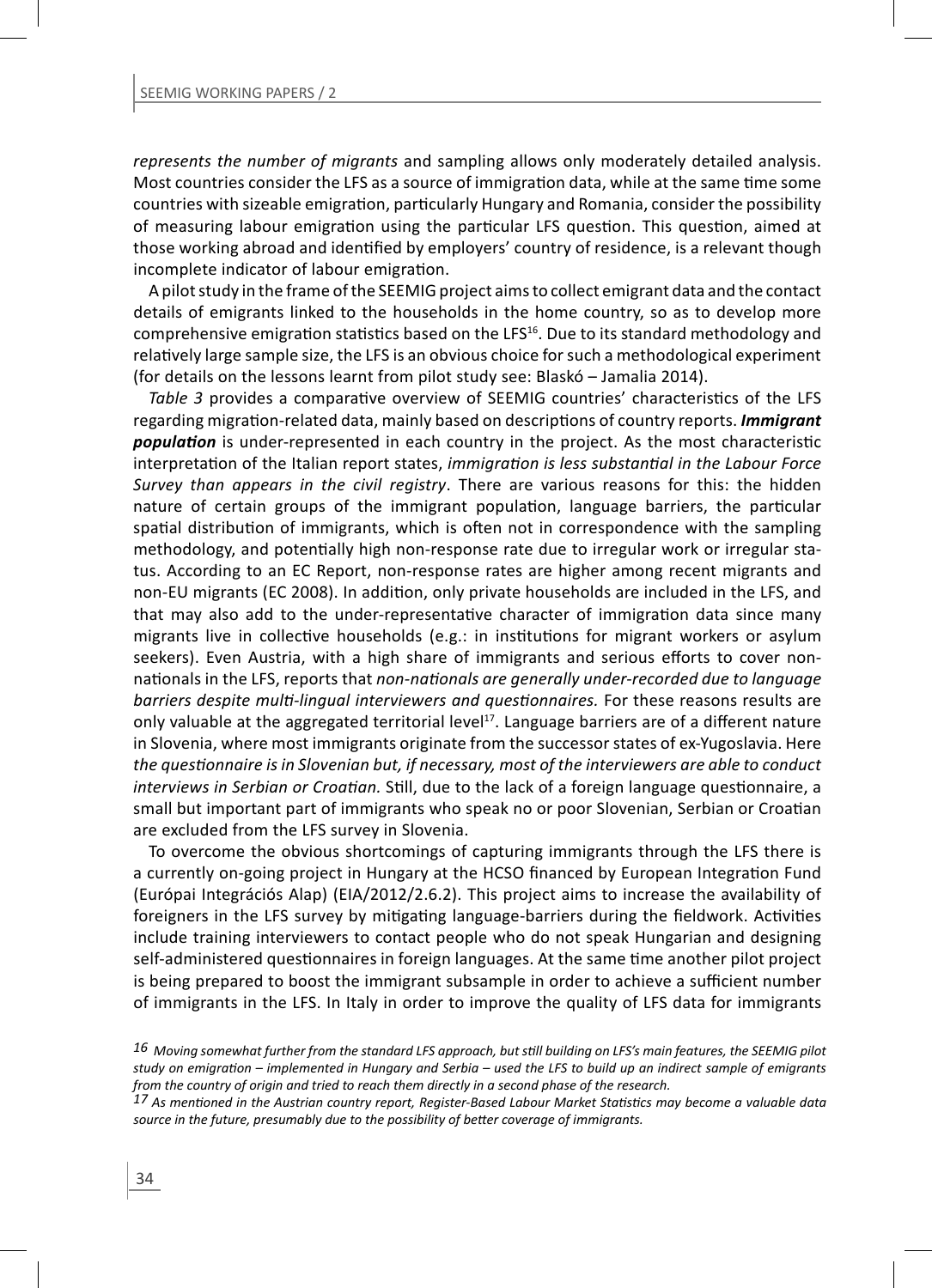*represents the number of migrants* and sampling allows only moderately detailed analysis. Most countries consider the LFS as a source of immigration data, while at the same time some countries with sizeable emigration, particularly Hungary and Romania, consider the possibility of measuring labour emigration using the particular LFS question. This question, aimed at those working abroad and identified by employers' country of residence, is a relevant though incomplete indicator of labour emigration.

A pilot study in the frame of the SEEMIG project aims to collect emigrant data and the contact details of emigrants linked to the households in the home country, so as to develop more comprehensive emigration statistics based on the LFS[16]. Due to its standard methodology and relatively large sample size, the LFS is an obvious choice for such a methodological experiment (for details on the lessons learnt from pilot study see: Blaskó – Jamalia 2014).

*Table 3* provides a comparative overview of SEEMIG countries' characteristics of the LFS regarding migration-related data, mainly based on descriptions of country reports. ***Immigrant population*** is under-represented in each country in the project. As the most characteristic interpretation of the Italian report states, *immigration is less substantial in the Labour Force Survey than appears in the civil registry*. There are various reasons for this: the hidden nature of certain groups of the immigrant population, language barriers, the particular spatial distribution of immigrants, which is often not in correspondence with the sampling methodology, and potentially high non-response rate due to irregular work or irregular status. According to an EC Report, non-response rates are higher among recent migrants and non-EU migrants (EC 2008). In addition, only private households are included in the LFS, and that may also add to the under-representative character of immigration data since many migrants live in collective households (e.g.: in institutions for migrant workers or asylum seekers). Even Austria, with a high share of immigrants and serious efforts to cover non-nationals in the LFS, reports that *non-nationals are generally under-recorded due to language barriers despite multi-lingual interviewers and questionnaires.* For these reasons results are only valuable at the aggregated territorial level[17]. Language barriers are of a different nature in Slovenia, where most immigrants originate from the successor states of ex-Yugoslavia. Here *the questionnaire is in Slovenian but, if necessary, most of the interviewers are able to conduct interviews in Serbian or Croatian.* Still, due to the lack of a foreign language questionnaire, a small but important part of immigrants who speak no or poor Slovenian, Serbian or Croatian are excluded from the LFS survey in Slovenia.

To overcome the obvious shortcomings of capturing immigrants through the LFS there is a currently on-going project in Hungary at the HCSO financed by European Integration Fund (Európai Integrációs Alap) (EIA/2012/2.6.2). This project aims to increase the availability of foreigners in the LFS survey by mitigating language-barriers during the fieldwork. Activities include training interviewers to contact people who do not speak Hungarian and designing self-administered questionnaires in foreign languages. At the same time another pilot project is being prepared to boost the immigrant subsample in order to achieve a sufficient number of immigrants in the LFS. In Italy in order to improve the quality of LFS data for immigrants

---

*16 Moving somewhat further from the standard LFS approach, but still building on LFS's main features, the SEEMIG pilot study on emigration – implemented in Hungary and Serbia – used the LFS to build up an indirect sample of emigrants from the country of origin and tried to reach them directly in a second phase of the research.*

*17 As mentioned in the Austrian country report, Register-Based Labour Market Statistics may become a valuable data source in the future, presumably due to the possibility of better coverage of immigrants.*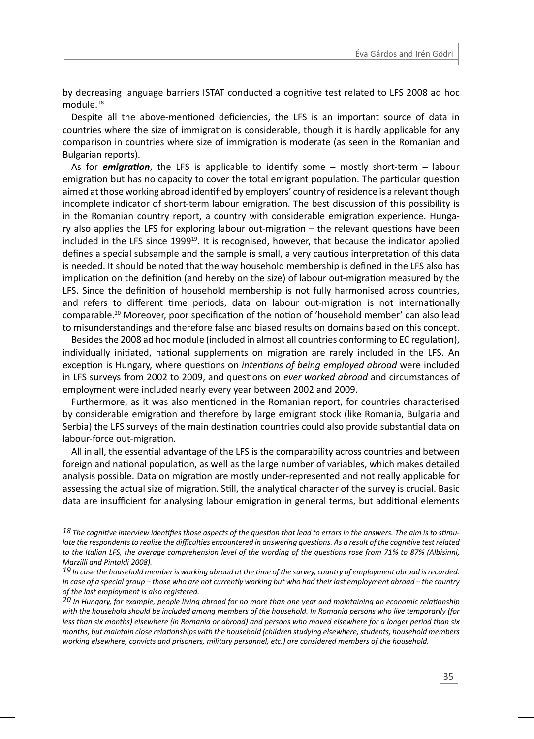by decreasing language barriers ISTAT conducted a cognitive test related to LFS 2008 ad hoc module.[18]

Despite all the above-mentioned deficiencies, the LFS is an important source of data in countries where the size of immigration is considerable, though it is hardly applicable for any comparison in countries where size of immigration is moderate (as seen in the Romanian and Bulgarian reports).

As for ***emigration***, the LFS is applicable to identify some – mostly short-term – labour emigration but has no capacity to cover the total emigrant population. The particular question aimed at those working abroad identified by employers' country of residence is a relevant though incomplete indicator of short-term labour emigration. The best discussion of this possibility is in the Romanian country report, a country with considerable emigration experience. Hungary also applies the LFS for exploring labour out-migration – the relevant questions have been included in the LFS since 1999[19]. It is recognised, however, that because the indicator applied defines a special subsample and the sample is small, a very cautious interpretation of this data is needed. It should be noted that the way household membership is defined in the LFS also has implication on the definition (and hereby on the size) of labour out-migration measured by the LFS. Since the definition of household membership is not fully harmonised across countries, and refers to different time periods, data on labour out-migration is not internationally comparable.[20] Moreover, poor specification of the notion of 'household member' can also lead to misunderstandings and therefore false and biased results on domains based on this concept.

Besides the 2008 ad hoc module (included in almost all countries conforming to EC regulation), individually initiated, national supplements on migration are rarely included in the LFS. An exception is Hungary, where questions on *intentions of being employed abroad* were included in LFS surveys from 2002 to 2009, and questions on *ever worked abroad* and circumstances of employment were included nearly every year between 2002 and 2009.

Furthermore, as it was also mentioned in the Romanian report, for countries characterised by considerable emigration and therefore by large emigrant stock (like Romania, Bulgaria and Serbia) the LFS surveys of the main destination countries could also provide substantial data on labour-force out-migration.

All in all, the essential advantage of the LFS is the comparability across countries and between foreign and national population, as well as the large number of variables, which makes detailed analysis possible. Data on migration are mostly under-represented and not really applicable for assessing the actual size of migration. Still, the analytical character of the survey is crucial. Basic data are insufficient for analysing labour emigration in general terms, but additional elements

*18 The cognitive interview identifies those aspects of the question that lead to errors in the answers. The aim is to stimulate the respondents to realise the difficulties encountered in answering questions. As a result of the cognitive test related to the Italian LFS, the average comprehension level of the wording of the questions rose from 71% to 87% (Albisinni, Marzilli and Pintaldi 2008).*

*19 In case the household member is working abroad at the time of the survey, country of employment abroad is recorded. In case of a special group – those who are not currently working but who had their last employment abroad – the country of the last employment is also registered.*

*20 In Hungary, for example, people living abroad for no more than one year and maintaining an economic relationship with the household should be included among members of the household. In Romania persons who live temporarily (for less than six months) elsewhere (in Romania or abroad) and persons who moved elsewhere for a longer period than six months, but maintain close relationships with the household (children studying elsewhere, students, household members working elsewhere, convicts and prisoners, military personnel, etc.) are considered members of the household.*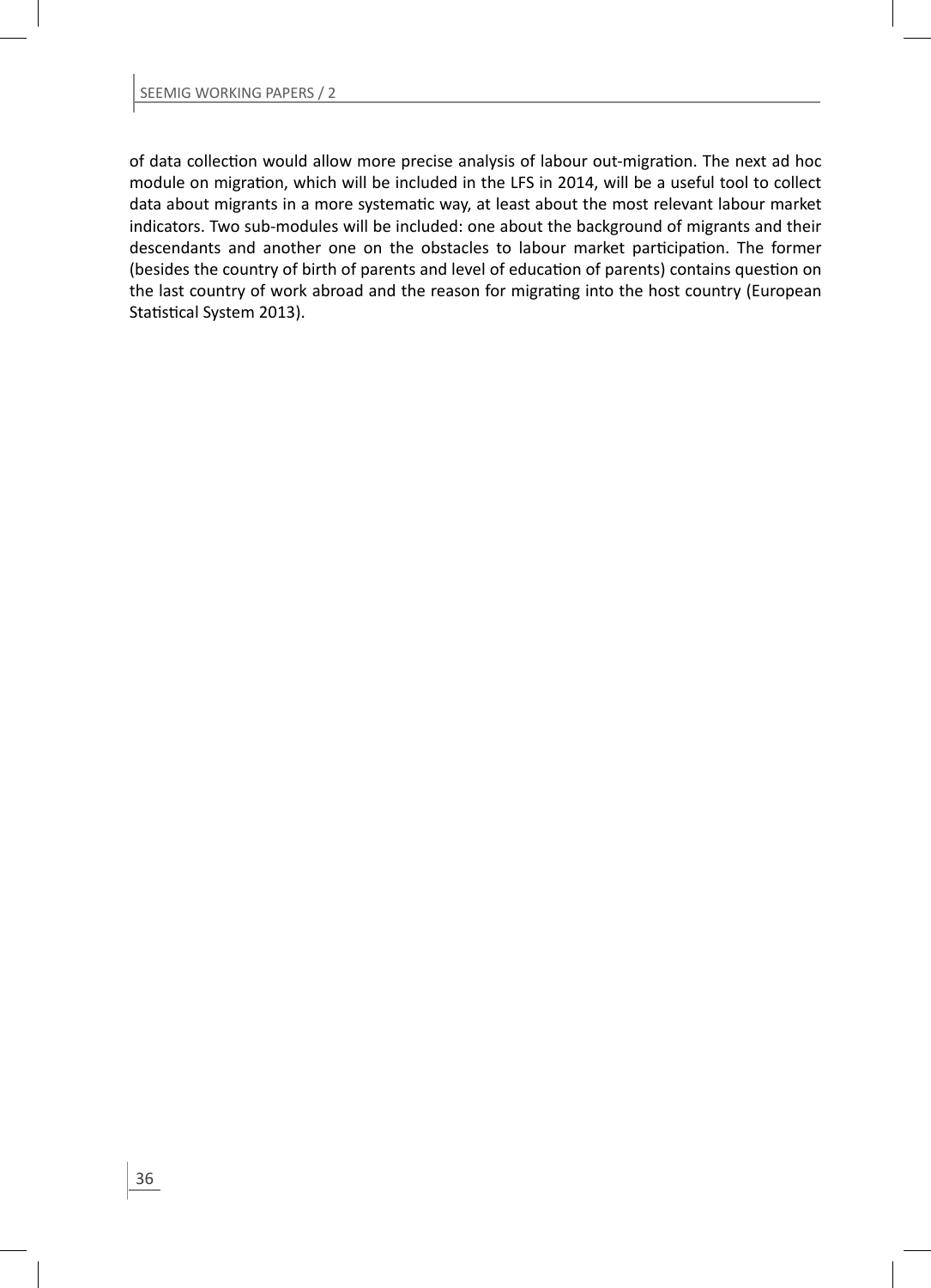of data collection would allow more precise analysis of labour out-migration. The next ad hoc module on migration, which will be included in the LFS in 2014, will be a useful tool to collect data about migrants in a more systematic way, at least about the most relevant labour market indicators. Two sub-modules will be included: one about the background of migrants and their descendants and another one on the obstacles to labour market participation. The former (besides the country of birth of parents and level of education of parents) contains question on the last country of work abroad and the reason for migrating into the host country (European Statistical System 2013).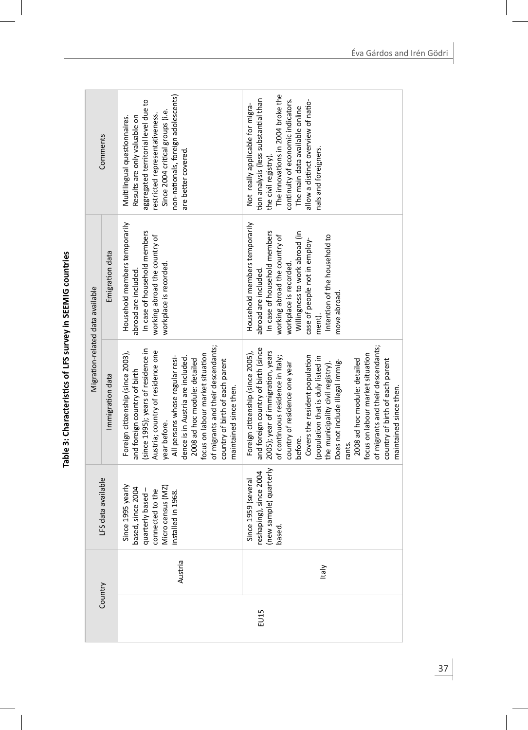**Table 3: Characteristics of LFS survey in SEEMIG countries**

| Country | | LFS data available | Migration-related data available | | Comments |
|---|---|---|---|---|---|
| | | | Immigration data | Emigration data | |
| EU15 | Austria | Since 1995 yearly based, since 2004 quarterly based – connected to the Micro census (MZ) installed in 1968. | Foreign citizenship (since 2003), and foreign country of birth (since 1995); years of residence in Austria; country of residence one year before. All persons whose regular residence is in Austria are included. 2008 ad hoc module: detailed focus on labour market situation of migrants and their descendants; country of birth of each parent maintained since then. | Household members temporarily abroad are included. In case of household members working abroad the country of workplace is recorded. | Multilingual questionnaires. Results are only valuable on aggregated territorial level due to restricted representativeness. Since 2004 critical groups (i.e. non-nationals, foreign adolescents) are better covered. |
| | Italy | Since 1959 (several reshaping), since 2004 (new sample) quarterly based. | Foreign citizenship (since 2005), and foreign country of birth (since 2005); year of immigration, years of continuous residence in Italy; country of residence one year before. Covers the resident population (population that is duly listed in the municipality civil registry). Does not include illegal immigrants. 2008 ad hoc module: detailed focus on labour market situation of migrants and their descendants; country of birth of each parent maintained since then. | Household members temporarily abroad are included. In case of household members working abroad the country of workplace is recorded. Willingness to work abroad (in case of people not in employment). Intention of the household to move abroad. | Not really applicable for migration analysis (less substantial than the civil registry). The innovations in 2004 broke the continuity of economic indicators. The main data available online allow a distinct overview of nationals and foreigners. |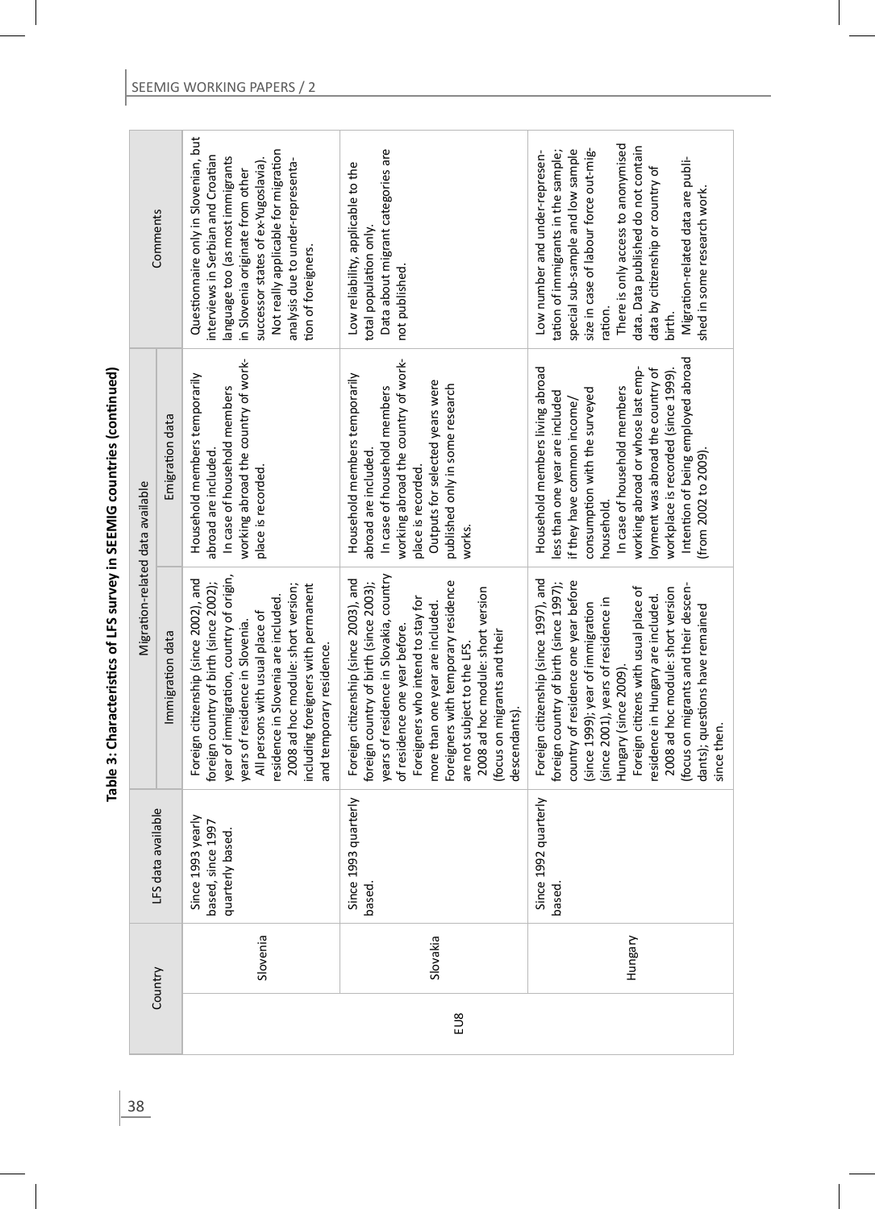**Table 3: Characteristics of LFS survey in SEEMIG countries (continued)**

| | Country | LFS data available | Migration-related data available | | Comments |
|---|---|---|---|---|---|
| | | | Immigration data | Emigration data | |
| EU8 | Slovenia | Since 1993 yearly based, since 1997 quarterly based. | Foreign citizenship (since 2002), and foreign country of birth (since 2002); year of immigration, country of origin, years of residence in Slovenia.<br>All persons with usual place of residence in Slovenia are included.<br>2008 ad hoc module: short version; including foreigners with permanent and temporary residence. | Household members temporarily abroad are included.<br>In case of household members working abroad the country of workplace is recorded. | Questionnaire only in Slovenian, but interviews in Serbian and Croatian language too (as most immigrants in Slovenia originate from other successor states of ex-Yugoslavia).<br>Not really applicable for migration analysis due to under-representation of foreigners. |
| | Slovakia | Since 1993 quarterly based. | Foreign citizenship (since 2003), and foreign country of birth (since 2003); years of residence in Slovakia, country of residence one year before.<br>Foreigners who intend to stay for more than one year are included.<br>Foreigners with temporary residence are not subject to the LFS.<br>2008 ad hoc module: short version (focus on migrants and their descendants). | Household members temporarily abroad are included.<br>In case of household members working abroad the country of workplace is recorded.<br>Outputs for selected years were published only in some research works. | Low reliability, applicable to the total population only.<br>Data about migrant categories are not published. |
| | Hungary | Since 1992 quarterly based. | Foreign citizenship (since 1997), and foreign country of birth (since 1997); country of residence one year before (since 1999); year of immigration (since 2001), years of residence in Hungary (since 2009).<br>Foreign citizens with usual place of residence in Hungary are included.<br>2008 ad hoc module: short version (focus on migrants and their descendants); questions have remained since then. | Household members living abroad less than one year are included if they have common income/consumption with the surveyed household.<br>In case of household members working abroad or whose last employment was abroad the country of workplace is recorded (since 1999).<br>Intention of being employed abroad (from 2002 to 2009). | Low number and under-representation of immigrants in the sample; special sub-sample and low sample size in case of labour force out-migration.<br>There is only access to anonymised data. Data published do not contain data by citizenship or country of birth.<br>Migration-related data are published in some research work. |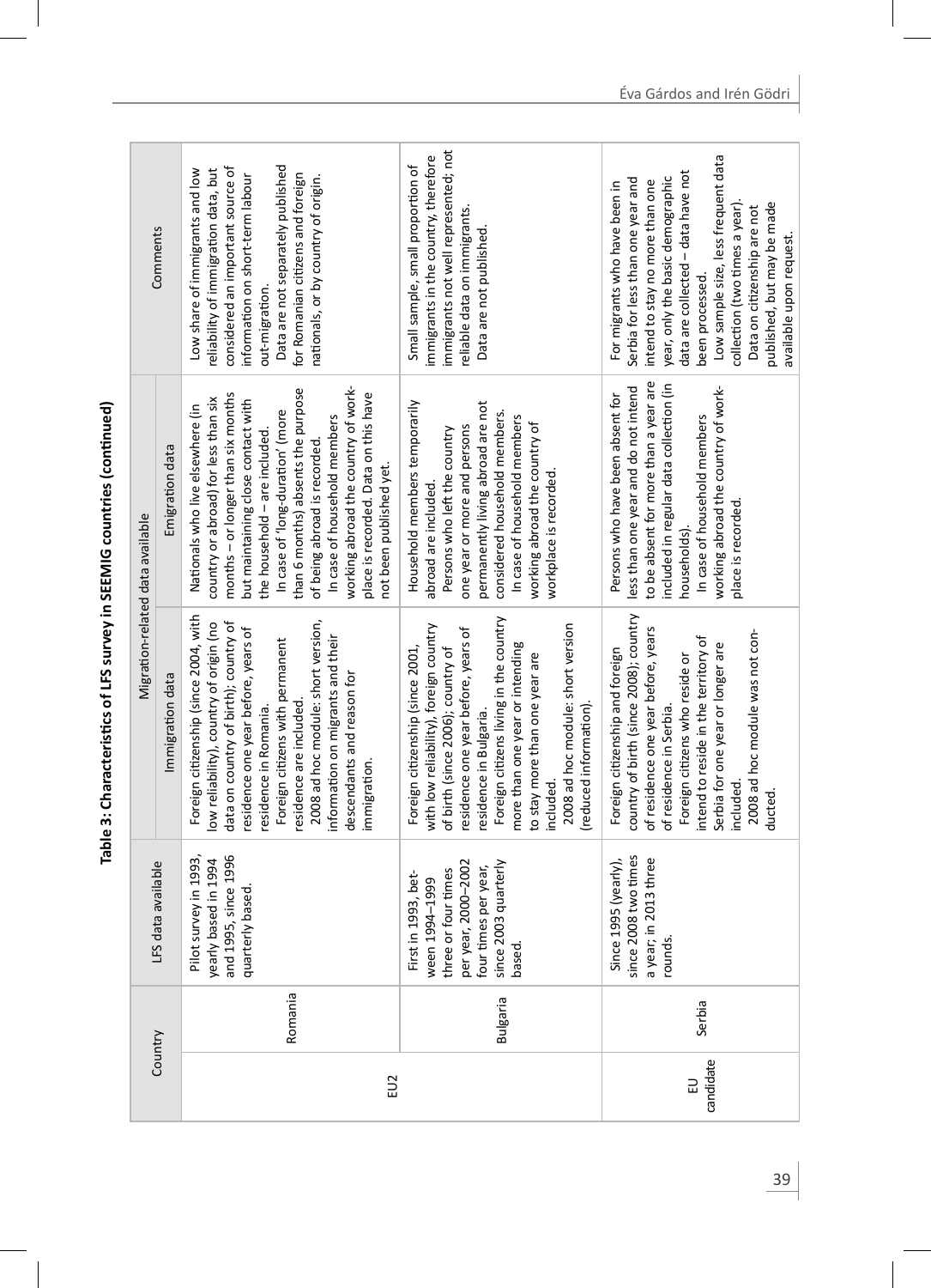**Table 3: Characteristics of LFS survey in SEEMIG countries (continued)**

| Country | | LFS data available | Migration-related data available | | Comments |
|---|---|---|---|---|---|
| | | | Immigration data | Emigration data | |
| EU2 | Romania | Pilot survey in 1993, yearly based in 1994 and 1995, since 1996 quarterly based. | Foreign citizenship (since 2004, with low reliability), country of origin (no data on country of birth); country of residence one year before, years of residence in Romania. Foreign citizens with permanent residence are included. 2008 ad hoc module: short version, information on migrants and their descendants and reason for immigration. | Nationals who live elsewhere (in country or abroad) for less than six months – or longer than six months but maintaining close contact with the household – are included. In case of 'long-duration' (more than 6 months) absents the purpose of being abroad is recorded. In case of household members working abroad the country of work-place is recorded. Data on this have not been published yet. | Low share of immigrants and low reliability of immigration data, but considered an important source of information on short-term labour out-migration. Data are not separately published for Romanian citizens and foreign nationals, or by country of origin. |
| | Bulgaria | First in 1993, between 1994–1999 three or four times per year, 2000–2002 four times per year, since 2003 quarterly based. | Foreign citizenship (since 2001, with low reliability), foreign country of birth (since 2006); country of residence one year before, years of residence in Bulgaria. Foreign citizens living in the country more than one year or intending to stay more than one year are included. 2008 ad hoc module: short version (reduced information). | Household members temporarily abroad are included. Persons who left the country one year or more and persons permanently living abroad are not considered household members. In case of household members working abroad the country of workplace is recorded. | Small sample, small proportion of immigrants in the country, therefore immigrants not well represented; not reliable data on immigrants. Data are not published. |
| EU candidate | Serbia | Since 1995 (yearly), since 2008 two times a year; in 2013 three rounds. | Foreign citizenship and foreign country of birth (since 2008); country of residence one year before, years of residence in Serbia. Foreign citizens who reside or intend to reside in the territory of Serbia for one year or longer are included. 2008 ad hoc module was not conducted. | Persons who have been absent for less than one year and do not intend to be absent for more than a year are included in regular data collection (in households). In case of household members working abroad the country of work-place is recorded. | For migrants who have been in Serbia for less than one year and intend to stay no more than one year, only the basic demographic data are collected – data have not been processed. Low sample size, less frequent data collection (two times a year). Data on citizenship are not published, but may be made available upon request. |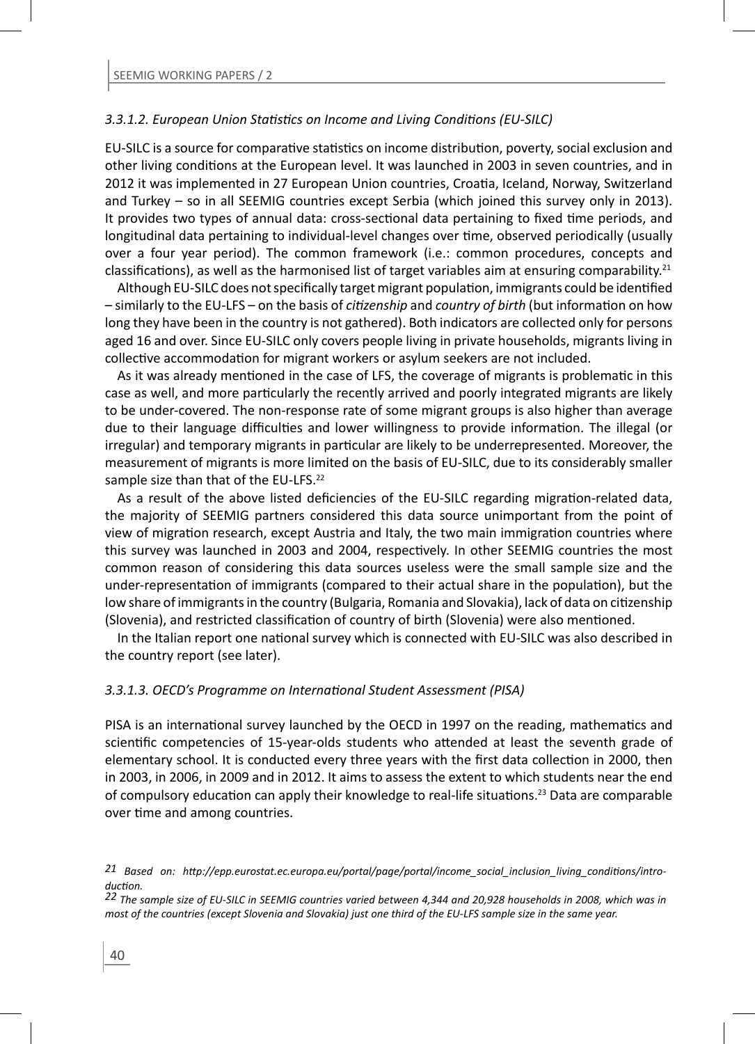### *3.3.1.2. European Union Statistics on Income and Living Conditions (EU-SILC)*

EU-SILC is a source for comparative statistics on income distribution, poverty, social exclusion and other living conditions at the European level. It was launched in 2003 in seven countries, and in 2012 it was implemented in 27 European Union countries, Croatia, Iceland, Norway, Switzerland and Turkey – so in all SEEMIG countries except Serbia (which joined this survey only in 2013). It provides two types of annual data: cross-sectional data pertaining to fixed time periods, and longitudinal data pertaining to individual-level changes over time, observed periodically (usually over a four year period). The common framework (i.e.: common procedures, concepts and classifications), as well as the harmonised list of target variables aim at ensuring comparability.[21]

Although EU-SILC does not specifically target migrant population, immigrants could be identified – similarly to the EU-LFS – on the basis of *citizenship* and *country of birth* (but information on how long they have been in the country is not gathered). Both indicators are collected only for persons aged 16 and over. Since EU-SILC only covers people living in private households, migrants living in collective accommodation for migrant workers or asylum seekers are not included.

As it was already mentioned in the case of LFS, the coverage of migrants is problematic in this case as well, and more particularly the recently arrived and poorly integrated migrants are likely to be under-covered. The non-response rate of some migrant groups is also higher than average due to their language difficulties and lower willingness to provide information. The illegal (or irregular) and temporary migrants in particular are likely to be underrepresented. Moreover, the measurement of migrants is more limited on the basis of EU-SILC, due to its considerably smaller sample size than that of the EU-LFS.[22]

As a result of the above listed deficiencies of the EU-SILC regarding migration-related data, the majority of SEEMIG partners considered this data source unimportant from the point of view of migration research, except Austria and Italy, the two main immigration countries where this survey was launched in 2003 and 2004, respectively. In other SEEMIG countries the most common reason of considering this data sources useless were the small sample size and the under-representation of immigrants (compared to their actual share in the population), but the low share of immigrants in the country (Bulgaria, Romania and Slovakia), lack of data on citizenship (Slovenia), and restricted classification of country of birth (Slovenia) were also mentioned.

In the Italian report one national survey which is connected with EU-SILC was also described in the country report (see later).

### *3.3.1.3. OECD's Programme on International Student Assessment (PISA)*

PISA is an international survey launched by the OECD in 1997 on the reading, mathematics and scientific competencies of 15-year-olds students who attended at least the seventh grade of elementary school. It is conducted every three years with the first data collection in 2000, then in 2003, in 2006, in 2009 and in 2012. It aims to assess the extent to which students near the end of compulsory education can apply their knowledge to real-life situations.[23] Data are comparable over time and among countries.

---

*21 Based on: http://epp.eurostat.ec.europa.eu/portal/page/portal/income_social_inclusion_living_conditions/introduction.*

*22 The sample size of EU-SILC in SEEMIG countries varied between 4,344 and 20,928 households in 2008, which was in most of the countries (except Slovenia and Slovakia) just one third of the EU-LFS sample size in the same year.*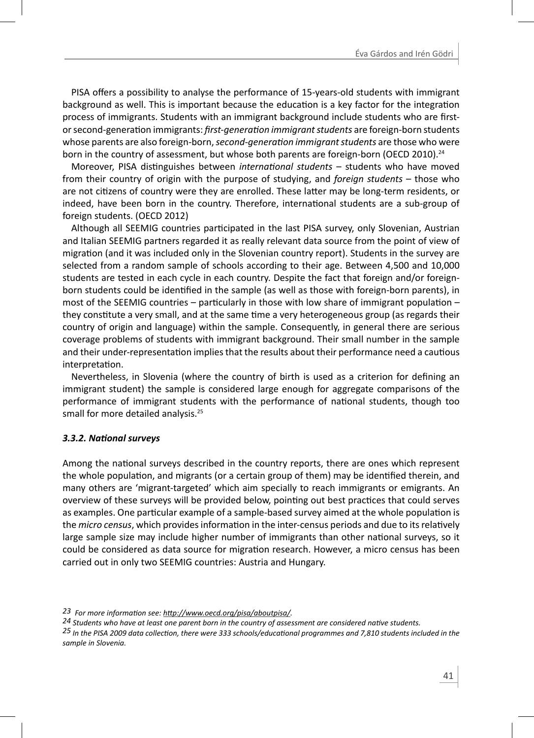PISA offers a possibility to analyse the performance of 15-years-old students with immigrant background as well. This is important because the education is a key factor for the integration process of immigrants. Students with an immigrant background include students who are first- or second-generation immigrants: *first-generation immigrant students* are foreign-born students whose parents are also foreign-born, *second-generation immigrant students* are those who were born in the country of assessment, but whose both parents are foreign-born (OECD 2010).[24]

Moreover, PISA distinguishes between *international students* – students who have moved from their country of origin with the purpose of studying, and *foreign students* – those who are not citizens of country were they are enrolled. These latter may be long-term residents, or indeed, have been born in the country. Therefore, international students are a sub-group of foreign students. (OECD 2012)

Although all SEEMIG countries participated in the last PISA survey, only Slovenian, Austrian and Italian SEEMIG partners regarded it as really relevant data source from the point of view of migration (and it was included only in the Slovenian country report). Students in the survey are selected from a random sample of schools according to their age. Between 4,500 and 10,000 students are tested in each cycle in each country. Despite the fact that foreign and/or foreign-born students could be identified in the sample (as well as those with foreign-born parents), in most of the SEEMIG countries – particularly in those with low share of immigrant population – they constitute a very small, and at the same time a very heterogeneous group (as regards their country of origin and language) within the sample. Consequently, in general there are serious coverage problems of students with immigrant background. Their small number in the sample and their under-representation implies that the results about their performance need a cautious interpretation.

Nevertheless, in Slovenia (where the country of birth is used as a criterion for defining an immigrant student) the sample is considered large enough for aggregate comparisons of the performance of immigrant students with the performance of national students, though too small for more detailed analysis.[25]

### *3.3.2. National surveys*

Among the national surveys described in the country reports, there are ones which represent the whole population, and migrants (or a certain group of them) may be identified therein, and many others are 'migrant-targeted' which aim specially to reach immigrants or emigrants. An overview of these surveys will be provided below, pointing out best practices that could serves as examples. One particular example of a sample-based survey aimed at the whole population is the *micro census*, which provides information in the inter-census periods and due to its relatively large sample size may include higher number of immigrants than other national surveys, so it could be considered as data source for migration research. However, a micro census has been carried out in only two SEEMIG countries: Austria and Hungary.

---

*23 For more information see: http://www.oecd.org/pisa/aboutpisa/.*

*24 Students who have at least one parent born in the country of assessment are considered native students.*

*25 In the PISA 2009 data collection, there were 333 schools/educational programmes and 7,810 students included in the sample in Slovenia.*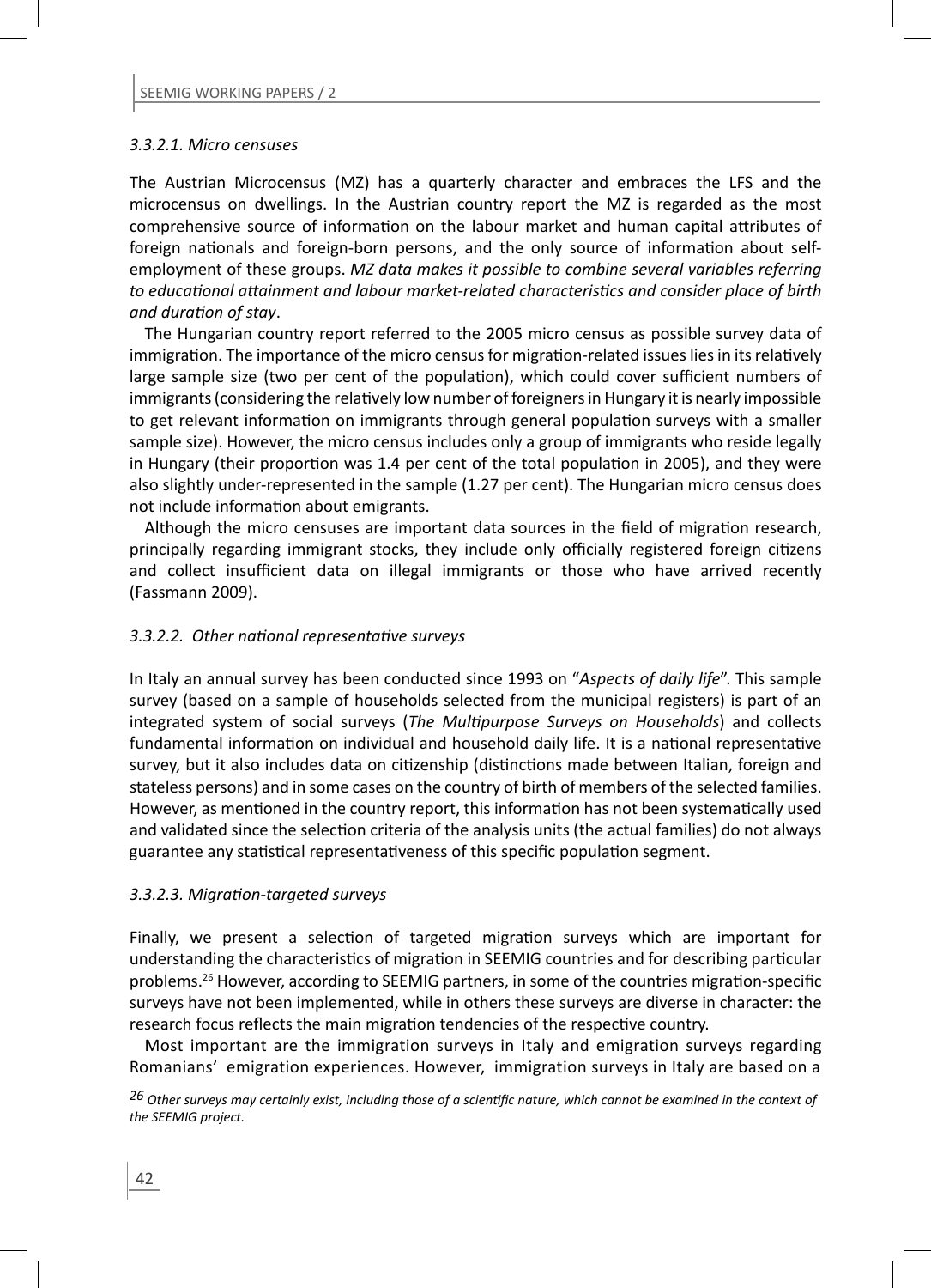#### *3.3.2.1. Micro censuses*

The Austrian Microcensus (MZ) has a quarterly character and embraces the LFS and the microcensus on dwellings. In the Austrian country report the MZ is regarded as the most comprehensive source of information on the labour market and human capital attributes of foreign nationals and foreign-born persons, and the only source of information about self-employment of these groups. *MZ data makes it possible to combine several variables referring to educational attainment and labour market-related characteristics and consider place of birth and duration of stay*.

The Hungarian country report referred to the 2005 micro census as possible survey data of immigration. The importance of the micro census for migration-related issues lies in its relatively large sample size (two per cent of the population), which could cover sufficient numbers of immigrants (considering the relatively low number of foreigners in Hungary it is nearly impossible to get relevant information on immigrants through general population surveys with a smaller sample size). However, the micro census includes only a group of immigrants who reside legally in Hungary (their proportion was 1.4 per cent of the total population in 2005), and they were also slightly under-represented in the sample (1.27 per cent). The Hungarian micro census does not include information about emigrants.

Although the micro censuses are important data sources in the field of migration research, principally regarding immigrant stocks, they include only officially registered foreign citizens and collect insufficient data on illegal immigrants or those who have arrived recently (Fassmann 2009).

#### *3.3.2.2. Other national representative surveys*

In Italy an annual survey has been conducted since 1993 on "*Aspects of daily life*". This sample survey (based on a sample of households selected from the municipal registers) is part of an integrated system of social surveys (*The Multipurpose Surveys on Households*) and collects fundamental information on individual and household daily life. It is a national representative survey, but it also includes data on citizenship (distinctions made between Italian, foreign and stateless persons) and in some cases on the country of birth of members of the selected families. However, as mentioned in the country report, this information has not been systematically used and validated since the selection criteria of the analysis units (the actual families) do not always guarantee any statistical representativeness of this specific population segment.

#### *3.3.2.3. Migration-targeted surveys*

Finally, we present a selection of targeted migration surveys which are important for understanding the characteristics of migration in SEEMIG countries and for describing particular problems.[26] However, according to SEEMIG partners, in some of the countries migration-specific surveys have not been implemented, while in others these surveys are diverse in character: the research focus reflects the main migration tendencies of the respective country.

Most important are the immigration surveys in Italy and emigration surveys regarding Romanians' emigration experiences. However, immigration surveys in Italy are based on a

[26] *Other surveys may certainly exist, including those of a scientific nature, which cannot be examined in the context of the SEEMIG project.*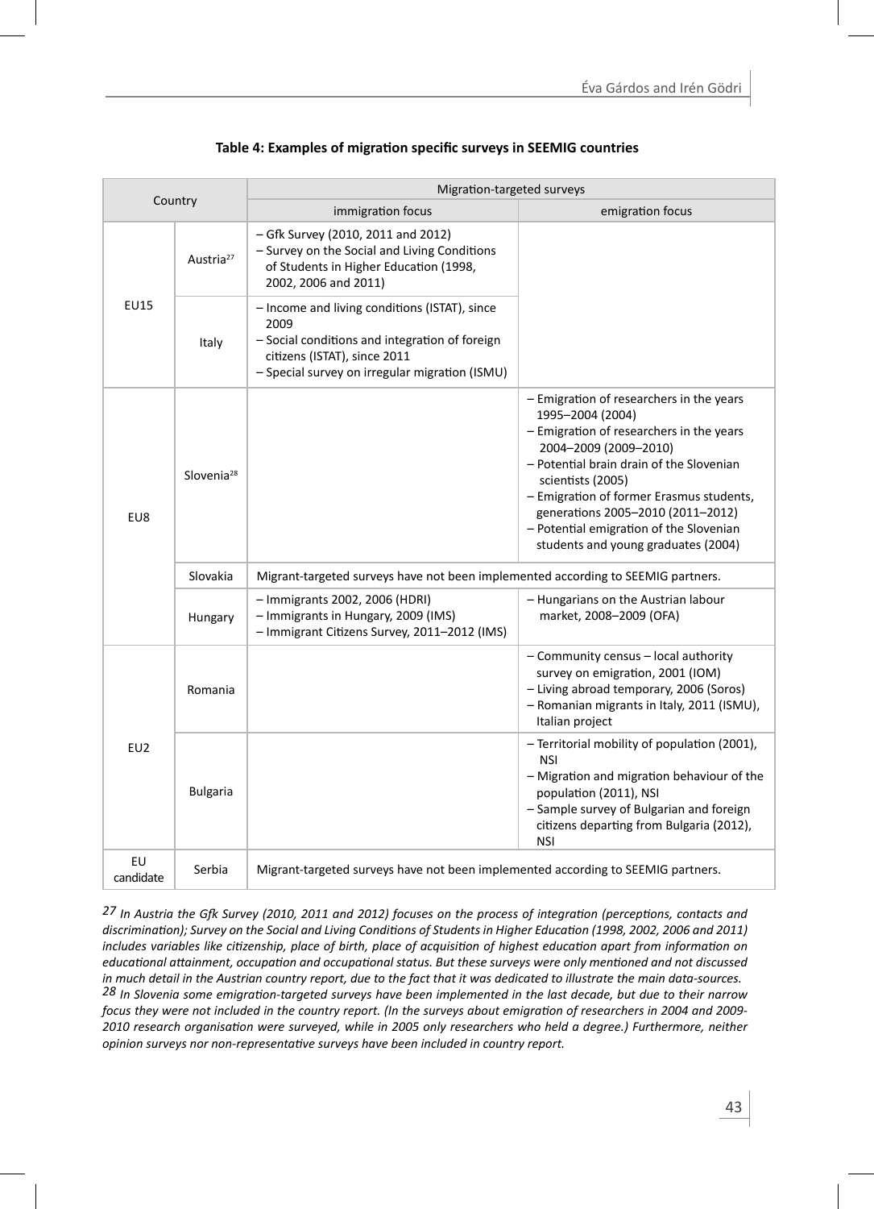**Table 4: Examples of migration specific surveys in SEEMIG countries**

| Country | | Migration-targeted surveys | |
|---|---|---|---|
| | | immigration focus | emigration focus |
| EU15 | Austria[27] | – Gfk Survey (2010, 2011 and 2012)<br>– Survey on the Social and Living Conditions of Students in Higher Education (1998, 2002, 2006 and 2011) | |
| | Italy | – Income and living conditions (ISTAT), since 2009<br>– Social conditions and integration of foreign citizens (ISTAT), since 2011<br>– Special survey on irregular migration (ISMU) | |
| EU8 | Slovenia[28] | | – Emigration of researchers in the years 1995–2004 (2004)<br>– Emigration of researchers in the years 2004–2009 (2009–2010)<br>– Potential brain drain of the Slovenian scientists (2005)<br>– Emigration of former Erasmus students, generations 2005–2010 (2011–2012)<br>– Potential emigration of the Slovenian students and young graduates (2004) |
| | Slovakia | Migrant-targeted surveys have not been implemented according to SEEMIG partners. | |
| | Hungary | – Immigrants 2002, 2006 (HDRI)<br>– Immigrants in Hungary, 2009 (IMS)<br>– Immigrant Citizens Survey, 2011–2012 (IMS) | – Hungarians on the Austrian labour market, 2008–2009 (OFA) |
| EU2 | Romania | | – Community census – local authority survey on emigration, 2001 (IOM)<br>– Living abroad temporary, 2006 (Soros)<br>– Romanian migrants in Italy, 2011 (ISMU), Italian project |
| | Bulgaria | | – Territorial mobility of population (2001), NSI<br>– Migration and migration behaviour of the population (2011), NSI<br>– Sample survey of Bulgarian and foreign citizens departing from Bulgaria (2012), NSI |
| EU candidate | Serbia | Migrant-targeted surveys have not been implemented according to SEEMIG partners. | |

*27 In Austria the Gfk Survey (2010, 2011 and 2012) focuses on the process of integration (perceptions, contacts and discrimination); Survey on the Social and Living Conditions of Students in Higher Education (1998, 2002, 2006 and 2011) includes variables like citizenship, place of birth, place of acquisition of highest education apart from information on educational attainment, occupation and occupational status. But these surveys were only mentioned and not discussed in much detail in the Austrian country report, due to the fact that it was dedicated to illustrate the main data-sources.*

*28 In Slovenia some emigration-targeted surveys have been implemented in the last decade, but due to their narrow focus they were not included in the country report. (In the surveys about emigration of researchers in 2004 and 2009-2010 research organisation were surveyed, while in 2005 only researchers who held a degree.) Furthermore, neither opinion surveys nor non-representative surveys have been included in country report.*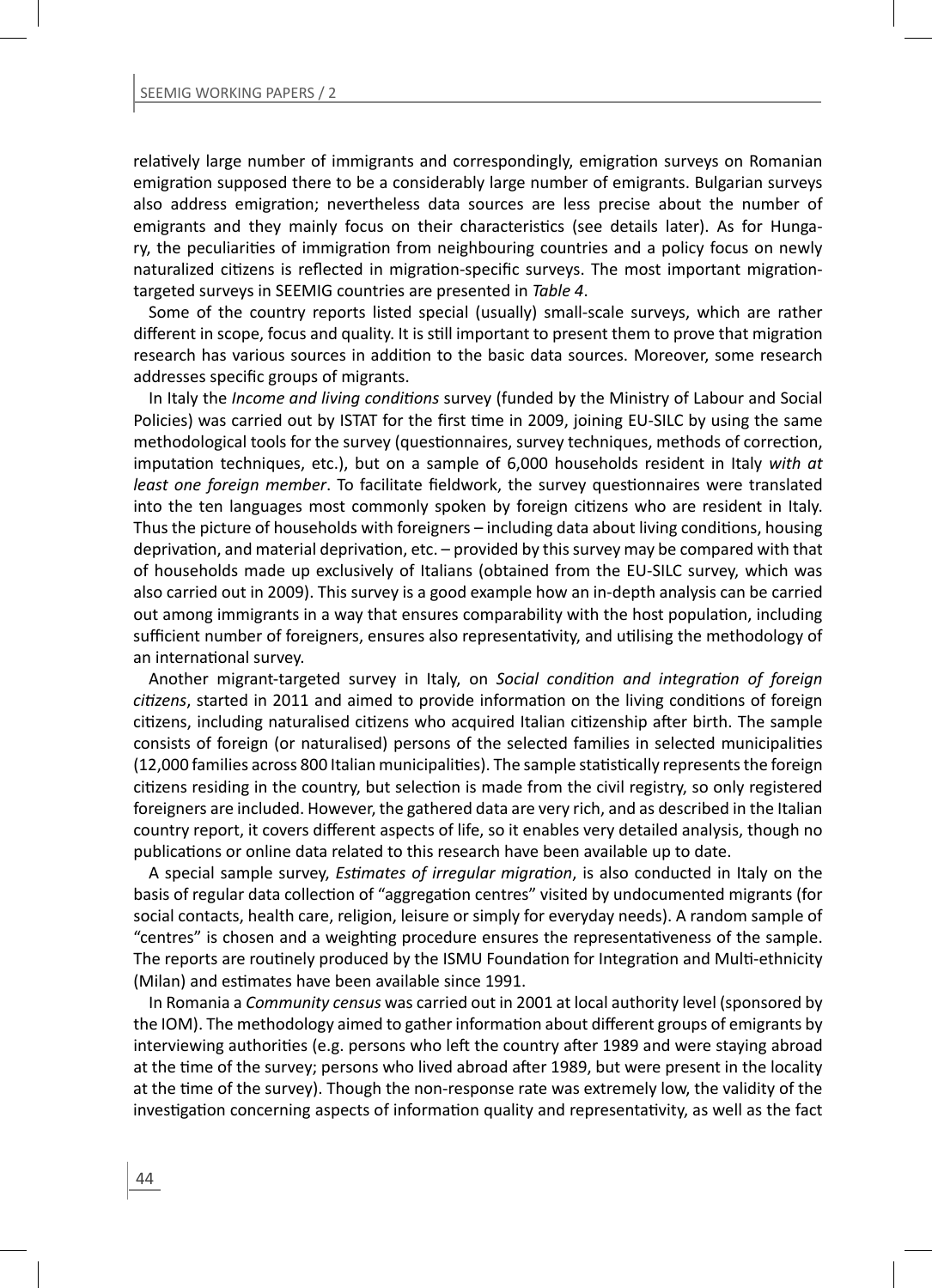relatively large number of immigrants and correspondingly, emigration surveys on Romanian emigration supposed there to be a considerably large number of emigrants. Bulgarian surveys also address emigration; nevertheless data sources are less precise about the number of emigrants and they mainly focus on their characteristics (see details later). As for Hungary, the peculiarities of immigration from neighbouring countries and a policy focus on newly naturalized citizens is reflected in migration-specific surveys. The most important migration-targeted surveys in SEEMIG countries are presented in *Table 4*.

Some of the country reports listed special (usually) small-scale surveys, which are rather different in scope, focus and quality. It is still important to present them to prove that migration research has various sources in addition to the basic data sources. Moreover, some research addresses specific groups of migrants.

In Italy the *Income and living conditions* survey (funded by the Ministry of Labour and Social Policies) was carried out by ISTAT for the first time in 2009, joining EU-SILC by using the same methodological tools for the survey (questionnaires, survey techniques, methods of correction, imputation techniques, etc.), but on a sample of 6,000 households resident in Italy *with at least one foreign member*. To facilitate fieldwork, the survey questionnaires were translated into the ten languages most commonly spoken by foreign citizens who are resident in Italy. Thus the picture of households with foreigners – including data about living conditions, housing deprivation, and material deprivation, etc. – provided by this survey may be compared with that of households made up exclusively of Italians (obtained from the EU-SILC survey, which was also carried out in 2009). This survey is a good example how an in-depth analysis can be carried out among immigrants in a way that ensures comparability with the host population, including sufficient number of foreigners, ensures also representativity, and utilising the methodology of an international survey.

Another migrant-targeted survey in Italy, on *Social condition and integration of foreign citizens*, started in 2011 and aimed to provide information on the living conditions of foreign citizens, including naturalised citizens who acquired Italian citizenship after birth. The sample consists of foreign (or naturalised) persons of the selected families in selected municipalities (12,000 families across 800 Italian municipalities). The sample statistically represents the foreign citizens residing in the country, but selection is made from the civil registry, so only registered foreigners are included. However, the gathered data are very rich, and as described in the Italian country report, it covers different aspects of life, so it enables very detailed analysis, though no publications or online data related to this research have been available up to date.

A special sample survey, *Estimates of irregular migration*, is also conducted in Italy on the basis of regular data collection of "aggregation centres" visited by undocumented migrants (for social contacts, health care, religion, leisure or simply for everyday needs). A random sample of "centres" is chosen and a weighting procedure ensures the representativeness of the sample. The reports are routinely produced by the ISMU Foundation for Integration and Multi-ethnicity (Milan) and estimates have been available since 1991.

In Romania a *Community census* was carried out in 2001 at local authority level (sponsored by the IOM). The methodology aimed to gather information about different groups of emigrants by interviewing authorities (e.g. persons who left the country after 1989 and were staying abroad at the time of the survey; persons who lived abroad after 1989, but were present in the locality at the time of the survey). Though the non-response rate was extremely low, the validity of the investigation concerning aspects of information quality and representativity, as well as the fact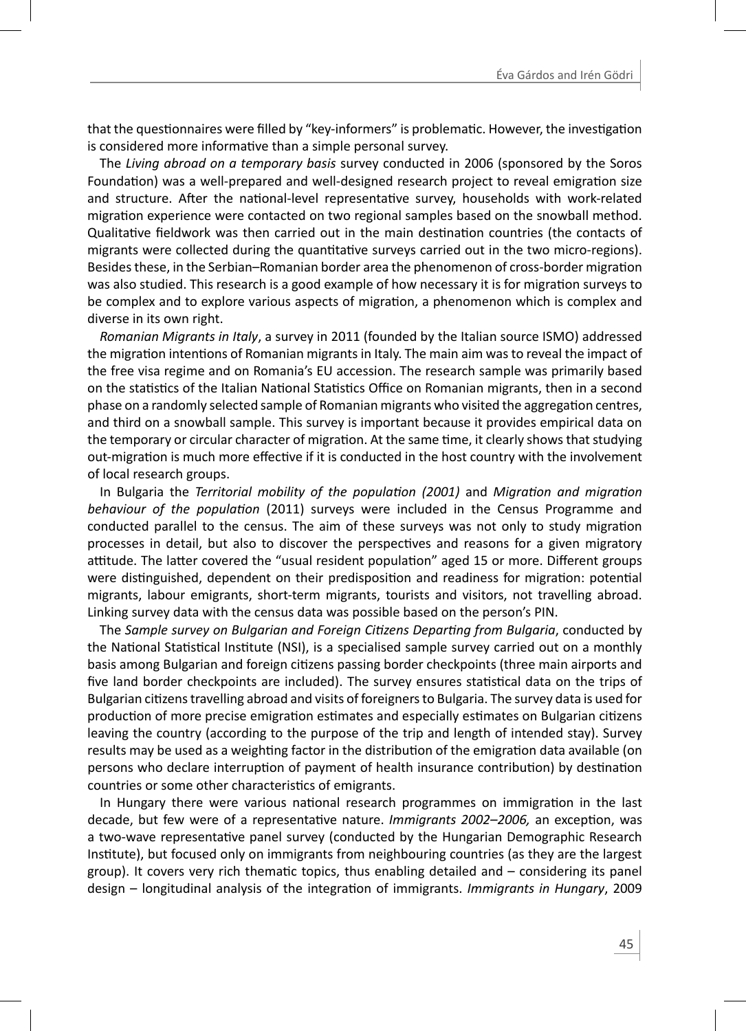that the questionnaires were filled by "key-informers" is problematic. However, the investigation is considered more informative than a simple personal survey.

The *Living abroad on a temporary basis* survey conducted in 2006 (sponsored by the Soros Foundation) was a well-prepared and well-designed research project to reveal emigration size and structure. After the national-level representative survey, households with work-related migration experience were contacted on two regional samples based on the snowball method. Qualitative fieldwork was then carried out in the main destination countries (the contacts of migrants were collected during the quantitative surveys carried out in the two micro-regions). Besides these, in the Serbian–Romanian border area the phenomenon of cross-border migration was also studied. This research is a good example of how necessary it is for migration surveys to be complex and to explore various aspects of migration, a phenomenon which is complex and diverse in its own right.

*Romanian Migrants in Italy*, a survey in 2011 (founded by the Italian source ISMO) addressed the migration intentions of Romanian migrants in Italy. The main aim was to reveal the impact of the free visa regime and on Romania's EU accession. The research sample was primarily based on the statistics of the Italian National Statistics Office on Romanian migrants, then in a second phase on a randomly selected sample of Romanian migrants who visited the aggregation centres, and third on a snowball sample. This survey is important because it provides empirical data on the temporary or circular character of migration. At the same time, it clearly shows that studying out-migration is much more effective if it is conducted in the host country with the involvement of local research groups.

In Bulgaria the *Territorial mobility of the population (2001)* and *Migration and migration behaviour of the population* (2011) surveys were included in the Census Programme and conducted parallel to the census. The aim of these surveys was not only to study migration processes in detail, but also to discover the perspectives and reasons for a given migratory attitude. The latter covered the "usual resident population" aged 15 or more. Different groups were distinguished, dependent on their predisposition and readiness for migration: potential migrants, labour emigrants, short-term migrants, tourists and visitors, not travelling abroad. Linking survey data with the census data was possible based on the person's PIN.

The *Sample survey on Bulgarian and Foreign Citizens Departing from Bulgaria*, conducted by the National Statistical Institute (NSI), is a specialised sample survey carried out on a monthly basis among Bulgarian and foreign citizens passing border checkpoints (three main airports and five land border checkpoints are included). The survey ensures statistical data on the trips of Bulgarian citizens travelling abroad and visits of foreigners to Bulgaria. The survey data is used for production of more precise emigration estimates and especially estimates on Bulgarian citizens leaving the country (according to the purpose of the trip and length of intended stay). Survey results may be used as a weighting factor in the distribution of the emigration data available (on persons who declare interruption of payment of health insurance contribution) by destination countries or some other characteristics of emigrants.

In Hungary there were various national research programmes on immigration in the last decade, but few were of a representative nature. *Immigrants 2002–2006,* an exception, was a two-wave representative panel survey (conducted by the Hungarian Demographic Research Institute), but focused only on immigrants from neighbouring countries (as they are the largest group). It covers very rich thematic topics, thus enabling detailed and – considering its panel design – longitudinal analysis of the integration of immigrants. *Immigrants in Hungary*, 2009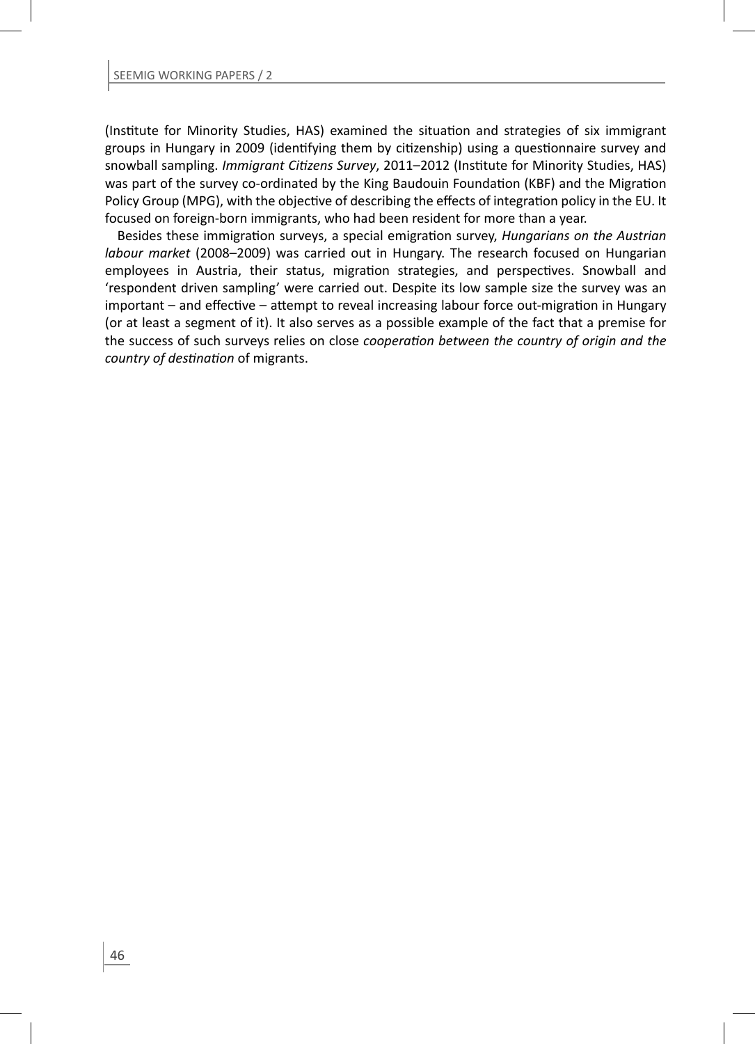(Institute for Minority Studies, HAS) examined the situation and strategies of six immigrant groups in Hungary in 2009 (identifying them by citizenship) using a questionnaire survey and snowball sampling. *Immigrant Citizens Survey*, 2011–2012 (Institute for Minority Studies, HAS) was part of the survey co-ordinated by the King Baudouin Foundation (KBF) and the Migration Policy Group (MPG), with the objective of describing the effects of integration policy in the EU. It focused on foreign-born immigrants, who had been resident for more than a year.

Besides these immigration surveys, a special emigration survey, *Hungarians on the Austrian labour market* (2008–2009) was carried out in Hungary. The research focused on Hungarian employees in Austria, their status, migration strategies, and perspectives. Snowball and 'respondent driven sampling' were carried out. Despite its low sample size the survey was an important – and effective – attempt to reveal increasing labour force out-migration in Hungary (or at least a segment of it). It also serves as a possible example of the fact that a premise for the success of such surveys relies on close *cooperation between the country of origin and the country of destination* of migrants.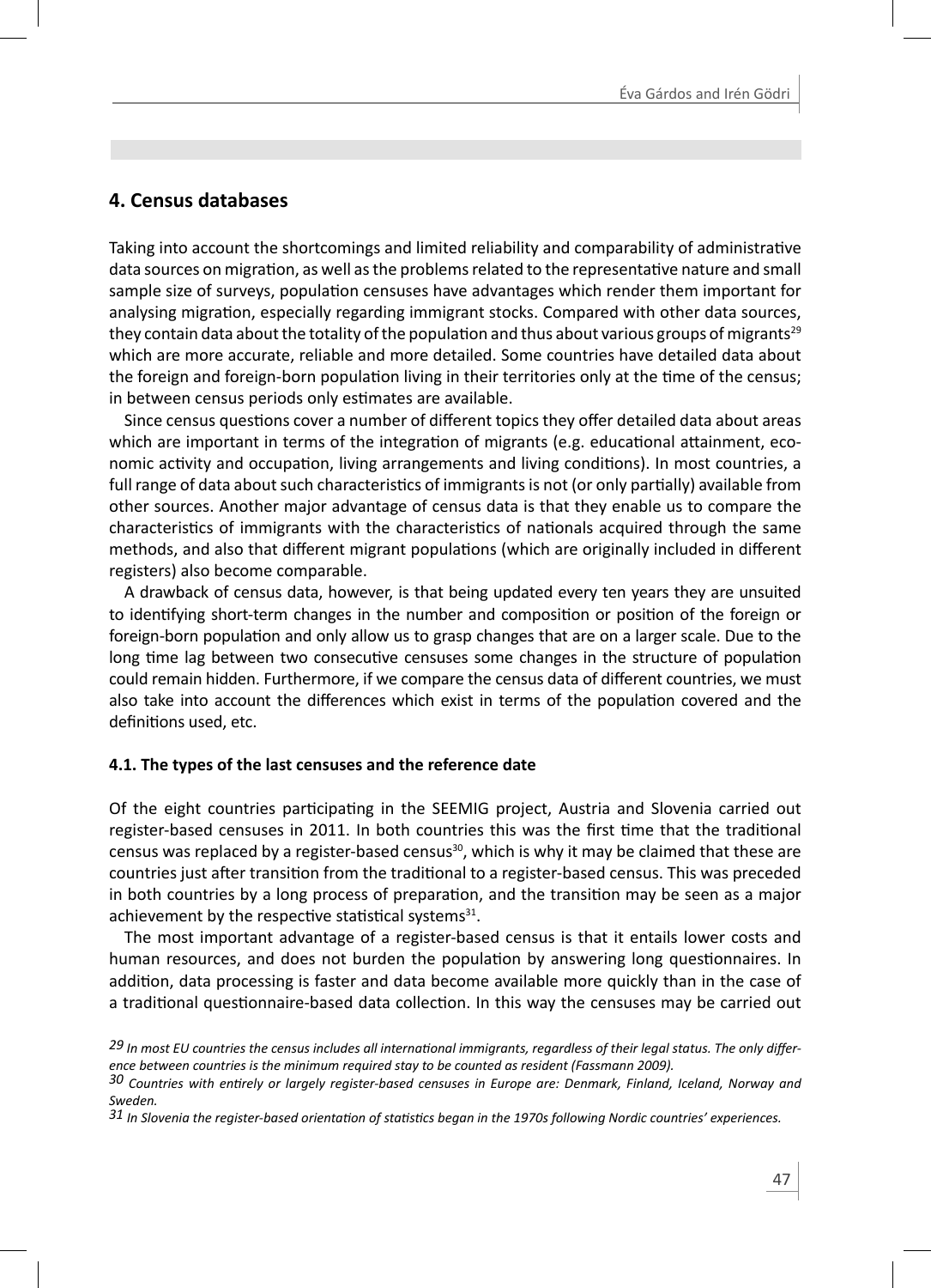## 4. Census databases

Taking into account the shortcomings and limited reliability and comparability of administrative data sources on migration, as well as the problems related to the representative nature and small sample size of surveys, population censuses have advantages which render them important for analysing migration, especially regarding immigrant stocks. Compared with other data sources, they contain data about the totality of the population and thus about various groups of migrants[29] which are more accurate, reliable and more detailed. Some countries have detailed data about the foreign and foreign-born population living in their territories only at the time of the census; in between census periods only estimates are available.

Since census questions cover a number of different topics they offer detailed data about areas which are important in terms of the integration of migrants (e.g. educational attainment, economic activity and occupation, living arrangements and living conditions). In most countries, a full range of data about such characteristics of immigrants is not (or only partially) available from other sources. Another major advantage of census data is that they enable us to compare the characteristics of immigrants with the characteristics of nationals acquired through the same methods, and also that different migrant populations (which are originally included in different registers) also become comparable.

A drawback of census data, however, is that being updated every ten years they are unsuited to identifying short-term changes in the number and composition or position of the foreign or foreign-born population and only allow us to grasp changes that are on a larger scale. Due to the long time lag between two consecutive censuses some changes in the structure of population could remain hidden. Furthermore, if we compare the census data of different countries, we must also take into account the differences which exist in terms of the population covered and the definitions used, etc.

### 4.1. The types of the last censuses and the reference date

Of the eight countries participating in the SEEMIG project, Austria and Slovenia carried out register-based censuses in 2011. In both countries this was the first time that the traditional census was replaced by a register-based census[30], which is why it may be claimed that these are countries just after transition from the traditional to a register-based census. This was preceded in both countries by a long process of preparation, and the transition may be seen as a major achievement by the respective statistical systems[31].

The most important advantage of a register-based census is that it entails lower costs and human resources, and does not burden the population by answering long questionnaires. In addition, data processing is faster and data become available more quickly than in the case of a traditional questionnaire-based data collection. In this way the censuses may be carried out

*29 In most EU countries the census includes all international immigrants, regardless of their legal status. The only difference between countries is the minimum required stay to be counted as resident (Fassmann 2009).*

*30 Countries with entirely or largely register-based censuses in Europe are: Denmark, Finland, Iceland, Norway and Sweden.*

*31 In Slovenia the register-based orientation of statistics began in the 1970s following Nordic countries' experiences.*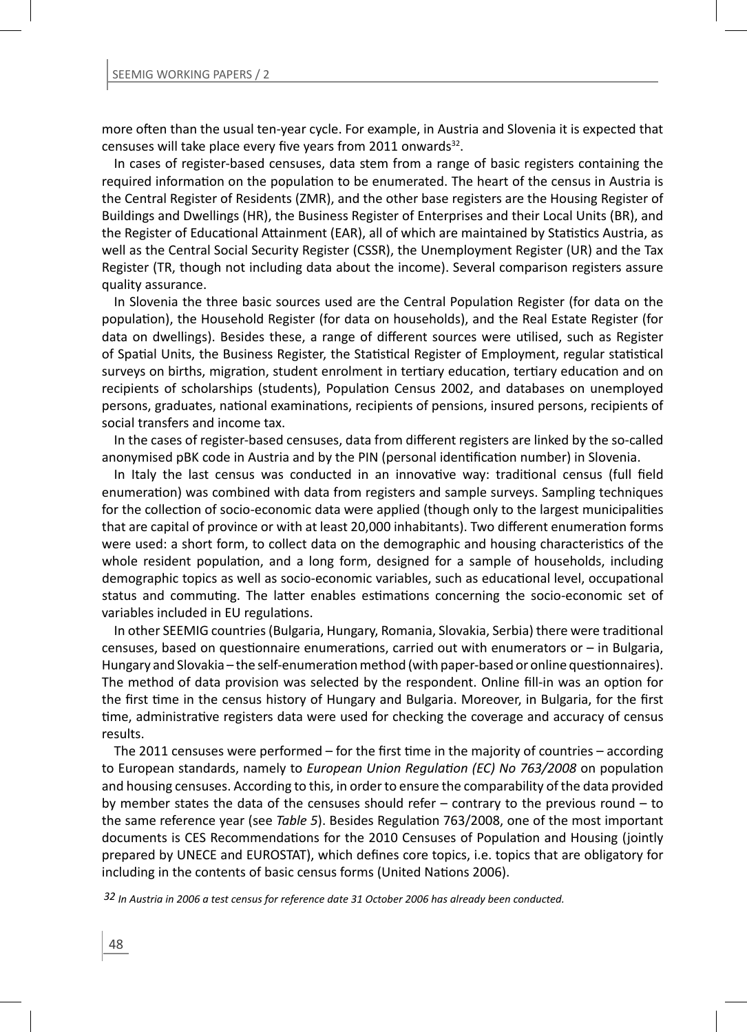more often than the usual ten-year cycle. For example, in Austria and Slovenia it is expected that censuses will take place every five years from 2011 onwards[32].

In cases of register-based censuses, data stem from a range of basic registers containing the required information on the population to be enumerated. The heart of the census in Austria is the Central Register of Residents (ZMR), and the other base registers are the Housing Register of Buildings and Dwellings (HR), the Business Register of Enterprises and their Local Units (BR), and the Register of Educational Attainment (EAR), all of which are maintained by Statistics Austria, as well as the Central Social Security Register (CSSR), the Unemployment Register (UR) and the Tax Register (TR, though not including data about the income). Several comparison registers assure quality assurance.

In Slovenia the three basic sources used are the Central Population Register (for data on the population), the Household Register (for data on households), and the Real Estate Register (for data on dwellings). Besides these, a range of different sources were utilised, such as Register of Spatial Units, the Business Register, the Statistical Register of Employment, regular statistical surveys on births, migration, student enrolment in tertiary education, tertiary education and on recipients of scholarships (students), Population Census 2002, and databases on unemployed persons, graduates, national examinations, recipients of pensions, insured persons, recipients of social transfers and income tax.

In the cases of register-based censuses, data from different registers are linked by the so-called anonymised pBK code in Austria and by the PIN (personal identification number) in Slovenia.

In Italy the last census was conducted in an innovative way: traditional census (full field enumeration) was combined with data from registers and sample surveys. Sampling techniques for the collection of socio-economic data were applied (though only to the largest municipalities that are capital of province or with at least 20,000 inhabitants). Two different enumeration forms were used: a short form, to collect data on the demographic and housing characteristics of the whole resident population, and a long form, designed for a sample of households, including demographic topics as well as socio-economic variables, such as educational level, occupational status and commuting. The latter enables estimations concerning the socio-economic set of variables included in EU regulations.

In other SEEMIG countries (Bulgaria, Hungary, Romania, Slovakia, Serbia) there were traditional censuses, based on questionnaire enumerations, carried out with enumerators or – in Bulgaria, Hungary and Slovakia – the self-enumeration method (with paper-based or online questionnaires). The method of data provision was selected by the respondent. Online fill-in was an option for the first time in the census history of Hungary and Bulgaria. Moreover, in Bulgaria, for the first time, administrative registers data were used for checking the coverage and accuracy of census results.

The 2011 censuses were performed – for the first time in the majority of countries – according to European standards, namely to *European Union Regulation (EC) No 763/2008* on population and housing censuses. According to this, in order to ensure the comparability of the data provided by member states the data of the censuses should refer – contrary to the previous round – to the same reference year (see *Table 5*). Besides Regulation 763/2008, one of the most important documents is CES Recommendations for the 2010 Censuses of Population and Housing (jointly prepared by UNECE and EUROSTAT), which defines core topics, i.e. topics that are obligatory for including in the contents of basic census forms (United Nations 2006).

*[32] In Austria in 2006 a test census for reference date 31 October 2006 has already been conducted.*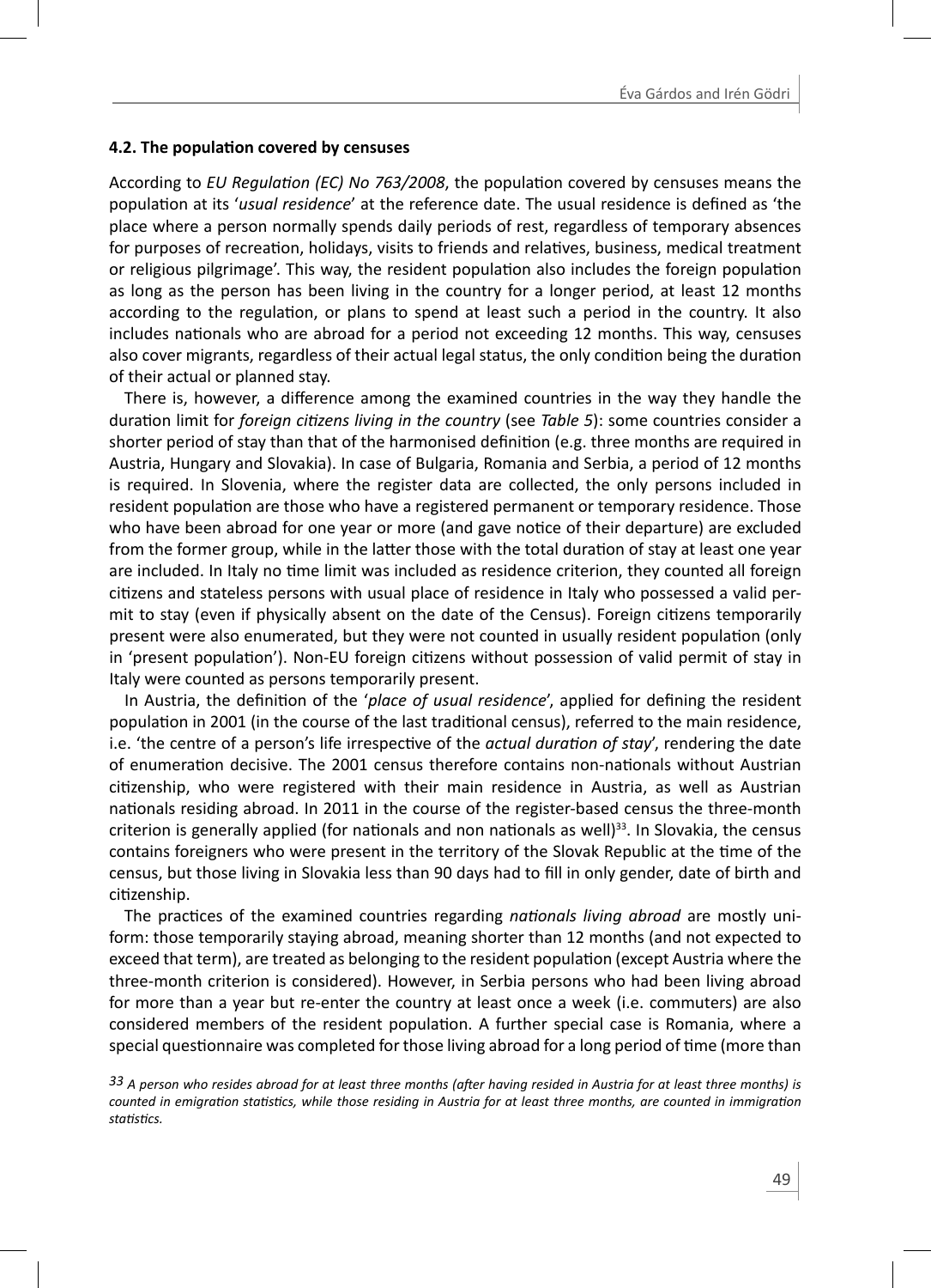#### 4.2. The population covered by censuses

According to *EU Regulation (EC) No 763/2008*, the population covered by censuses means the population at its '*usual residence*' at the reference date. The usual residence is defined as 'the place where a person normally spends daily periods of rest, regardless of temporary absences for purposes of recreation, holidays, visits to friends and relatives, business, medical treatment or religious pilgrimage'. This way, the resident population also includes the foreign population as long as the person has been living in the country for a longer period, at least 12 months according to the regulation, or plans to spend at least such a period in the country. It also includes nationals who are abroad for a period not exceeding 12 months. This way, censuses also cover migrants, regardless of their actual legal status, the only condition being the duration of their actual or planned stay.

There is, however, a difference among the examined countries in the way they handle the duration limit for *foreign citizens living in the country* (see *Table 5*): some countries consider a shorter period of stay than that of the harmonised definition (e.g. three months are required in Austria, Hungary and Slovakia). In case of Bulgaria, Romania and Serbia, a period of 12 months is required. In Slovenia, where the register data are collected, the only persons included in resident population are those who have a registered permanent or temporary residence. Those who have been abroad for one year or more (and gave notice of their departure) are excluded from the former group, while in the latter those with the total duration of stay at least one year are included. In Italy no time limit was included as residence criterion, they counted all foreign citizens and stateless persons with usual place of residence in Italy who possessed a valid permit to stay (even if physically absent on the date of the Census). Foreign citizens temporarily present were also enumerated, but they were not counted in usually resident population (only in 'present population'). Non-EU foreign citizens without possession of valid permit of stay in Italy were counted as persons temporarily present.

In Austria, the definition of the '*place of usual residence*', applied for defining the resident population in 2001 (in the course of the last traditional census), referred to the main residence, i.e. 'the centre of a person's life irrespective of the *actual duration of stay*', rendering the date of enumeration decisive. The 2001 census therefore contains non-nationals without Austrian citizenship, who were registered with their main residence in Austria, as well as Austrian nationals residing abroad. In 2011 in the course of the register-based census the three-month criterion is generally applied (for nationals and non nationals as well)[33]. In Slovakia, the census contains foreigners who were present in the territory of the Slovak Republic at the time of the census, but those living in Slovakia less than 90 days had to fill in only gender, date of birth and citizenship.

The practices of the examined countries regarding *nationals living abroad* are mostly uniform: those temporarily staying abroad, meaning shorter than 12 months (and not expected to exceed that term), are treated as belonging to the resident population (except Austria where the three-month criterion is considered). However, in Serbia persons who had been living abroad for more than a year but re-enter the country at least once a week (i.e. commuters) are also considered members of the resident population. A further special case is Romania, where a special questionnaire was completed for those living abroad for a long period of time (more than

*[33] A person who resides abroad for at least three months (after having resided in Austria for at least three months) is counted in emigration statistics, while those residing in Austria for at least three months, are counted in immigration statistics.*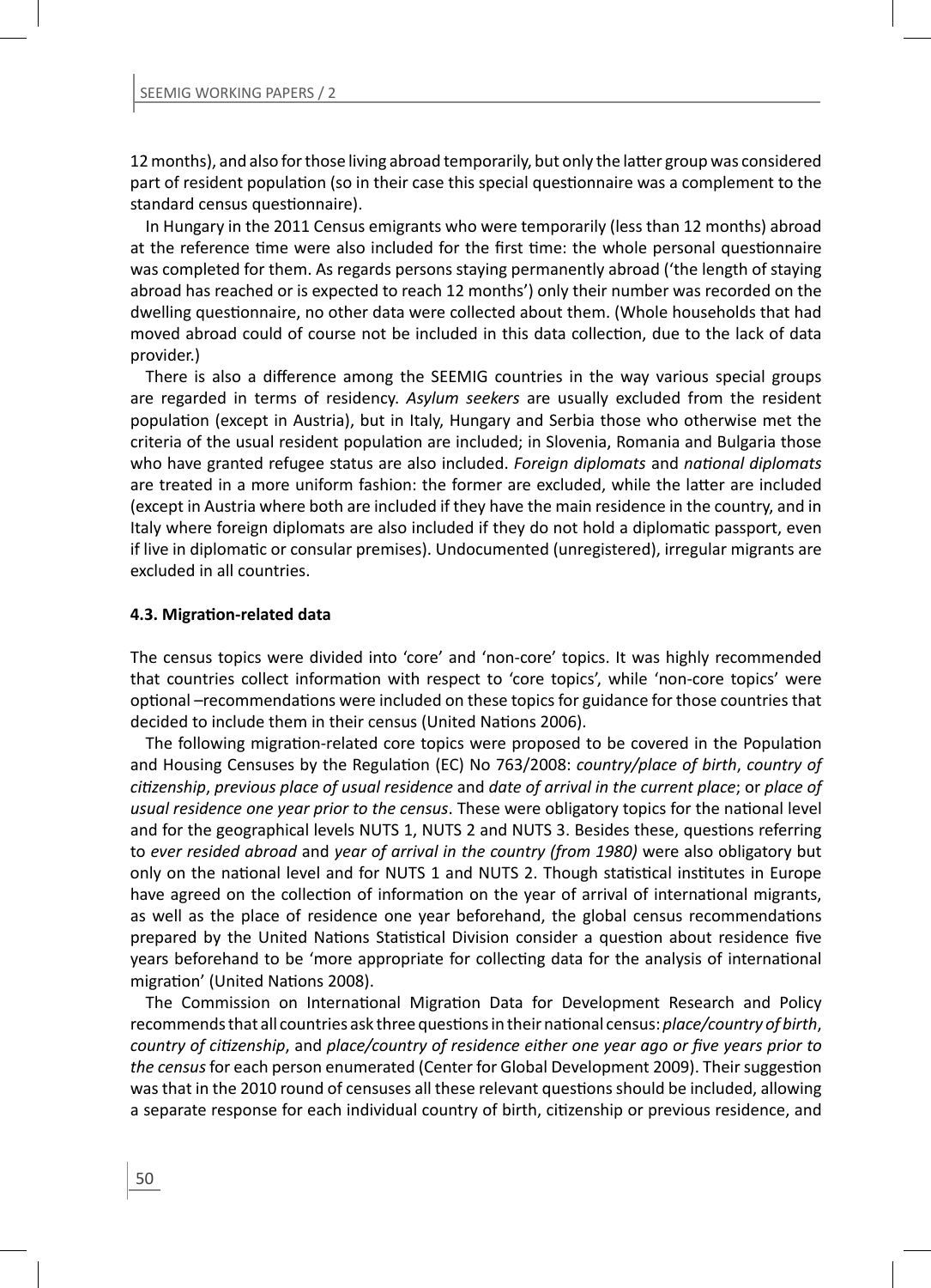12 months), and also for those living abroad temporarily, but only the latter group was considered part of resident population (so in their case this special questionnaire was a complement to the standard census questionnaire).

In Hungary in the 2011 Census emigrants who were temporarily (less than 12 months) abroad at the reference time were also included for the first time: the whole personal questionnaire was completed for them. As regards persons staying permanently abroad ('the length of staying abroad has reached or is expected to reach 12 months') only their number was recorded on the dwelling questionnaire, no other data were collected about them. (Whole households that had moved abroad could of course not be included in this data collection, due to the lack of data provider.)

There is also a difference among the SEEMIG countries in the way various special groups are regarded in terms of residency. *Asylum seekers* are usually excluded from the resident population (except in Austria), but in Italy, Hungary and Serbia those who otherwise met the criteria of the usual resident population are included; in Slovenia, Romania and Bulgaria those who have granted refugee status are also included. *Foreign diplomats* and *national diplomats* are treated in a more uniform fashion: the former are excluded, while the latter are included (except in Austria where both are included if they have the main residence in the country, and in Italy where foreign diplomats are also included if they do not hold a diplomatic passport, even if live in diplomatic or consular premises). Undocumented (unregistered), irregular migrants are excluded in all countries.

#### 4.3. Migration-related data

The census topics were divided into 'core' and 'non-core' topics. It was highly recommended that countries collect information with respect to 'core topics', while 'non-core topics' were optional –recommendations were included on these topics for guidance for those countries that decided to include them in their census (United Nations 2006).

The following migration-related core topics were proposed to be covered in the Population and Housing Censuses by the Regulation (EC) No 763/2008: *country/place of birth*, *country of citizenship*, *previous place of usual residence* and *date of arrival in the current place*; or *place of usual residence one year prior to the census*. These were obligatory topics for the national level and for the geographical levels NUTS 1, NUTS 2 and NUTS 3. Besides these, questions referring to *ever resided abroad* and *year of arrival in the country (from 1980)* were also obligatory but only on the national level and for NUTS 1 and NUTS 2. Though statistical institutes in Europe have agreed on the collection of information on the year of arrival of international migrants, as well as the place of residence one year beforehand, the global census recommendations prepared by the United Nations Statistical Division consider a question about residence five years beforehand to be 'more appropriate for collecting data for the analysis of international migration' (United Nations 2008).

The Commission on International Migration Data for Development Research and Policy recommends that all countries ask three questions in their national census: *place/country of birth*, *country of citizenship*, and *place/country of residence either one year ago or five years prior to the census* for each person enumerated (Center for Global Development 2009). Their suggestion was that in the 2010 round of censuses all these relevant questions should be included, allowing a separate response for each individual country of birth, citizenship or previous residence, and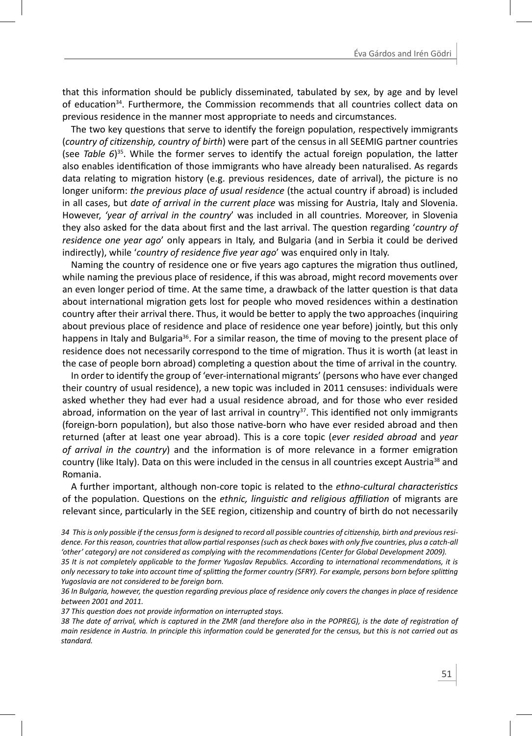that this information should be publicly disseminated, tabulated by sex, by age and by level of education[34]. Furthermore, the Commission recommends that all countries collect data on previous residence in the manner most appropriate to needs and circumstances.

The two key questions that serve to identify the foreign population, respectively immigrants (*country of citizenship, country of birth*) were part of the census in all SEEMIG partner countries (see *Table 6*)[35]. While the former serves to identify the actual foreign population, the latter also enables identification of those immigrants who have already been naturalised. As regards data relating to migration history (e.g. previous residences, date of arrival), the picture is no longer uniform: *the previous place of usual residence* (the actual country if abroad) is included in all cases, but *date of arrival in the current place* was missing for Austria, Italy and Slovenia. However, *'year of arrival in the country*' was included in all countries. Moreover, in Slovenia they also asked for the data about first and the last arrival. The question regarding '*country of residence one year ago*' only appears in Italy, and Bulgaria (and in Serbia it could be derived indirectly), while '*country of residence five year ago*' was enquired only in Italy.

Naming the country of residence one or five years ago captures the migration thus outlined, while naming the previous place of residence, if this was abroad, might record movements over an even longer period of time. At the same time, a drawback of the latter question is that data about international migration gets lost for people who moved residences within a destination country after their arrival there. Thus, it would be better to apply the two approaches (inquiring about previous place of residence and place of residence one year before) jointly, but this only happens in Italy and Bulgaria[36]. For a similar reason, the time of moving to the present place of residence does not necessarily correspond to the time of migration. Thus it is worth (at least in the case of people born abroad) completing a question about the time of arrival in the country.

In order to identify the group of 'ever-international migrants' (persons who have ever changed their country of usual residence), a new topic was included in 2011 censuses: individuals were asked whether they had ever had a usual residence abroad, and for those who ever resided abroad, information on the year of last arrival in country[37]. This identified not only immigrants (foreign-born population), but also those native-born who have ever resided abroad and then returned (after at least one year abroad). This is a core topic (*ever resided abroad* and *year of arrival in the country*) and the information is of more relevance in a former emigration country (like Italy). Data on this were included in the census in all countries except Austria[38] and Romania.

A further important, although non-core topic is related to the *ethno-cultural characteristics* of the population. Questions on the *ethnic, linguistic and religious affiliation* of migrants are relevant since, particularly in the SEE region, citizenship and country of birth do not necessarily

*34 This is only possible if the census form is designed to record all possible countries of citizenship, birth and previous residence. For this reason, countries that allow partial responses (such as check boxes with only five countries, plus a catch-all 'other' category) are not considered as complying with the recommendations (Center for Global Development 2009).*

*35 It is not completely applicable to the former Yugoslav Republics. According to international recommendations, it is only necessary to take into account time of splitting the former country (SFRY). For example, persons born before splitting Yugoslavia are not considered to be foreign born.*

*36 In Bulgaria, however, the question regarding previous place of residence only covers the changes in place of residence between 2001 and 2011.*

*37 This question does not provide information on interrupted stays.*

*38 The date of arrival, which is captured in the ZMR (and therefore also in the POPREG), is the date of registration of main residence in Austria. In principle this information could be generated for the census, but this is not carried out as standard.*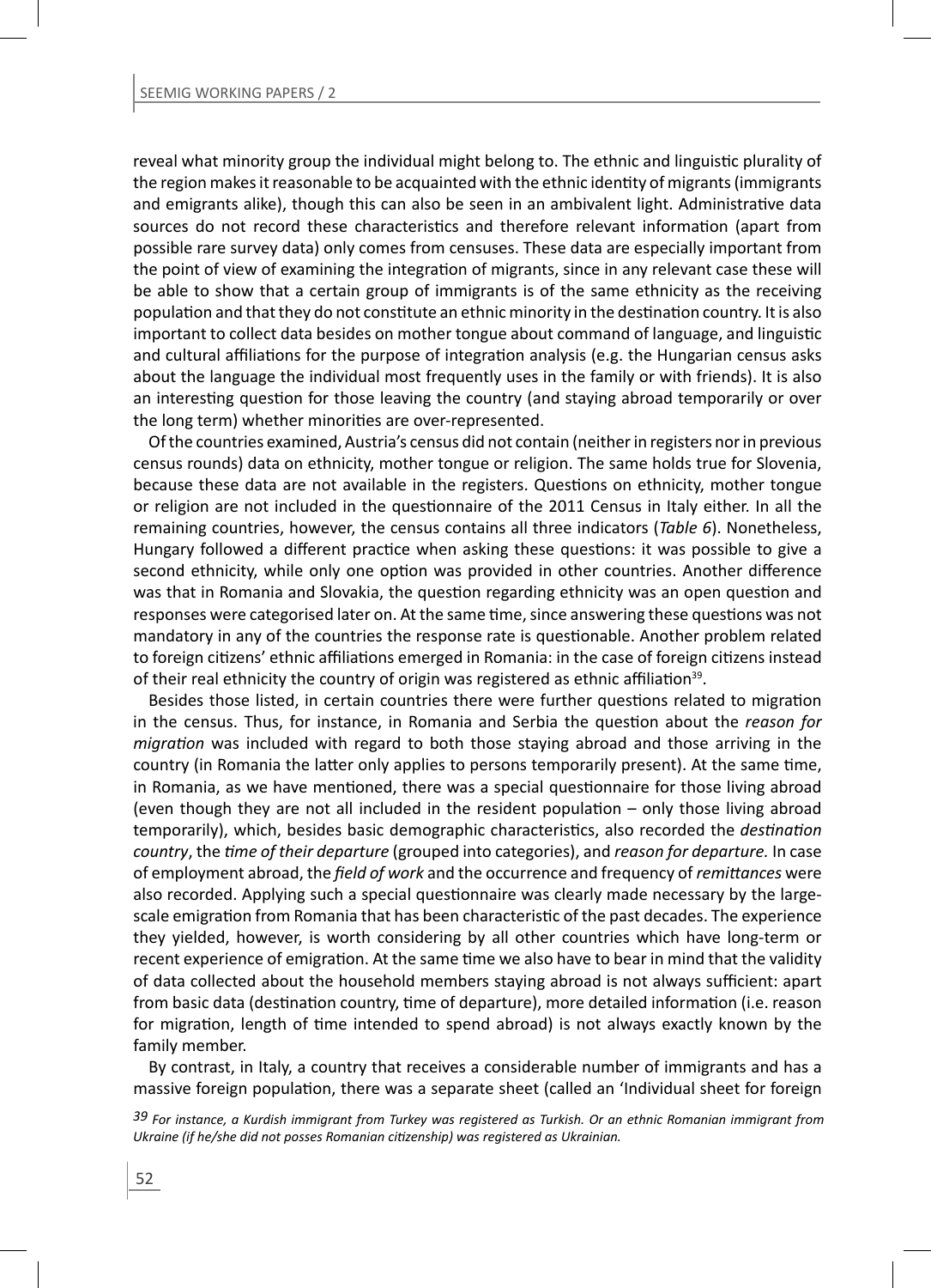reveal what minority group the individual might belong to. The ethnic and linguistic plurality of the region makes it reasonable to be acquainted with the ethnic identity of migrants (immigrants and emigrants alike), though this can also be seen in an ambivalent light. Administrative data sources do not record these characteristics and therefore relevant information (apart from possible rare survey data) only comes from censuses. These data are especially important from the point of view of examining the integration of migrants, since in any relevant case these will be able to show that a certain group of immigrants is of the same ethnicity as the receiving population and that they do not constitute an ethnic minority in the destination country. It is also important to collect data besides on mother tongue about command of language, and linguistic and cultural affiliations for the purpose of integration analysis (e.g. the Hungarian census asks about the language the individual most frequently uses in the family or with friends). It is also an interesting question for those leaving the country (and staying abroad temporarily or over the long term) whether minorities are over-represented.

Of the countries examined, Austria's census did not contain (neither in registers nor in previous census rounds) data on ethnicity, mother tongue or religion. The same holds true for Slovenia, because these data are not available in the registers. Questions on ethnicity, mother tongue or religion are not included in the questionnaire of the 2011 Census in Italy either. In all the remaining countries, however, the census contains all three indicators (*Table 6*). Nonetheless, Hungary followed a different practice when asking these questions: it was possible to give a second ethnicity, while only one option was provided in other countries. Another difference was that in Romania and Slovakia, the question regarding ethnicity was an open question and responses were categorised later on. At the same time, since answering these questions was not mandatory in any of the countries the response rate is questionable. Another problem related to foreign citizens' ethnic affiliations emerged in Romania: in the case of foreign citizens instead of their real ethnicity the country of origin was registered as ethnic affiliation[39].

Besides those listed, in certain countries there were further questions related to migration in the census. Thus, for instance, in Romania and Serbia the question about the *reason for migration* was included with regard to both those staying abroad and those arriving in the country (in Romania the latter only applies to persons temporarily present). At the same time, in Romania, as we have mentioned, there was a special questionnaire for those living abroad (even though they are not all included in the resident population – only those living abroad temporarily), which, besides basic demographic characteristics, also recorded the *destination country*, the *time of their departure* (grouped into categories), and *reason for departure.* In case of employment abroad, the *field of work* and the occurrence and frequency of *remittances* were also recorded. Applying such a special questionnaire was clearly made necessary by the large-scale emigration from Romania that has been characteristic of the past decades. The experience they yielded, however, is worth considering by all other countries which have long-term or recent experience of emigration. At the same time we also have to bear in mind that the validity of data collected about the household members staying abroad is not always sufficient: apart from basic data (destination country, time of departure), more detailed information (i.e. reason for migration, length of time intended to spend abroad) is not always exactly known by the family member.

By contrast, in Italy, a country that receives a considerable number of immigrants and has a massive foreign population, there was a separate sheet (called an 'Individual sheet for foreign

[39] *For instance, a Kurdish immigrant from Turkey was registered as Turkish. Or an ethnic Romanian immigrant from Ukraine (if he/she did not posses Romanian citizenship) was registered as Ukrainian.*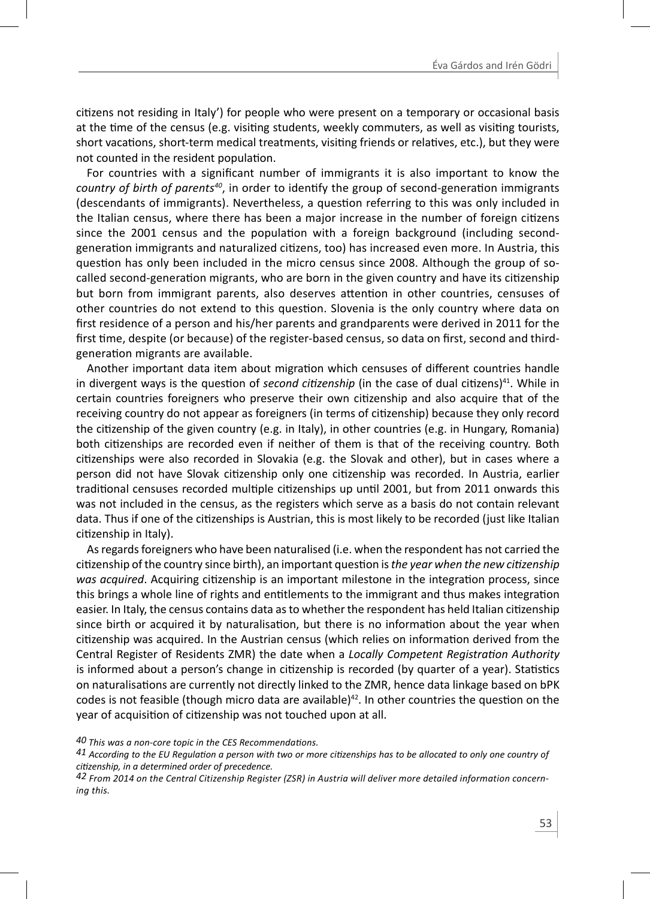citizens not residing in Italy') for people who were present on a temporary or occasional basis at the time of the census (e.g. visiting students, weekly commuters, as well as visiting tourists, short vacations, short-term medical treatments, visiting friends or relatives, etc.), but they were not counted in the resident population.

For countries with a significant number of immigrants it is also important to know the *country of birth of parents*[40], in order to identify the group of second-generation immigrants (descendants of immigrants). Nevertheless, a question referring to this was only included in the Italian census, where there has been a major increase in the number of foreign citizens since the 2001 census and the population with a foreign background (including second-generation immigrants and naturalized citizens, too) has increased even more. In Austria, this question has only been included in the micro census since 2008. Although the group of so-called second-generation migrants, who are born in the given country and have its citizenship but born from immigrant parents, also deserves attention in other countries, censuses of other countries do not extend to this question. Slovenia is the only country where data on first residence of a person and his/her parents and grandparents were derived in 2011 for the first time, despite (or because) of the register-based census, so data on first, second and third-generation migrants are available.

Another important data item about migration which censuses of different countries handle in divergent ways is the question of *second citizenship* (in the case of dual citizens)[41]. While in certain countries foreigners who preserve their own citizenship and also acquire that of the receiving country do not appear as foreigners (in terms of citizenship) because they only record the citizenship of the given country (e.g. in Italy), in other countries (e.g. in Hungary, Romania) both citizenships are recorded even if neither of them is that of the receiving country. Both citizenships were also recorded in Slovakia (e.g. the Slovak and other), but in cases where a person did not have Slovak citizenship only one citizenship was recorded. In Austria, earlier traditional censuses recorded multiple citizenships up until 2001, but from 2011 onwards this was not included in the census, as the registers which serve as a basis do not contain relevant data. Thus if one of the citizenships is Austrian, this is most likely to be recorded (just like Italian citizenship in Italy).

As regards foreigners who have been naturalised (i.e. when the respondent has not carried the citizenship of the country since birth), an important question is *the year when the new citizenship was acquired*. Acquiring citizenship is an important milestone in the integration process, since this brings a whole line of rights and entitlements to the immigrant and thus makes integration easier. In Italy, the census contains data as to whether the respondent has held Italian citizenship since birth or acquired it by naturalisation, but there is no information about the year when citizenship was acquired. In the Austrian census (which relies on information derived from the Central Register of Residents ZMR) the date when a *Locally Competent Registration Authority* is informed about a person's change in citizenship is recorded (by quarter of a year). Statistics on naturalisations are currently not directly linked to the ZMR, hence data linkage based on bPK codes is not feasible (though micro data are available)[42]. In other countries the question on the year of acquisition of citizenship was not touched upon at all.

*40 This was a non-core topic in the CES Recommendations.*

*41 According to the EU Regulation a person with two or more citizenships has to be allocated to only one country of citizenship, in a determined order of precedence.*

*42 From 2014 on the Central Citizenship Register (ZSR) in Austria will deliver more detailed information concerning this.*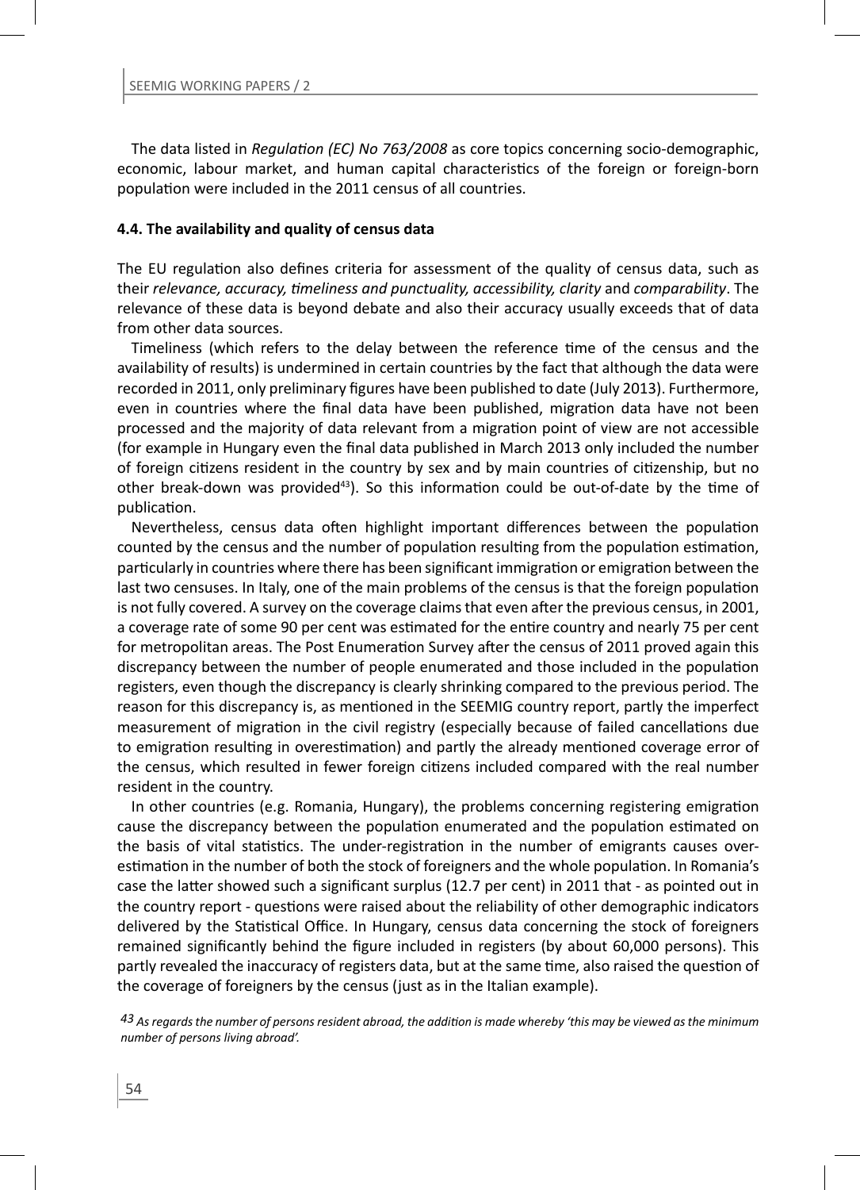The data listed in *Regulation (EC) No 763/2008* as core topics concerning socio-demographic, economic, labour market, and human capital characteristics of the foreign or foreign-born population were included in the 2011 census of all countries.

### 4.4. The availability and quality of census data

The EU regulation also defines criteria for assessment of the quality of census data, such as their *relevance, accuracy, timeliness and punctuality, accessibility, clarity* and *comparability*. The relevance of these data is beyond debate and also their accuracy usually exceeds that of data from other data sources.

Timeliness (which refers to the delay between the reference time of the census and the availability of results) is undermined in certain countries by the fact that although the data were recorded in 2011, only preliminary figures have been published to date (July 2013). Furthermore, even in countries where the final data have been published, migration data have not been processed and the majority of data relevant from a migration point of view are not accessible (for example in Hungary even the final data published in March 2013 only included the number of foreign citizens resident in the country by sex and by main countries of citizenship, but no other break-down was provided[43]). So this information could be out-of-date by the time of publication.

Nevertheless, census data often highlight important differences between the population counted by the census and the number of population resulting from the population estimation, particularly in countries where there has been significant immigration or emigration between the last two censuses. In Italy, one of the main problems of the census is that the foreign population is not fully covered. A survey on the coverage claims that even after the previous census, in 2001, a coverage rate of some 90 per cent was estimated for the entire country and nearly 75 per cent for metropolitan areas. The Post Enumeration Survey after the census of 2011 proved again this discrepancy between the number of people enumerated and those included in the population registers, even though the discrepancy is clearly shrinking compared to the previous period. The reason for this discrepancy is, as mentioned in the SEEMIG country report, partly the imperfect measurement of migration in the civil registry (especially because of failed cancellations due to emigration resulting in overestimation) and partly the already mentioned coverage error of the census, which resulted in fewer foreign citizens included compared with the real number resident in the country.

In other countries (e.g. Romania, Hungary), the problems concerning registering emigration cause the discrepancy between the population enumerated and the population estimated on the basis of vital statistics. The under-registration in the number of emigrants causes over-estimation in the number of both the stock of foreigners and the whole population. In Romania's case the latter showed such a significant surplus (12.7 per cent) in 2011 that - as pointed out in the country report - questions were raised about the reliability of other demographic indicators delivered by the Statistical Office. In Hungary, census data concerning the stock of foreigners remained significantly behind the figure included in registers (by about 60,000 persons). This partly revealed the inaccuracy of registers data, but at the same time, also raised the question of the coverage of foreigners by the census (just as in the Italian example).

*[43] As regards the number of persons resident abroad, the addition is made whereby 'this may be viewed as the minimum number of persons living abroad'.*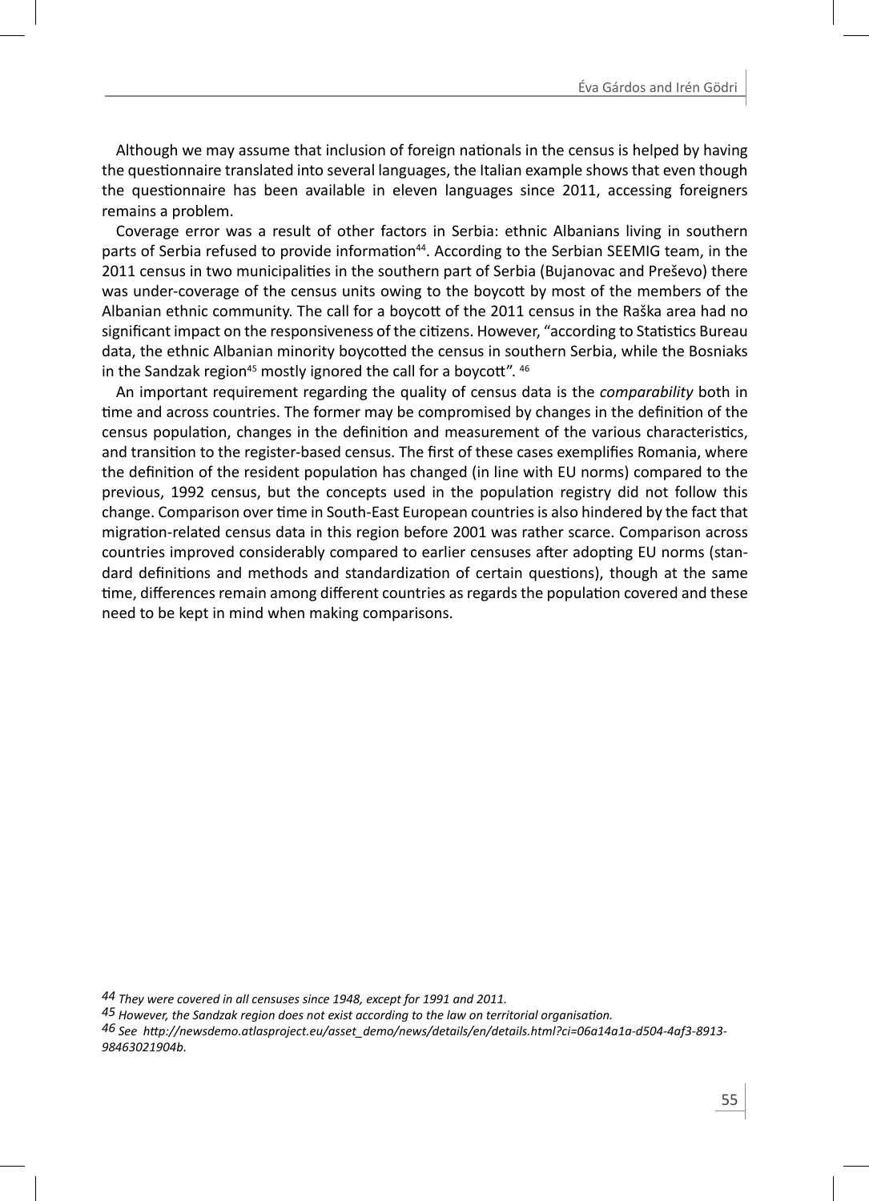Although we may assume that inclusion of foreign nationals in the census is helped by having the questionnaire translated into several languages, the Italian example shows that even though the questionnaire has been available in eleven languages since 2011, accessing foreigners remains a problem.

Coverage error was a result of other factors in Serbia: ethnic Albanians living in southern parts of Serbia refused to provide information[44]. According to the Serbian SEEMIG team, in the 2011 census in two municipalities in the southern part of Serbia (Bujanovac and Preševo) there was under-coverage of the census units owing to the boycott by most of the members of the Albanian ethnic community. The call for a boycott of the 2011 census in the Raška area had no significant impact on the responsiveness of the citizens. However, "according to Statistics Bureau data, the ethnic Albanian minority boycotted the census in southern Serbia, while the Bosniaks in the Sandzak region[45] mostly ignored the call for a boycott". [46]

An important requirement regarding the quality of census data is the *comparability* both in time and across countries. The former may be compromised by changes in the definition of the census population, changes in the definition and measurement of the various characteristics, and transition to the register-based census. The first of these cases exemplifies Romania, where the definition of the resident population has changed (in line with EU norms) compared to the previous, 1992 census, but the concepts used in the population registry did not follow this change. Comparison over time in South-East European countries is also hindered by the fact that migration-related census data in this region before 2001 was rather scarce. Comparison across countries improved considerably compared to earlier censuses after adopting EU norms (standard definitions and methods and standardization of certain questions), though at the same time, differences remain among different countries as regards the population covered and these need to be kept in mind when making comparisons.

---

*44 They were covered in all censuses since 1948, except for 1991 and 2011.*

*45 However, the Sandzak region does not exist according to the law on territorial organisation.*

*46 See http://newsdemo.atlasproject.eu/asset_demo/news/details/en/details.html?ci=06a14a1a-d504-4af3-8913-98463021904b.*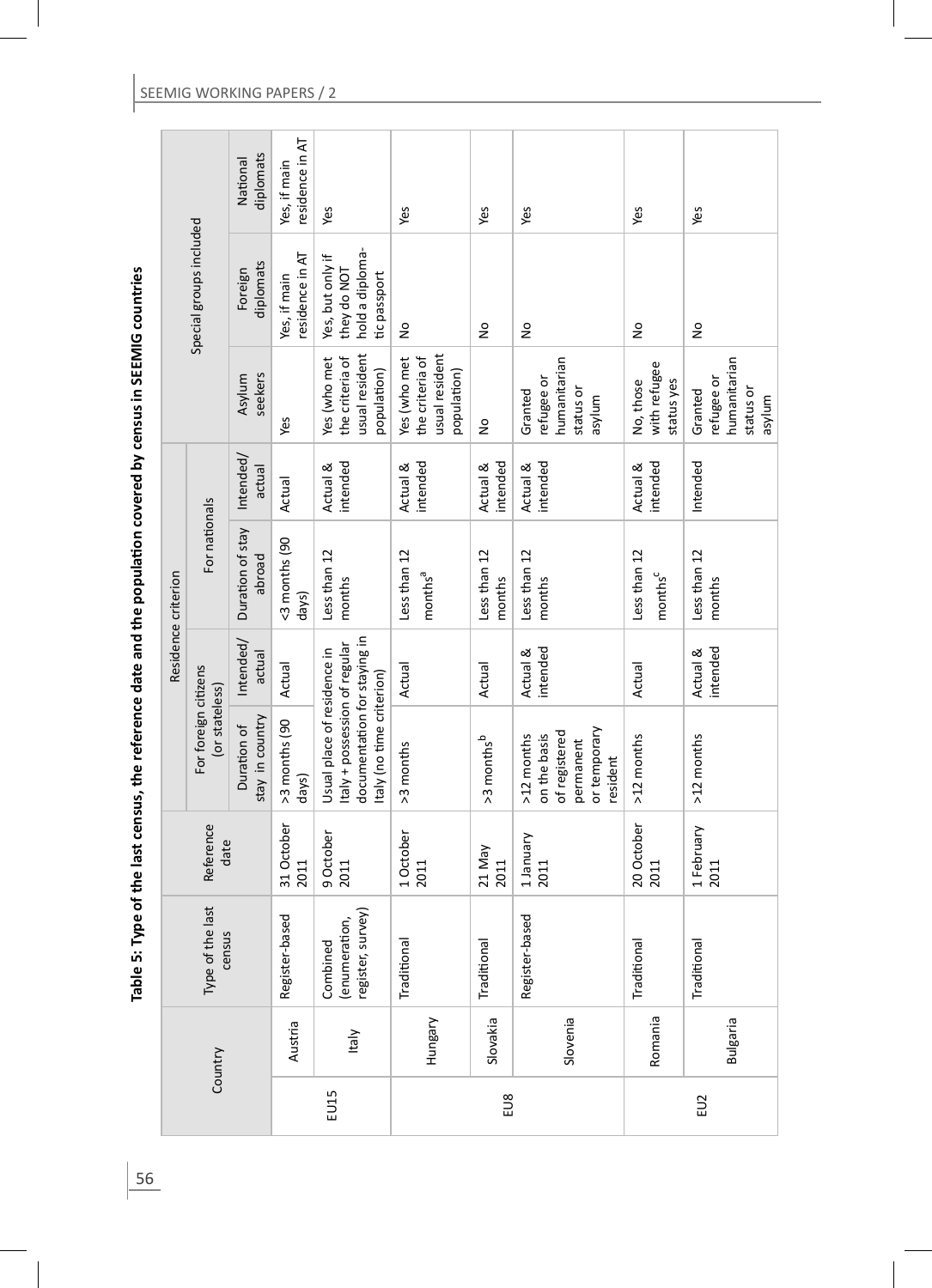**Table 5: Type of the last census, the reference date and the population covered by census in SEEMIG countries**

| | Country | Type of the last census | Reference date | Residence criterion | | | | Special groups included | | |
|---|---|---|---|---|---|---|---|---|---|---|
| | | | | For foreign citizens (or stateless) | | For nationals | | | | |
| | | | | Duration of stay in country | Intended/ actual | Duration of stay abroad | Intended/ actual | Asylum seekers | Foreign diplomats | National diplomats |
| EU15 | Austria | Register-based | 31 October 2011 | >3 months (90 days) | Actual | <3 months (90 days) | Actual | Yes | Yes, if main residence in AT | Yes, if main residence in AT |
| | Italy | Combined (enumeration, register, survey) | 9 October 2011 | Usual place of residence in Italy + possession of regular documentation for staying in Italy (no time criterion) | | Less than 12 months | Actual & intended | Yes (who met the criteria of usual resident population) | Yes, but only if they do NOT hold a diplomatic passport | Yes |
| EU8 | Hungary | Traditional | 1 October 2011 | >3 months | Actual | Less than 12 months[a] | Actual & intended | Yes (who met the criteria of usual resident population) | No | Yes |
| | Slovakia | Traditional | 21 May 2011 | >3 months[b] | Actual | Less than 12 months | Actual & intended | No | No | Yes |
| | Slovenia | Register-based | 1 January 2011 | >12 months on the basis of registered permanent or temporary resident | Actual & intended | Less than 12 months | Actual & intended | Granted refugee or humanitarian status or asylum | No | Yes |
| EU2 | Romania | Traditional | 20 October 2011 | >12 months | Actual | Less than 12 months[c] | Actual & intended | No, those with refugee status yes | No | Yes |
| | Bulgaria | Traditional | 1 February 2011 | >12 months | Actual & intended | Less than 12 months | Intended | Granted refugee or humanitarian status or asylum | No | Yes |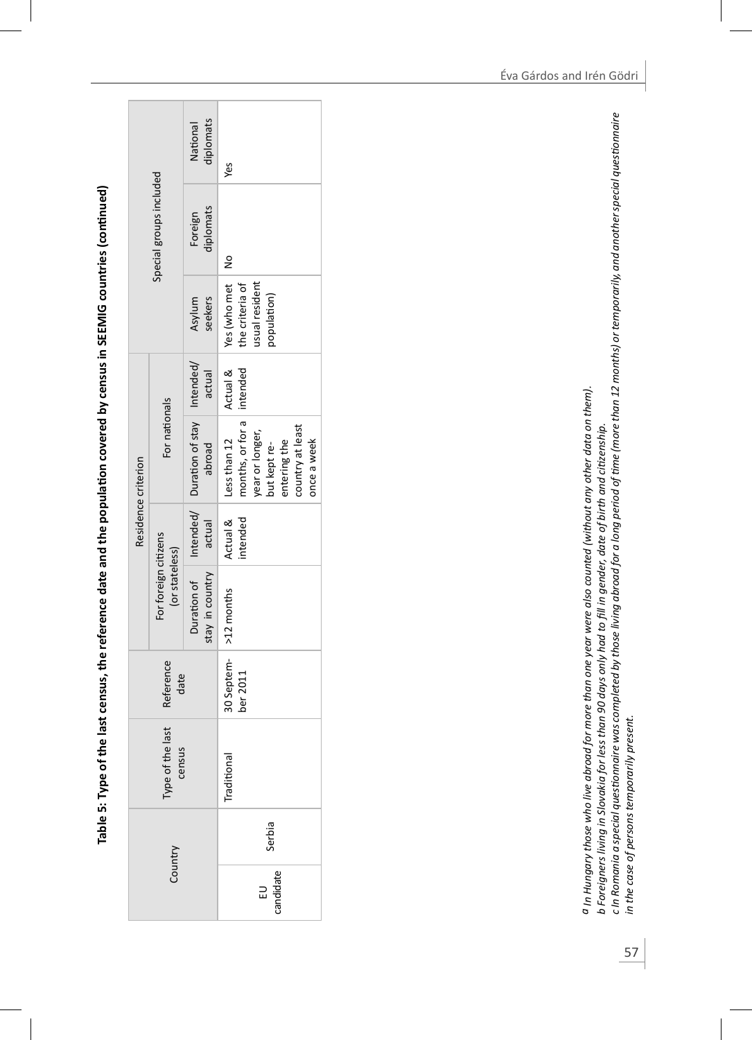**Table 5: Type of the last census, the reference date and the population covered by census in SEEMIG countries (continued)**

| Country | | Type of the last census | Reference date | Residence criterion | | | | Special groups included | | |
|---|---|---|---|---|---|---|---|---|---|---|
| | | | | For foreign citizens (or stateless) | | For nationals | | | | |
| | | | | Duration of stay in country | Intended/ actual | Duration of stay abroad | Intended/ actual | Asylum seekers | Foreign diplomats | National diplomats |
| EU candidate | Serbia | Traditional | 30 September 2011 | >12 months | Actual & intended | Less than 12 months, or for a year or longer, but kept re-entering the country at least once a week | Actual & intended | Yes (who met the criteria of usual resident population) | No | Yes |

*a In Hungary those who live abroad for more than one year were also counted (without any other data on them).*
*b Foreigners living in Slovakia for less than 90 days only had to fill in gender, date of birth and citizenship.*
*c In Romania a special questionnaire was completed by those living abroad for a long period of time (more than 12 months) or temporarily, and another special questionnaire in the case of persons temporarily present.*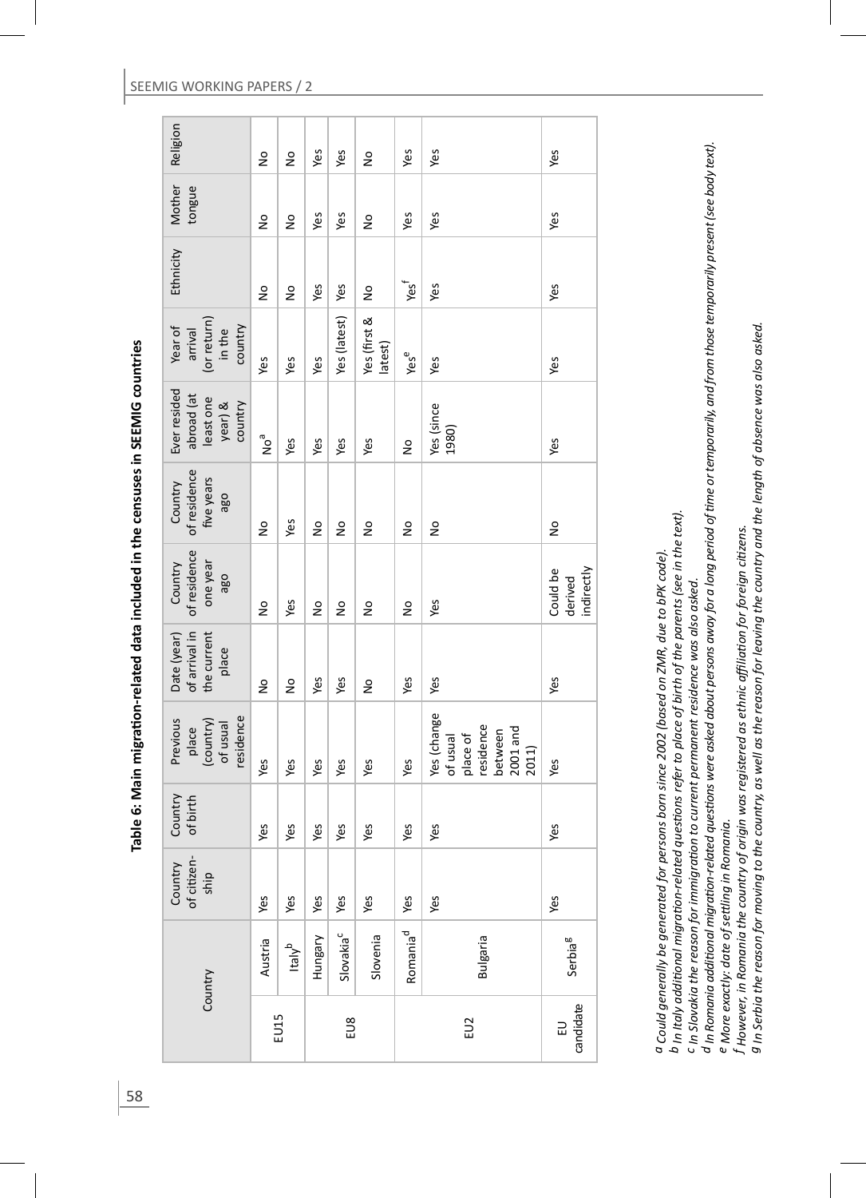**Table 6: Main migration-related data included in the censuses in SEEMIG countries**

| Country | | Country of citizen-ship | Country of birth | Previous place (country) of usual residence | Date (year) of arrival in the current place | Country of residence one year ago | Country of residence five years ago | Ever resided abroad (at least one year) & country | Year of arrival (or return) in the country | Ethnicity | Mother tongue | Religion |
|---|---|---|---|---|---|---|---|---|---|---|---|---|
| EU15 | Austria | Yes | Yes | Yes | No | No | No | No[a] | Yes | No | No | No |
| | Italy[b] | Yes | Yes | Yes | No | Yes | Yes | Yes | Yes | No | No | No |
| EU8 | Hungary | Yes | Yes | Yes | Yes | No | No | Yes | Yes | Yes | Yes | Yes |
| | Slovakia[c] | Yes | Yes | Yes | Yes | No | No | Yes | Yes (latest) | Yes | Yes | Yes |
| | Slovenia | Yes | Yes | Yes | No | No | No | Yes | Yes (first & latest) | No | No | No |
| EU2 | Romania[d] | Yes | Yes | Yes | Yes | No | No | No | Yes[e] | Yes[f] | Yes | Yes |
| | Bulgaria | Yes | Yes | Yes (change of usual place of residence between 2001 and 2011) | Yes | Yes | No | Yes (since 1980) | Yes | Yes | Yes | Yes |
| EU candidate | Serbia[g] | Yes | Yes | Yes | Yes | Could be derived indirectly | No | Yes | Yes | Yes | Yes | Yes |

*a Could generally be generated for persons born since 2002 (based on ZMR, due to bPK code).*
*b In Italy additional migration-related questions refer to place of birth of the parents (see in the text).*
*c In Slovakia the reason for immigration to current permanent residence was also asked.*
*d In Romania additional migration-related questions were asked about persons away for a long period of time or temporarily, and from those temporarily present (see body text).*
*e More exactly: date of settling in Romania.*
*f However, in Romania the country of origin was registered as ethnic affiliation for foreign citizens.*
*g In Serbia the reason for moving to the country, as well as the reason for leaving the country and the length of absence was also asked.*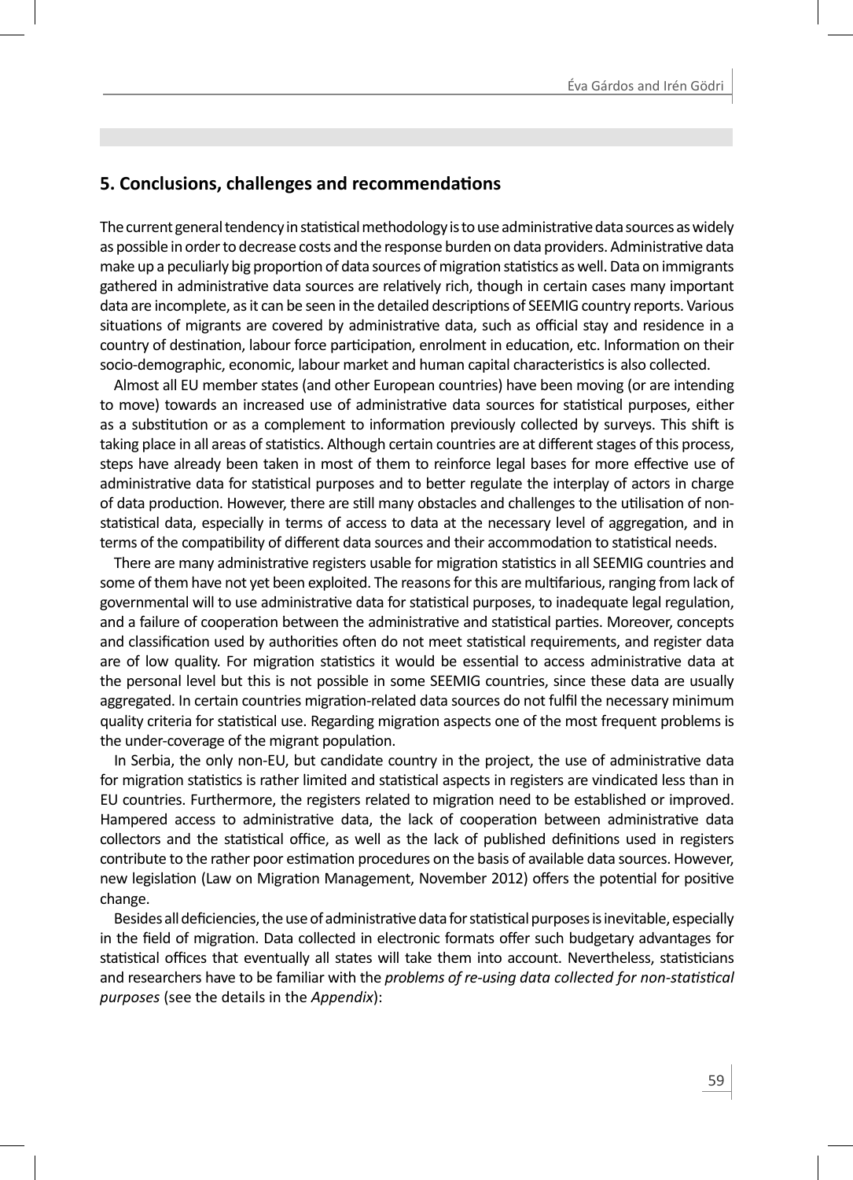## 5. Conclusions, challenges and recommendations

The current general tendency in statistical methodology is to use administrative data sources as widely as possible in order to decrease costs and the response burden on data providers. Administrative data make up a peculiarly big proportion of data sources of migration statistics as well. Data on immigrants gathered in administrative data sources are relatively rich, though in certain cases many important data are incomplete, as it can be seen in the detailed descriptions of SEEMIG country reports. Various situations of migrants are covered by administrative data, such as official stay and residence in a country of destination, labour force participation, enrolment in education, etc. Information on their socio-demographic, economic, labour market and human capital characteristics is also collected.

Almost all EU member states (and other European countries) have been moving (or are intending to move) towards an increased use of administrative data sources for statistical purposes, either as a substitution or as a complement to information previously collected by surveys. This shift is taking place in all areas of statistics. Although certain countries are at different stages of this process, steps have already been taken in most of them to reinforce legal bases for more effective use of administrative data for statistical purposes and to better regulate the interplay of actors in charge of data production. However, there are still many obstacles and challenges to the utilisation of non-statistical data, especially in terms of access to data at the necessary level of aggregation, and in terms of the compatibility of different data sources and their accommodation to statistical needs.

There are many administrative registers usable for migration statistics in all SEEMIG countries and some of them have not yet been exploited. The reasons for this are multifarious, ranging from lack of governmental will to use administrative data for statistical purposes, to inadequate legal regulation, and a failure of cooperation between the administrative and statistical parties. Moreover, concepts and classification used by authorities often do not meet statistical requirements, and register data are of low quality. For migration statistics it would be essential to access administrative data at the personal level but this is not possible in some SEEMIG countries, since these data are usually aggregated. In certain countries migration-related data sources do not fulfil the necessary minimum quality criteria for statistical use. Regarding migration aspects one of the most frequent problems is the under-coverage of the migrant population.

In Serbia, the only non-EU, but candidate country in the project, the use of administrative data for migration statistics is rather limited and statistical aspects in registers are vindicated less than in EU countries. Furthermore, the registers related to migration need to be established or improved. Hampered access to administrative data, the lack of cooperation between administrative data collectors and the statistical office, as well as the lack of published definitions used in registers contribute to the rather poor estimation procedures on the basis of available data sources. However, new legislation (Law on Migration Management, November 2012) offers the potential for positive change.

Besides all deficiencies, the use of administrative data for statistical purposes is inevitable, especially in the field of migration. Data collected in electronic formats offer such budgetary advantages for statistical offices that eventually all states will take them into account. Nevertheless, statisticians and researchers have to be familiar with the *problems of re-using data collected for non-statistical purposes* (see the details in the *Appendix*):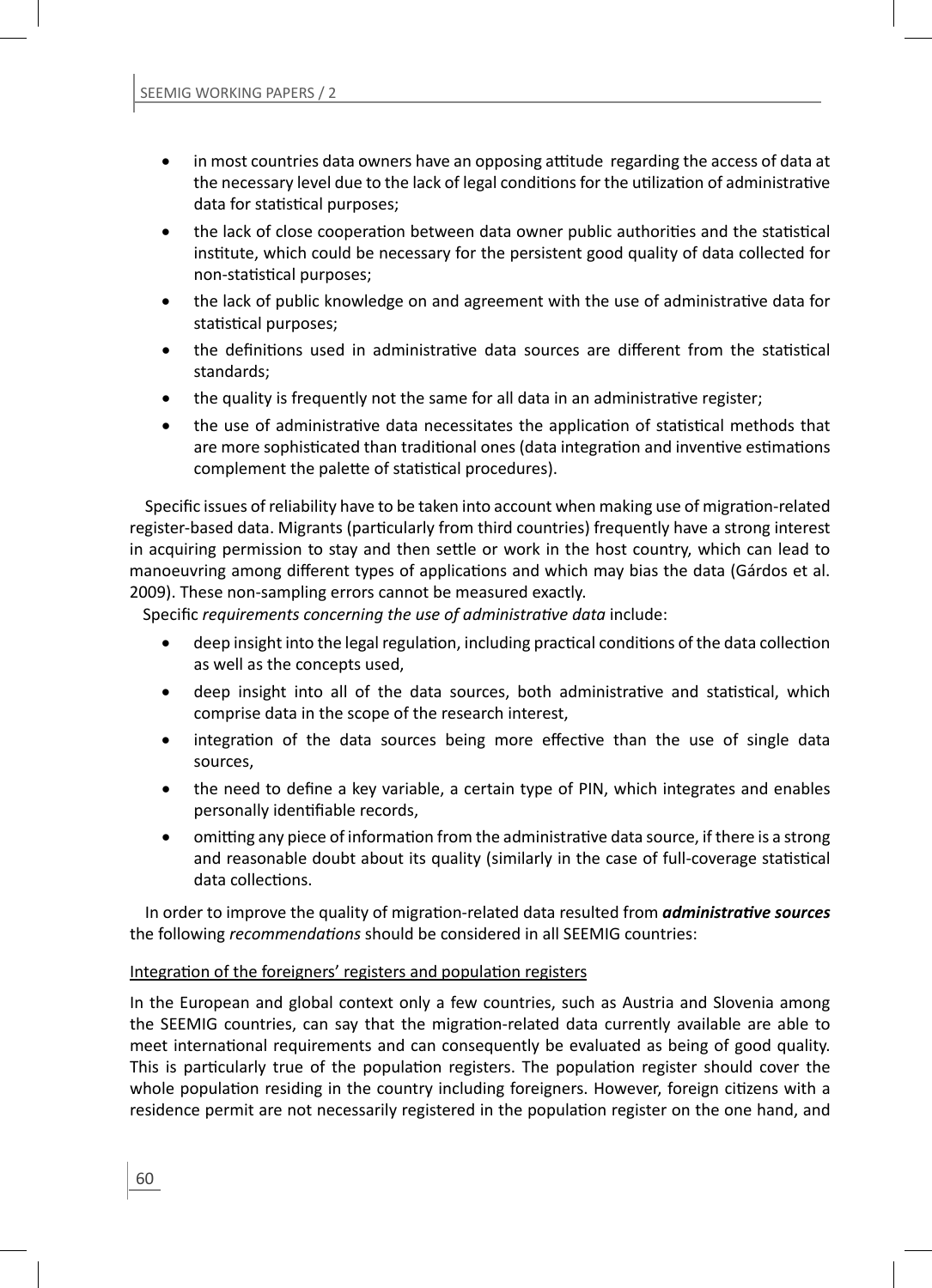- in most countries data owners have an opposing attitude regarding the access of data at the necessary level due to the lack of legal conditions for the utilization of administrative data for statistical purposes;
- the lack of close cooperation between data owner public authorities and the statistical institute, which could be necessary for the persistent good quality of data collected for non-statistical purposes;
- the lack of public knowledge on and agreement with the use of administrative data for statistical purposes;
- the definitions used in administrative data sources are different from the statistical standards;
- the quality is frequently not the same for all data in an administrative register;
- the use of administrative data necessitates the application of statistical methods that are more sophisticated than traditional ones (data integration and inventive estimations complement the palette of statistical procedures).

Specific issues of reliability have to be taken into account when making use of migration-related register-based data. Migrants (particularly from third countries) frequently have a strong interest in acquiring permission to stay and then settle or work in the host country, which can lead to manoeuvring among different types of applications and which may bias the data (Gárdos et al. 2009). These non-sampling errors cannot be measured exactly.

Specific *requirements concerning the use of administrative data* include:

- deep insight into the legal regulation, including practical conditions of the data collection as well as the concepts used,
- deep insight into all of the data sources, both administrative and statistical, which comprise data in the scope of the research interest,
- integration of the data sources being more effective than the use of single data sources,
- the need to define a key variable, a certain type of PIN, which integrates and enables personally identifiable records,
- omitting any piece of information from the administrative data source, if there is a strong and reasonable doubt about its quality (similarly in the case of full-coverage statistical data collections.

In order to improve the quality of migration-related data resulted from ***administrative sources*** the following *recommendations* should be considered in all SEEMIG countries:

<u>Integration of the foreigners' registers and population registers</u>

In the European and global context only a few countries, such as Austria and Slovenia among the SEEMIG countries, can say that the migration-related data currently available are able to meet international requirements and can consequently be evaluated as being of good quality. This is particularly true of the population registers. The population register should cover the whole population residing in the country including foreigners. However, foreign citizens with a residence permit are not necessarily registered in the population register on the one hand, and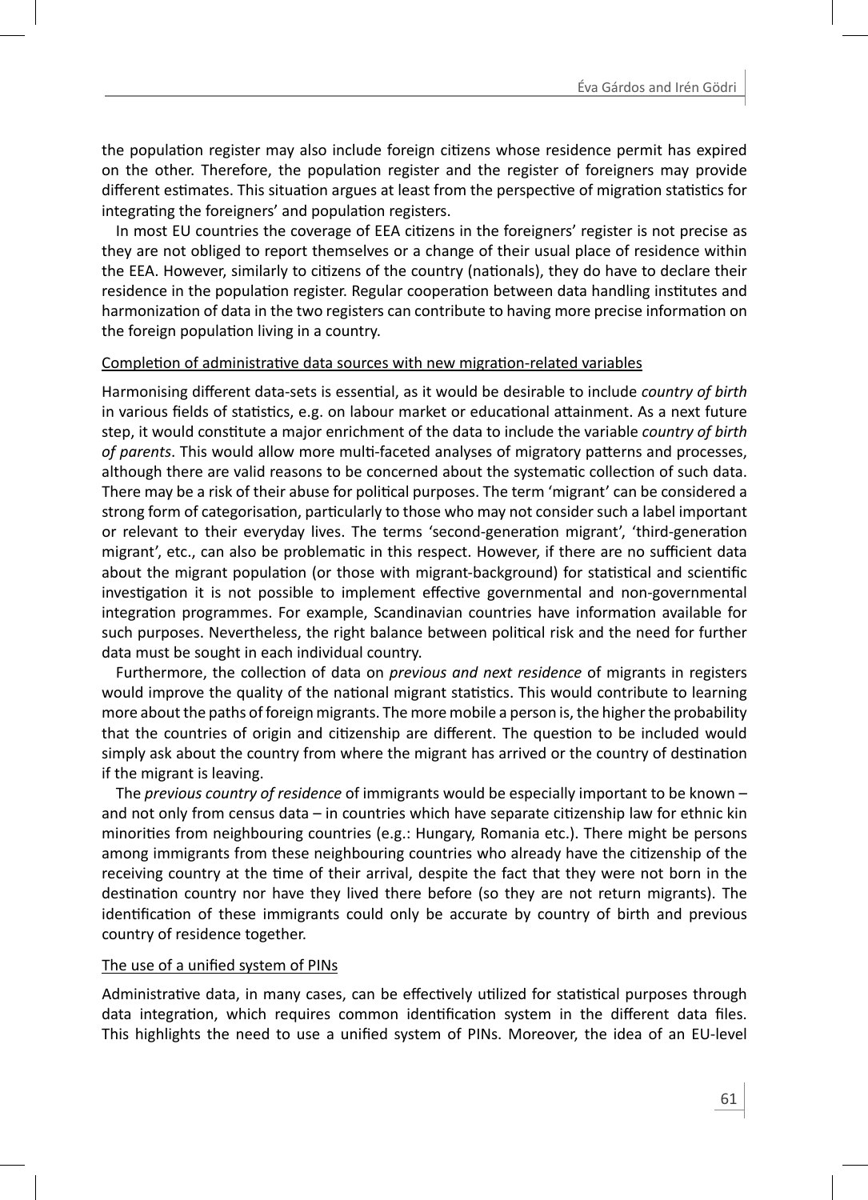the population register may also include foreign citizens whose residence permit has expired on the other. Therefore, the population register and the register of foreigners may provide different estimates. This situation argues at least from the perspective of migration statistics for integrating the foreigners' and population registers.

In most EU countries the coverage of EEA citizens in the foreigners' register is not precise as they are not obliged to report themselves or a change of their usual place of residence within the EEA. However, similarly to citizens of the country (nationals), they do have to declare their residence in the population register. Regular cooperation between data handling institutes and harmonization of data in the two registers can contribute to having more precise information on the foreign population living in a country.

Completion of administrative data sources with new migration-related variables

Harmonising different data-sets is essential, as it would be desirable to include *country of birth* in various fields of statistics, e.g. on labour market or educational attainment. As a next future step, it would constitute a major enrichment of the data to include the variable *country of birth of parents*. This would allow more multi-faceted analyses of migratory patterns and processes, although there are valid reasons to be concerned about the systematic collection of such data. There may be a risk of their abuse for political purposes. The term 'migrant' can be considered a strong form of categorisation, particularly to those who may not consider such a label important or relevant to their everyday lives. The terms 'second-generation migrant', 'third-generation migrant', etc., can also be problematic in this respect. However, if there are no sufficient data about the migrant population (or those with migrant-background) for statistical and scientific investigation it is not possible to implement effective governmental and non-governmental integration programmes. For example, Scandinavian countries have information available for such purposes. Nevertheless, the right balance between political risk and the need for further data must be sought in each individual country.

Furthermore, the collection of data on *previous and next residence* of migrants in registers would improve the quality of the national migrant statistics. This would contribute to learning more about the paths of foreign migrants. The more mobile a person is, the higher the probability that the countries of origin and citizenship are different. The question to be included would simply ask about the country from where the migrant has arrived or the country of destination if the migrant is leaving.

The *previous country of residence* of immigrants would be especially important to be known – and not only from census data – in countries which have separate citizenship law for ethnic kin minorities from neighbouring countries (e.g.: Hungary, Romania etc.). There might be persons among immigrants from these neighbouring countries who already have the citizenship of the receiving country at the time of their arrival, despite the fact that they were not born in the destination country nor have they lived there before (so they are not return migrants). The identification of these immigrants could only be accurate by country of birth and previous country of residence together.

The use of a unified system of PINs

Administrative data, in many cases, can be effectively utilized for statistical purposes through data integration, which requires common identification system in the different data files. This highlights the need to use a unified system of PINs. Moreover, the idea of an EU-level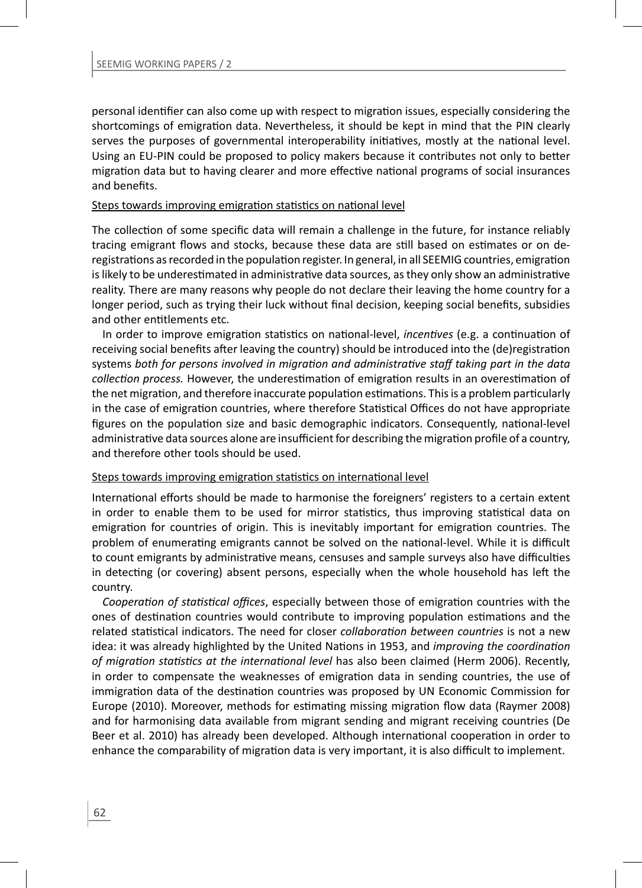personal identifier can also come up with respect to migration issues, especially considering the shortcomings of emigration data. Nevertheless, it should be kept in mind that the PIN clearly serves the purposes of governmental interoperability initiatives, mostly at the national level. Using an EU-PIN could be proposed to policy makers because it contributes not only to better migration data but to having clearer and more effective national programs of social insurances and benefits.

<u>Steps towards improving emigration statistics on national level</u>

The collection of some specific data will remain a challenge in the future, for instance reliably tracing emigrant flows and stocks, because these data are still based on estimates or on de-registrations as recorded in the population register. In general, in all SEEMIG countries, emigration is likely to be underestimated in administrative data sources, as they only show an administrative reality. There are many reasons why people do not declare their leaving the home country for a longer period, such as trying their luck without final decision, keeping social benefits, subsidies and other entitlements etc.

In order to improve emigration statistics on national-level, *incentives* (e.g. a continuation of receiving social benefits after leaving the country) should be introduced into the (de)registration systems *both for persons involved in migration and administrative staff taking part in the data collection process.* However, the underestimation of emigration results in an overestimation of the net migration, and therefore inaccurate population estimations. This is a problem particularly in the case of emigration countries, where therefore Statistical Offices do not have appropriate figures on the population size and basic demographic indicators. Consequently, national-level administrative data sources alone are insufficient for describing the migration profile of a country, and therefore other tools should be used.

<u>Steps towards improving emigration statistics on international level</u>

International efforts should be made to harmonise the foreigners' registers to a certain extent in order to enable them to be used for mirror statistics, thus improving statistical data on emigration for countries of origin. This is inevitably important for emigration countries. The problem of enumerating emigrants cannot be solved on the national-level. While it is difficult to count emigrants by administrative means, censuses and sample surveys also have difficulties in detecting (or covering) absent persons, especially when the whole household has left the country.

*Cooperation of statistical offices*, especially between those of emigration countries with the ones of destination countries would contribute to improving population estimations and the related statistical indicators. The need for closer *collaboration between countries* is not a new idea: it was already highlighted by the United Nations in 1953, and *improving the coordination of migration statistics at the international level* has also been claimed (Herm 2006). Recently, in order to compensate the weaknesses of emigration data in sending countries, the use of immigration data of the destination countries was proposed by UN Economic Commission for Europe (2010). Moreover, methods for estimating missing migration flow data (Raymer 2008) and for harmonising data available from migrant sending and migrant receiving countries (De Beer et al. 2010) has already been developed. Although international cooperation in order to enhance the comparability of migration data is very important, it is also difficult to implement.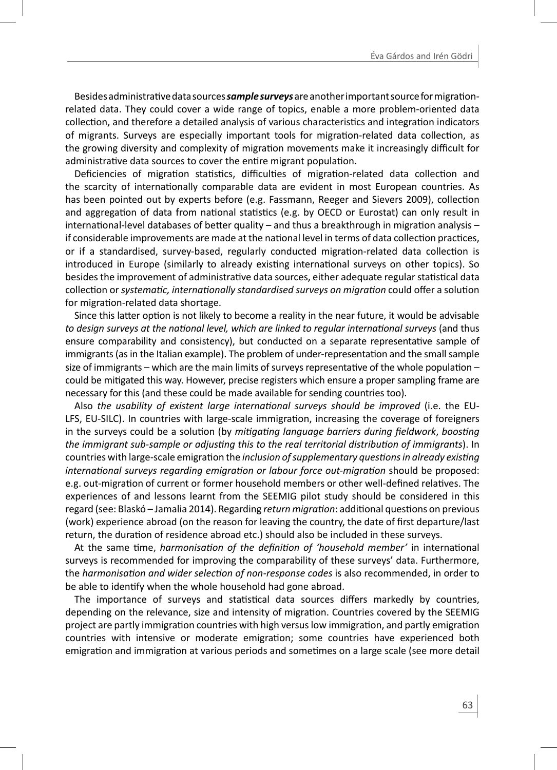Besides administrative data sources ***sample surveys*** are another important source for migration-related data. They could cover a wide range of topics, enable a more problem-oriented data collection, and therefore a detailed analysis of various characteristics and integration indicators of migrants. Surveys are especially important tools for migration-related data collection, as the growing diversity and complexity of migration movements make it increasingly difficult for administrative data sources to cover the entire migrant population.

Deficiencies of migration statistics, difficulties of migration-related data collection and the scarcity of internationally comparable data are evident in most European countries. As has been pointed out by experts before (e.g. Fassmann, Reeger and Sievers 2009), collection and aggregation of data from national statistics (e.g. by OECD or Eurostat) can only result in international-level databases of better quality – and thus a breakthrough in migration analysis – if considerable improvements are made at the national level in terms of data collection practices, or if a standardised, survey-based, regularly conducted migration-related data collection is introduced in Europe (similarly to already existing international surveys on other topics). So besides the improvement of administrative data sources, either adequate regular statistical data collection or *systematic, internationally standardised surveys on migration* could offer a solution for migration-related data shortage.

Since this latter option is not likely to become a reality in the near future, it would be advisable *to design surveys at the national level, which are linked to regular international surveys* (and thus ensure comparability and consistency), but conducted on a separate representative sample of immigrants (as in the Italian example). The problem of under-representation and the small sample size of immigrants – which are the main limits of surveys representative of the whole population – could be mitigated this way. However, precise registers which ensure a proper sampling frame are necessary for this (and these could be made available for sending countries too).

Also *the usability of existent large international surveys should be improved* (i.e. the EU-LFS, EU-SILC). In countries with large-scale immigration, increasing the coverage of foreigners in the surveys could be a solution (by *mitigating language barriers during fieldwork*, *boosting the immigrant sub-sample or adjusting this to the real territorial distribution of immigrants*). In countries with large-scale emigration the *inclusion of supplementary questions in already existing international surveys regarding emigration or labour force out-migration* should be proposed: e.g. out-migration of current or former household members or other well-defined relatives. The experiences of and lessons learnt from the SEEMIG pilot study should be considered in this regard (see: Blaskó – Jamalia 2014). Regarding *return migration*: additional questions on previous (work) experience abroad (on the reason for leaving the country, the date of first departure/last return, the duration of residence abroad etc.) should also be included in these surveys.

At the same time, *harmonisation of the definition of 'household member'* in international surveys is recommended for improving the comparability of these surveys' data. Furthermore, the *harmonisation and wider selection of non-response codes* is also recommended, in order to be able to identify when the whole household had gone abroad.

The importance of surveys and statistical data sources differs markedly by countries, depending on the relevance, size and intensity of migration. Countries covered by the SEEMIG project are partly immigration countries with high versus low immigration, and partly emigration countries with intensive or moderate emigration; some countries have experienced both emigration and immigration at various periods and sometimes on a large scale (see more detail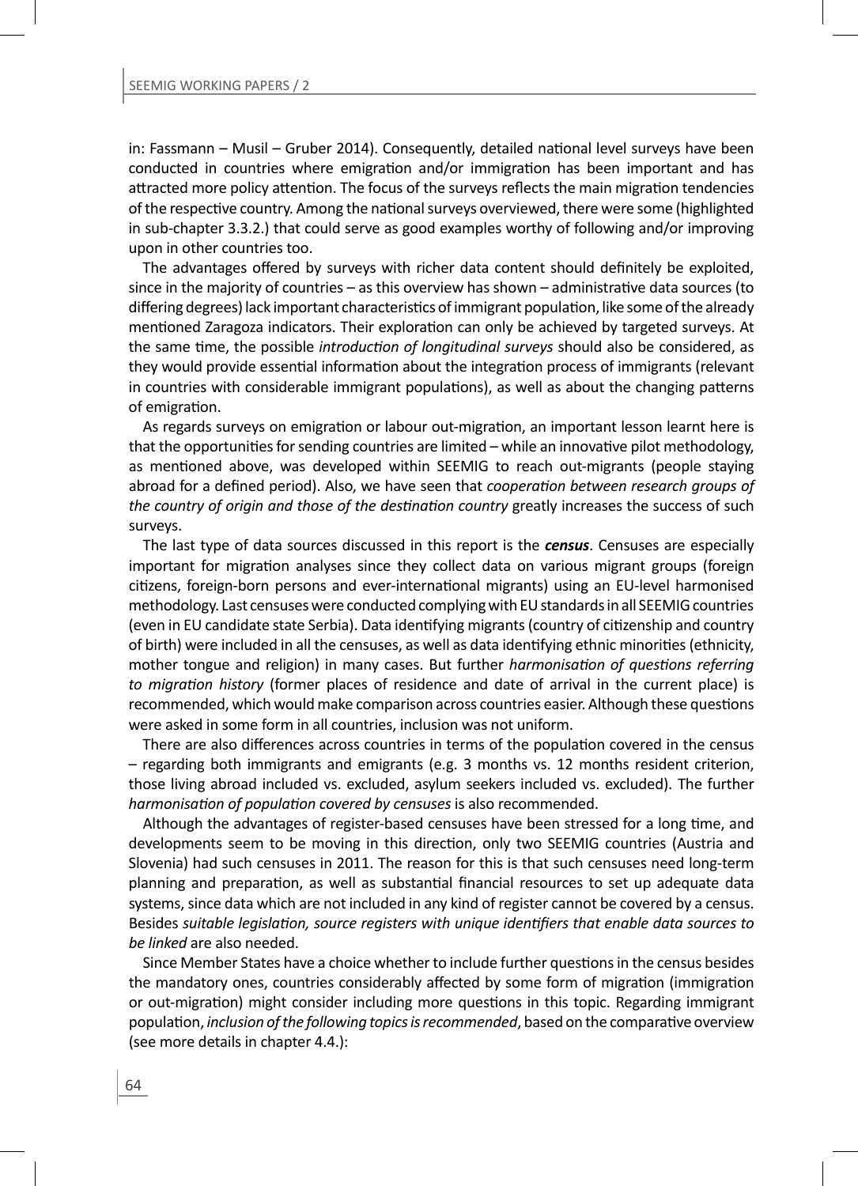in: Fassmann – Musil – Gruber 2014). Consequently, detailed national level surveys have been conducted in countries where emigration and/or immigration has been important and has attracted more policy attention. The focus of the surveys reflects the main migration tendencies of the respective country. Among the national surveys overviewed, there were some (highlighted in sub-chapter 3.3.2.) that could serve as good examples worthy of following and/or improving upon in other countries too.

The advantages offered by surveys with richer data content should definitely be exploited, since in the majority of countries – as this overview has shown – administrative data sources (to differing degrees) lack important characteristics of immigrant population, like some of the already mentioned Zaragoza indicators. Their exploration can only be achieved by targeted surveys. At the same time, the possible *introduction of longitudinal surveys* should also be considered, as they would provide essential information about the integration process of immigrants (relevant in countries with considerable immigrant populations), as well as about the changing patterns of emigration.

As regards surveys on emigration or labour out-migration, an important lesson learnt here is that the opportunities for sending countries are limited – while an innovative pilot methodology, as mentioned above, was developed within SEEMIG to reach out-migrants (people staying abroad for a defined period). Also, we have seen that *cooperation between research groups of the country of origin and those of the destination country* greatly increases the success of such surveys.

The last type of data sources discussed in this report is the ***census***. Censuses are especially important for migration analyses since they collect data on various migrant groups (foreign citizens, foreign-born persons and ever-international migrants) using an EU-level harmonised methodology. Last censuses were conducted complying with EU standards in all SEEMIG countries (even in EU candidate state Serbia). Data identifying migrants (country of citizenship and country of birth) were included in all the censuses, as well as data identifying ethnic minorities (ethnicity, mother tongue and religion) in many cases. But further *harmonisation of questions referring to migration history* (former places of residence and date of arrival in the current place) is recommended, which would make comparison across countries easier. Although these questions were asked in some form in all countries, inclusion was not uniform.

There are also differences across countries in terms of the population covered in the census – regarding both immigrants and emigrants (e.g. 3 months vs. 12 months resident criterion, those living abroad included vs. excluded, asylum seekers included vs. excluded). The further *harmonisation of population covered by censuses* is also recommended.

Although the advantages of register-based censuses have been stressed for a long time, and developments seem to be moving in this direction, only two SEEMIG countries (Austria and Slovenia) had such censuses in 2011. The reason for this is that such censuses need long-term planning and preparation, as well as substantial financial resources to set up adequate data systems, since data which are not included in any kind of register cannot be covered by a census. Besides *suitable legislation, source registers with unique identifiers that enable data sources to be linked* are also needed.

Since Member States have a choice whether to include further questions in the census besides the mandatory ones, countries considerably affected by some form of migration (immigration or out-migration) might consider including more questions in this topic. Regarding immigrant population, *inclusion of the following topics is recommended*, based on the comparative overview (see more details in chapter 4.4.):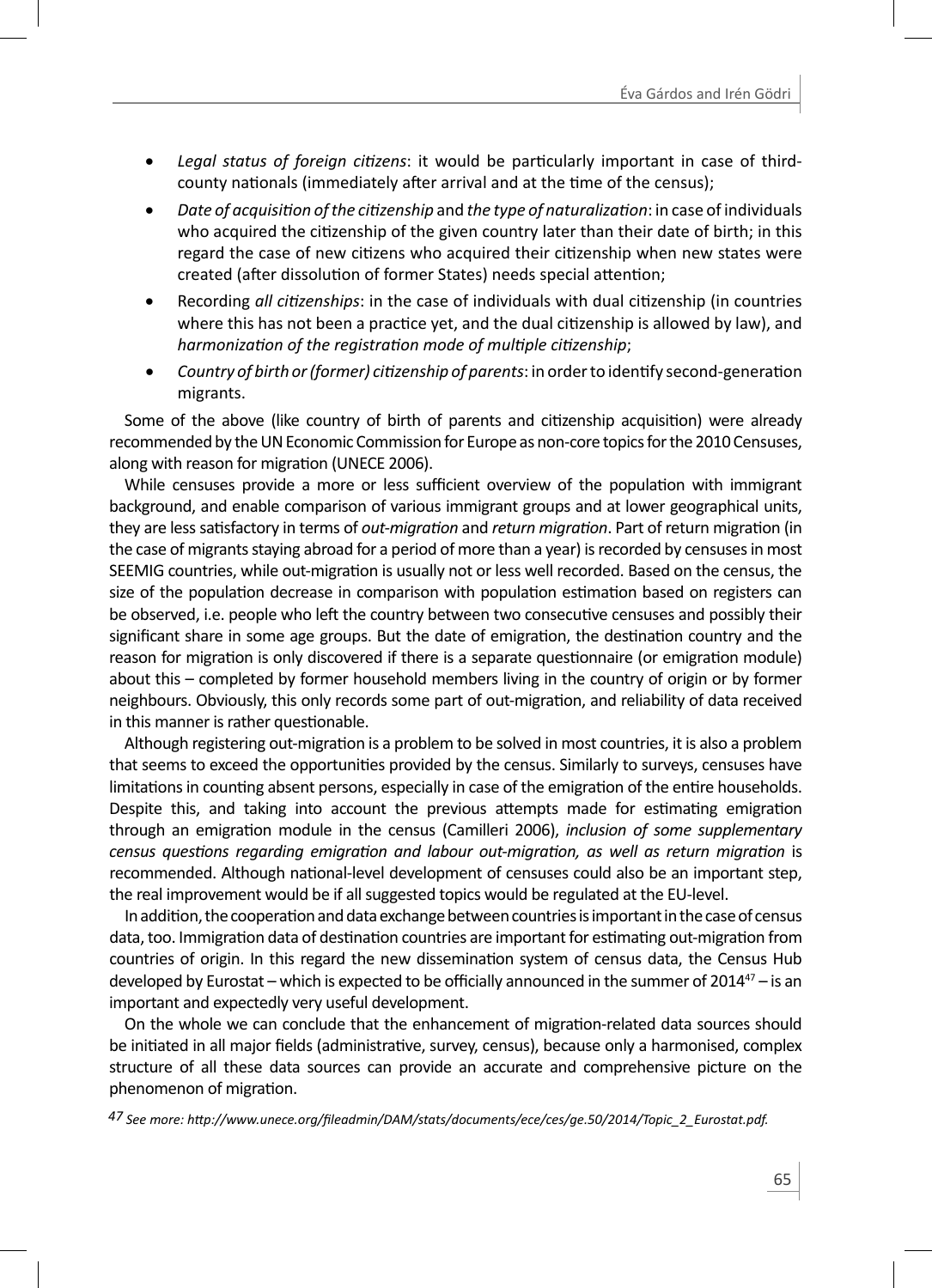- *Legal status of foreign citizens*: it would be particularly important in case of third-county nationals (immediately after arrival and at the time of the census);
- *Date of acquisition of the citizenship* and *the type of naturalization*: in case of individuals who acquired the citizenship of the given country later than their date of birth; in this regard the case of new citizens who acquired their citizenship when new states were created (after dissolution of former States) needs special attention;
- Recording *all citizenships*: in the case of individuals with dual citizenship (in countries where this has not been a practice yet, and the dual citizenship is allowed by law), and *harmonization of the registration mode of multiple citizenship*;
- *Country of birth or (former) citizenship of parents*: in order to identify second-generation migrants.

Some of the above (like country of birth of parents and citizenship acquisition) were already recommended by the UN Economic Commission for Europe as non-core topics for the 2010 Censuses, along with reason for migration (UNECE 2006).

While censuses provide a more or less sufficient overview of the population with immigrant background, and enable comparison of various immigrant groups and at lower geographical units, they are less satisfactory in terms of *out-migration* and *return migration*. Part of return migration (in the case of migrants staying abroad for a period of more than a year) is recorded by censuses in most SEEMIG countries, while out-migration is usually not or less well recorded. Based on the census, the size of the population decrease in comparison with population estimation based on registers can be observed, i.e. people who left the country between two consecutive censuses and possibly their significant share in some age groups. But the date of emigration, the destination country and the reason for migration is only discovered if there is a separate questionnaire (or emigration module) about this – completed by former household members living in the country of origin or by former neighbours. Obviously, this only records some part of out-migration, and reliability of data received in this manner is rather questionable.

Although registering out-migration is a problem to be solved in most countries, it is also a problem that seems to exceed the opportunities provided by the census. Similarly to surveys, censuses have limitations in counting absent persons, especially in case of the emigration of the entire households. Despite this, and taking into account the previous attempts made for estimating emigration through an emigration module in the census (Camilleri 2006), *inclusion of some supplementary census questions regarding emigration and labour out-migration, as well as return migration* is recommended. Although national-level development of censuses could also be an important step, the real improvement would be if all suggested topics would be regulated at the EU-level.

In addition, the cooperation and data exchange between countries is important in the case of census data, too. Immigration data of destination countries are important for estimating out-migration from countries of origin. In this regard the new dissemination system of census data, the Census Hub developed by Eurostat – which is expected to be officially announced in the summer of 2014[47] – is an important and expectedly very useful development.

On the whole we can conclude that the enhancement of migration-related data sources should be initiated in all major fields (administrative, survey, census), because only a harmonised, complex structure of all these data sources can provide an accurate and comprehensive picture on the phenomenon of migration.

[47] *See more: http://www.unece.org/fileadmin/DAM/stats/documents/ece/ces/ge.50/2014/Topic_2_Eurostat.pdf.*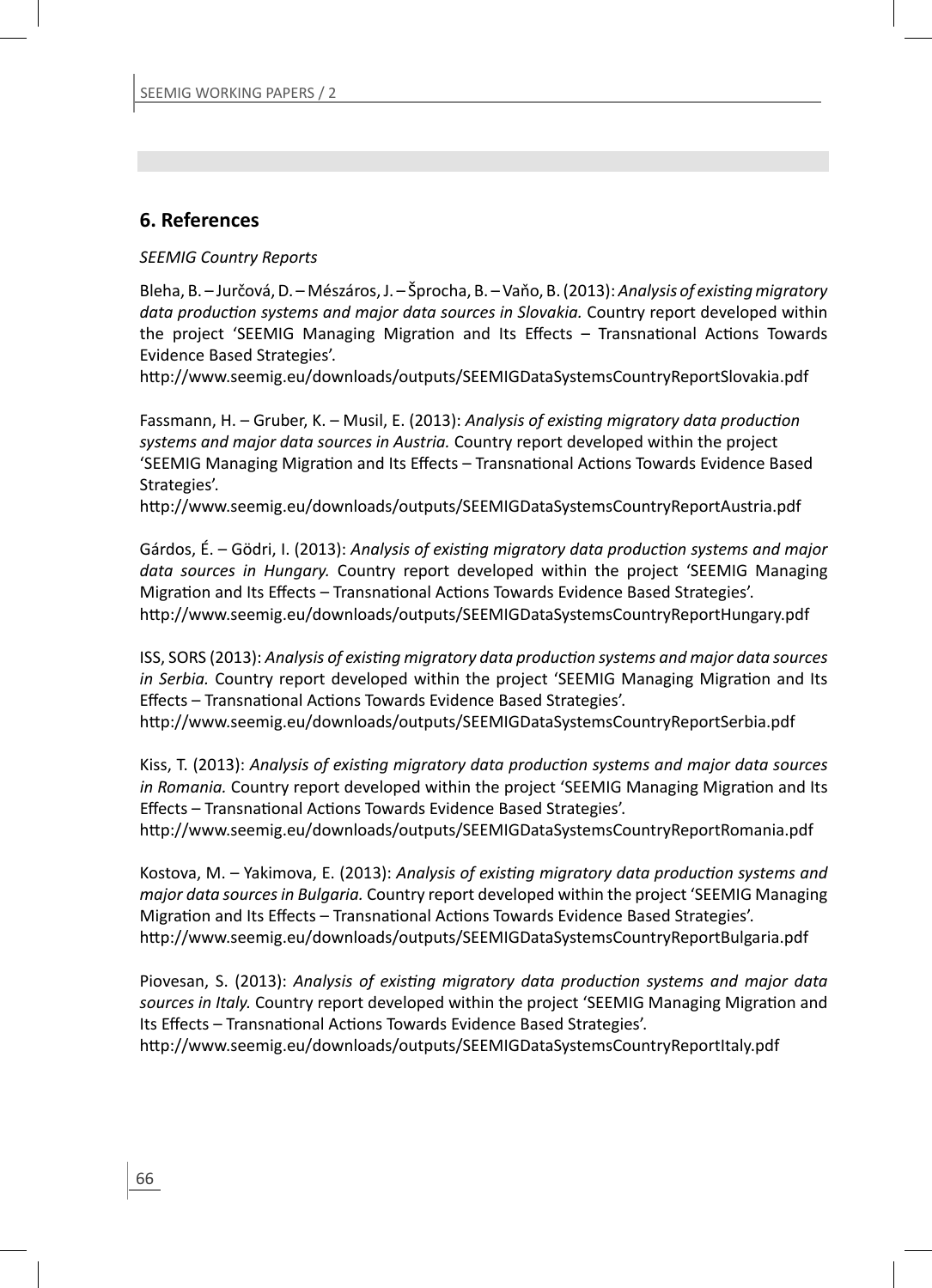## 6. References

*SEEMIG Country Reports*

Bleha, B. – Jurčová, D. – Mészáros, J. – Šprocha, B. – Vaňo, B. (2013): *Analysis of existing migratory data production systems and major data sources in Slovakia.* Country report developed within the project 'SEEMIG Managing Migration and Its Effects – Transnational Actions Towards Evidence Based Strategies'.
http://www.seemig.eu/downloads/outputs/SEEMIGDataSystemsCountryReportSlovakia.pdf

Fassmann, H. – Gruber, K. – Musil, E. (2013): *Analysis of existing migratory data production systems and major data sources in Austria.* Country report developed within the project 'SEEMIG Managing Migration and Its Effects – Transnational Actions Towards Evidence Based Strategies'.
http://www.seemig.eu/downloads/outputs/SEEMIGDataSystemsCountryReportAustria.pdf

Gárdos, É. – Gödri, I. (2013): *Analysis of existing migratory data production systems and major data sources in Hungary.* Country report developed within the project 'SEEMIG Managing Migration and Its Effects – Transnational Actions Towards Evidence Based Strategies'.
http://www.seemig.eu/downloads/outputs/SEEMIGDataSystemsCountryReportHungary.pdf

ISS, SORS (2013): *Analysis of existing migratory data production systems and major data sources in Serbia.* Country report developed within the project 'SEEMIG Managing Migration and Its Effects – Transnational Actions Towards Evidence Based Strategies'.
http://www.seemig.eu/downloads/outputs/SEEMIGDataSystemsCountryReportSerbia.pdf

Kiss, T. (2013): *Analysis of existing migratory data production systems and major data sources in Romania.* Country report developed within the project 'SEEMIG Managing Migration and Its Effects – Transnational Actions Towards Evidence Based Strategies'.
http://www.seemig.eu/downloads/outputs/SEEMIGDataSystemsCountryReportRomania.pdf

Kostova, M. – Yakimova, E. (2013): *Analysis of existing migratory data production systems and major data sources in Bulgaria.* Country report developed within the project 'SEEMIG Managing Migration and Its Effects – Transnational Actions Towards Evidence Based Strategies'.
http://www.seemig.eu/downloads/outputs/SEEMIGDataSystemsCountryReportBulgaria.pdf

Piovesan, S. (2013): *Analysis of existing migratory data production systems and major data sources in Italy.* Country report developed within the project 'SEEMIG Managing Migration and Its Effects – Transnational Actions Towards Evidence Based Strategies'.
http://www.seemig.eu/downloads/outputs/SEEMIGDataSystemsCountryReportItaly.pdf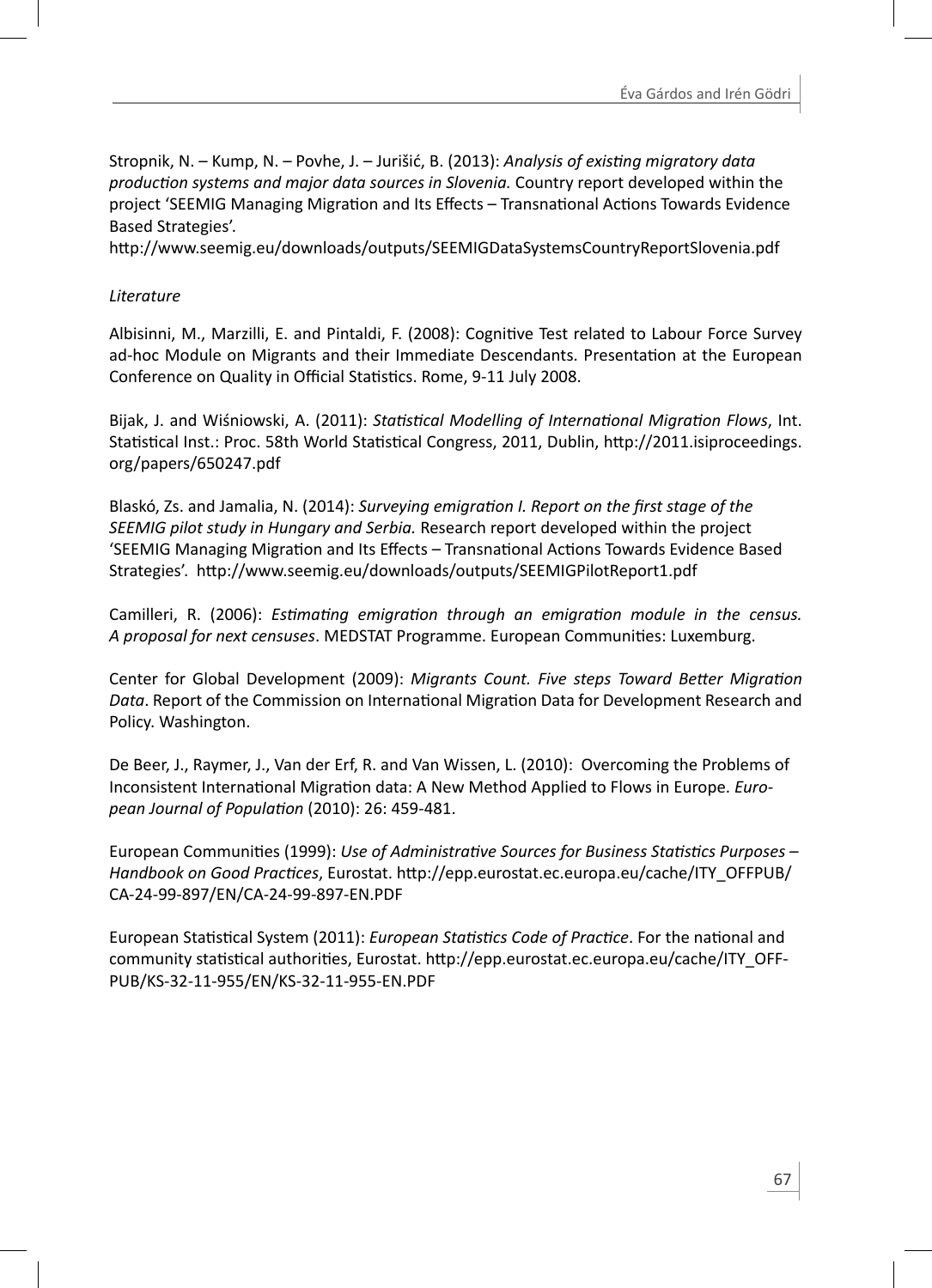Stropnik, N. – Kump, N. – Povhe, J. – Jurišić, B. (2013): *Analysis of existing migratory data production systems and major data sources in Slovenia.* Country report developed within the project 'SEEMIG Managing Migration and Its Effects – Transnational Actions Towards Evidence Based Strategies'. http://www.seemig.eu/downloads/outputs/SEEMIGDataSystemsCountryReportSlovenia.pdf

*Literature*

Albisinni, M., Marzilli, E. and Pintaldi, F. (2008): Cognitive Test related to Labour Force Survey ad-hoc Module on Migrants and their Immediate Descendants. Presentation at the European Conference on Quality in Official Statistics. Rome, 9-11 July 2008.

Bijak, J. and Wiśniowski, A. (2011): *Statistical Modelling of International Migration Flows*, Int. Statistical Inst.: Proc. 58th World Statistical Congress, 2011, Dublin, http://2011.isiproceedings.org/papers/650247.pdf

Blaskó, Zs. and Jamalia, N. (2014): *Surveying emigration I. Report on the first stage of the SEEMIG pilot study in Hungary and Serbia.* Research report developed within the project 'SEEMIG Managing Migration and Its Effects – Transnational Actions Towards Evidence Based Strategies'. http://www.seemig.eu/downloads/outputs/SEEMIGPilotReport1.pdf

Camilleri, R. (2006): *Estimating emigration through an emigration module in the census. A proposal for next censuses*. MEDSTAT Programme. European Communities: Luxemburg.

Center for Global Development (2009): *Migrants Count. Five steps Toward Better Migration Data*. Report of the Commission on International Migration Data for Development Research and Policy. Washington.

De Beer, J., Raymer, J., Van der Erf, R. and Van Wissen, L. (2010): Overcoming the Problems of Inconsistent International Migration data: A New Method Applied to Flows in Europe. *European Journal of Population* (2010): 26: 459-481.

European Communities (1999): *Use of Administrative Sources for Business Statistics Purposes – Handbook on Good Practices*, Eurostat. http://epp.eurostat.ec.europa.eu/cache/ITY_OFFPUB/CA-24-99-897/EN/CA-24-99-897-EN.PDF

European Statistical System (2011): *European Statistics Code of Practice*. For the national and community statistical authorities, Eurostat. http://epp.eurostat.ec.europa.eu/cache/ITY_OFFPUB/KS-32-11-955/EN/KS-32-11-955-EN.PDF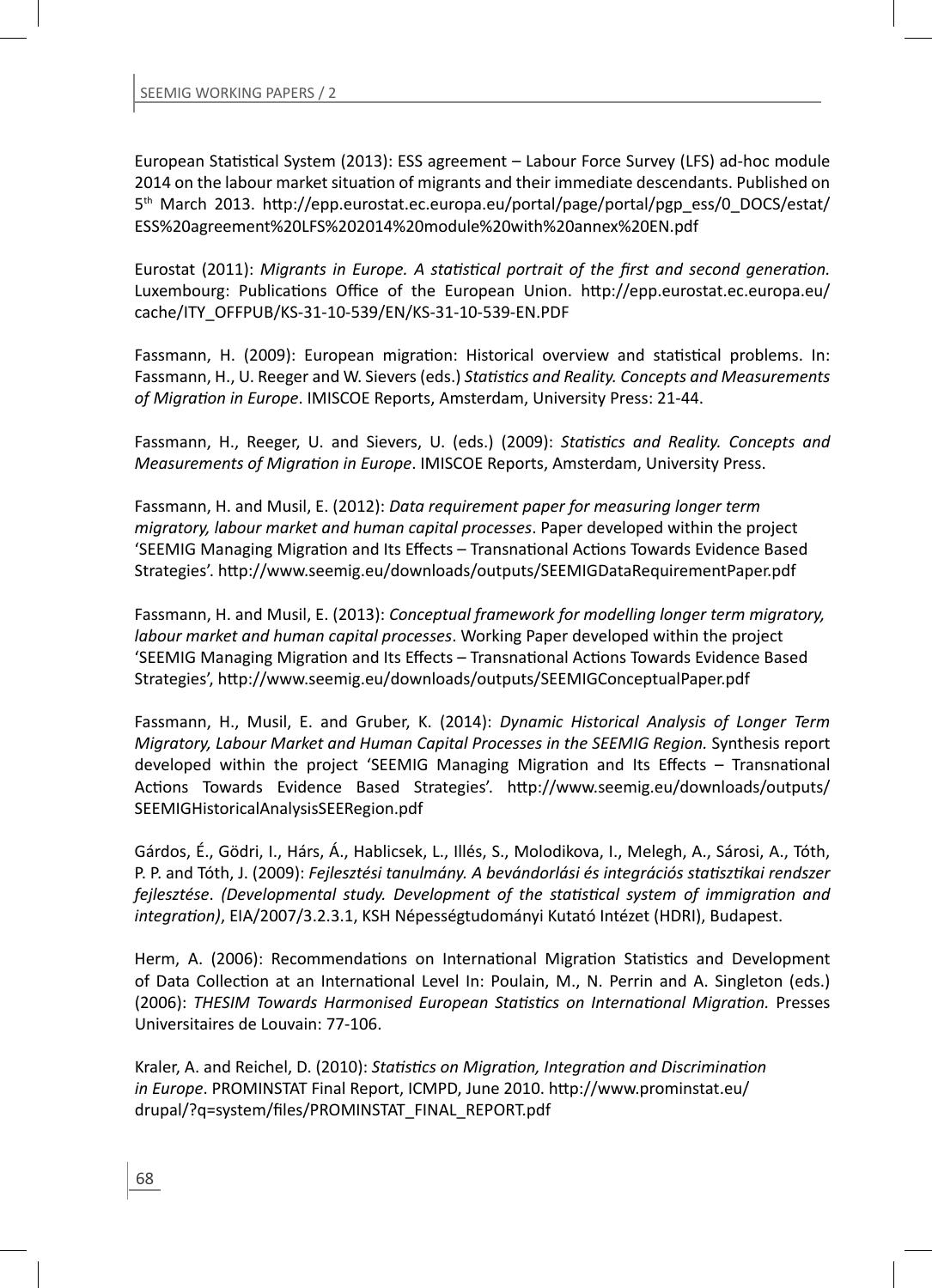European Statistical System (2013): ESS agreement – Labour Force Survey (LFS) ad-hoc module 2014 on the labour market situation of migrants and their immediate descendants. Published on 5th March 2013. http://epp.eurostat.ec.europa.eu/portal/page/portal/pgp_ess/0_DOCS/estat/ESS%20agreement%20LFS%202014%20module%20with%20annex%20EN.pdf

Eurostat (2011): *Migrants in Europe. A statistical portrait of the first and second generation.* Luxembourg: Publications Office of the European Union. http://epp.eurostat.ec.europa.eu/cache/ITY_OFFPUB/KS-31-10-539/EN/KS-31-10-539-EN.PDF

Fassmann, H. (2009): European migration: Historical overview and statistical problems. In: Fassmann, H., U. Reeger and W. Sievers (eds.) *Statistics and Reality. Concepts and Measurements of Migration in Europe*. IMISCOE Reports, Amsterdam, University Press: 21-44.

Fassmann, H., Reeger, U. and Sievers, U. (eds.) (2009): *Statistics and Reality. Concepts and Measurements of Migration in Europe*. IMISCOE Reports, Amsterdam, University Press.

Fassmann, H. and Musil, E. (2012): *Data requirement paper for measuring longer term migratory, labour market and human capital processes*. Paper developed within the project 'SEEMIG Managing Migration and Its Effects – Transnational Actions Towards Evidence Based Strategies'. http://www.seemig.eu/downloads/outputs/SEEMIGDataRequirementPaper.pdf

Fassmann, H. and Musil, E. (2013): *Conceptual framework for modelling longer term migratory, labour market and human capital processes*. Working Paper developed within the project 'SEEMIG Managing Migration and Its Effects – Transnational Actions Towards Evidence Based Strategies', http://www.seemig.eu/downloads/outputs/SEEMIGConceptualPaper.pdf

Fassmann, H., Musil, E. and Gruber, K. (2014): *Dynamic Historical Analysis of Longer Term Migratory, Labour Market and Human Capital Processes in the SEEMIG Region.* Synthesis report developed within the project 'SEEMIG Managing Migration and Its Effects – Transnational Actions Towards Evidence Based Strategies'. http://www.seemig.eu/downloads/outputs/SEEMIGHistoricalAnalysisSEERegion.pdf

Gárdos, É., Gödri, I., Hárs, Á., Hablicsek, L., Illés, S., Molodikova, I., Melegh, A., Sárosi, A., Tóth, P. P. and Tóth, J. (2009): *Fejlesztési tanulmány. A bevándorlási és integrációs statisztikai rendszer fejlesztése*. *(Developmental study. Development of the statistical system of immigration and integration)*, EIA/2007/3.2.3.1, KSH Népességtudományi Kutató Intézet (HDRI), Budapest.

Herm, A. (2006): Recommendations on International Migration Statistics and Development of Data Collection at an International Level In: Poulain, M., N. Perrin and A. Singleton (eds.) (2006): *THESIM Towards Harmonised European Statistics on International Migration.* Presses Universitaires de Louvain: 77-106.

Kraler, A. and Reichel, D. (2010): *Statistics on Migration, Integration and Discrimination in Europe*. PROMINSTAT Final Report, ICMPD, June 2010. http://www.prominstat.eu/drupal/?q=system/files/PROMINSTAT_FINAL_REPORT.pdf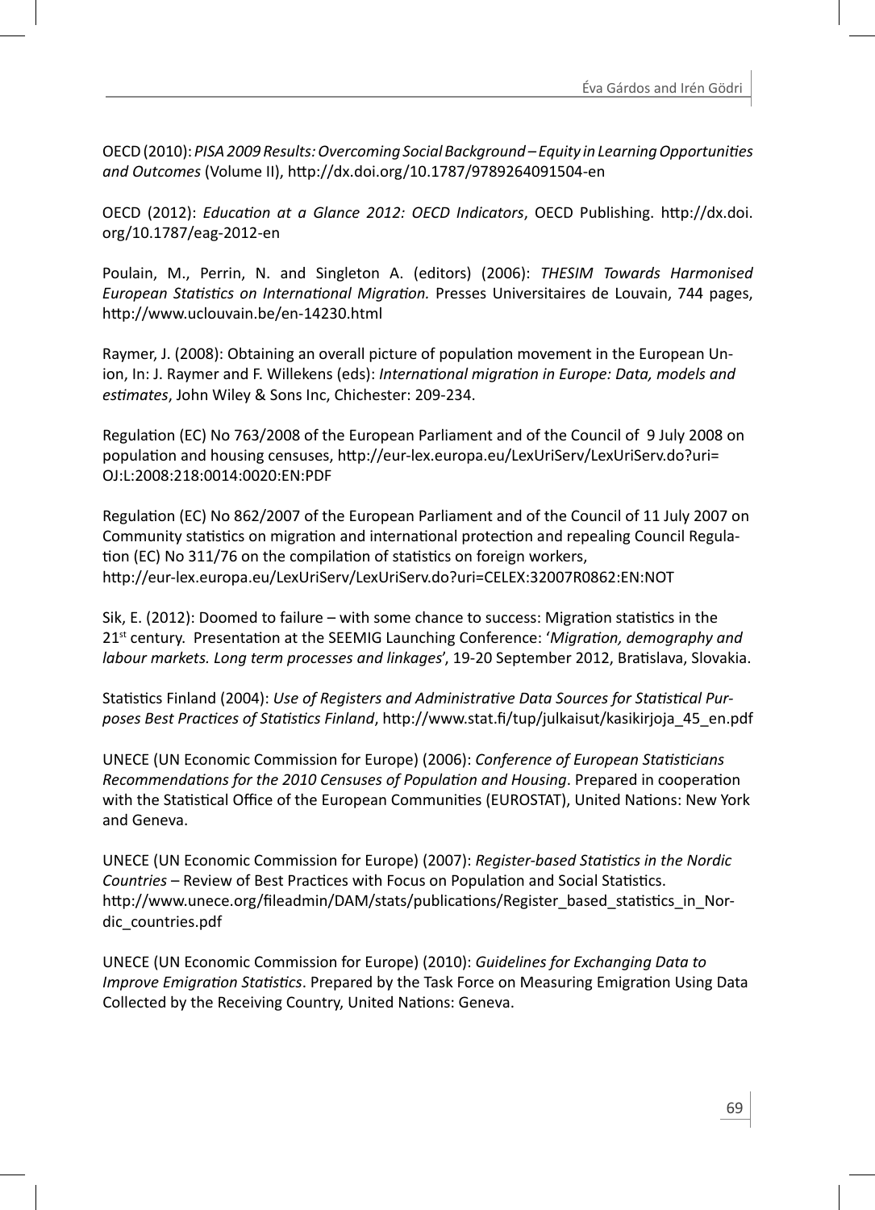OECD (2010): *PISA 2009 Results: Overcoming Social Background – Equity in Learning Opportunities and Outcomes* (Volume II), http://dx.doi.org/10.1787/9789264091504-en

OECD (2012): *Education at a Glance 2012: OECD Indicators*, OECD Publishing. http://dx.doi.org/10.1787/eag-2012-en

Poulain, M., Perrin, N. and Singleton A. (editors) (2006): *THESIM Towards Harmonised European Statistics on International Migration.* Presses Universitaires de Louvain, 744 pages, http://www.uclouvain.be/en-14230.html

Raymer, J. (2008): Obtaining an overall picture of population movement in the European Union, In: J. Raymer and F. Willekens (eds): *International migration in Europe: Data, models and estimates*, John Wiley & Sons Inc, Chichester: 209-234.

Regulation (EC) No 763/2008 of the European Parliament and of the Council of 9 July 2008 on population and housing censuses, http://eur-lex.europa.eu/LexUriServ/LexUriServ.do?uri=OJ:L:2008:218:0014:0020:EN:PDF

Regulation (EC) No 862/2007 of the European Parliament and of the Council of 11 July 2007 on Community statistics on migration and international protection and repealing Council Regulation (EC) No 311/76 on the compilation of statistics on foreign workers, http://eur-lex.europa.eu/LexUriServ/LexUriServ.do?uri=CELEX:32007R0862:EN:NOT

Sik, E. (2012): Doomed to failure – with some chance to success: Migration statistics in the 21st century. Presentation at the SEEMIG Launching Conference: '*Migration, demography and labour markets. Long term processes and linkages*', 19-20 September 2012, Bratislava, Slovakia.

Statistics Finland (2004): *Use of Registers and Administrative Data Sources for Statistical Purposes Best Practices of Statistics Finland*, http://www.stat.fi/tup/julkaisut/kasikirjoja_45_en.pdf

UNECE (UN Economic Commission for Europe) (2006): *Conference of European Statisticians Recommendations for the 2010 Censuses of Population and Housing*. Prepared in cooperation with the Statistical Office of the European Communities (EUROSTAT), United Nations: New York and Geneva.

UNECE (UN Economic Commission for Europe) (2007): *Register-based Statistics in the Nordic Countries* – Review of Best Practices with Focus on Population and Social Statistics. http://www.unece.org/fileadmin/DAM/stats/publications/Register_based_statistics_in_Nordic_countries.pdf

UNECE (UN Economic Commission for Europe) (2010): *Guidelines for Exchanging Data to Improve Emigration Statistics*. Prepared by the Task Force on Measuring Emigration Using Data Collected by the Receiving Country, United Nations: Geneva.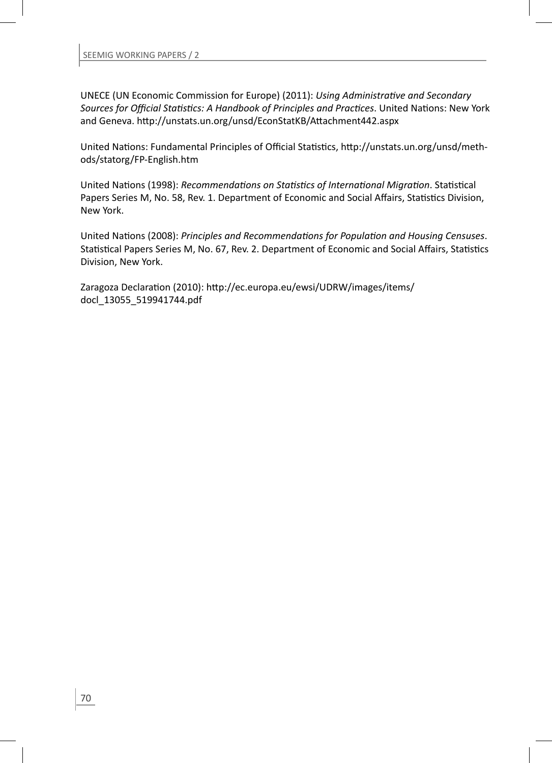UNECE (UN Economic Commission for Europe) (2011): *Using Administrative and Secondary Sources for Official Statistics: A Handbook of Principles and Practices*. United Nations: New York and Geneva. http://unstats.un.org/unsd/EconStatKB/Attachment442.aspx

United Nations: Fundamental Principles of Official Statistics, http://unstats.un.org/unsd/methods/statorg/FP-English.htm

United Nations (1998): *Recommendations on Statistics of International Migration*. Statistical Papers Series M, No. 58, Rev. 1. Department of Economic and Social Affairs, Statistics Division, New York.

United Nations (2008): *Principles and Recommendations for Population and Housing Censuses*. Statistical Papers Series M, No. 67, Rev. 2. Department of Economic and Social Affairs, Statistics Division, New York.

Zaragoza Declaration (2010): http://ec.europa.eu/ewsi/UDRW/images/items/docl_13055_519941744.pdf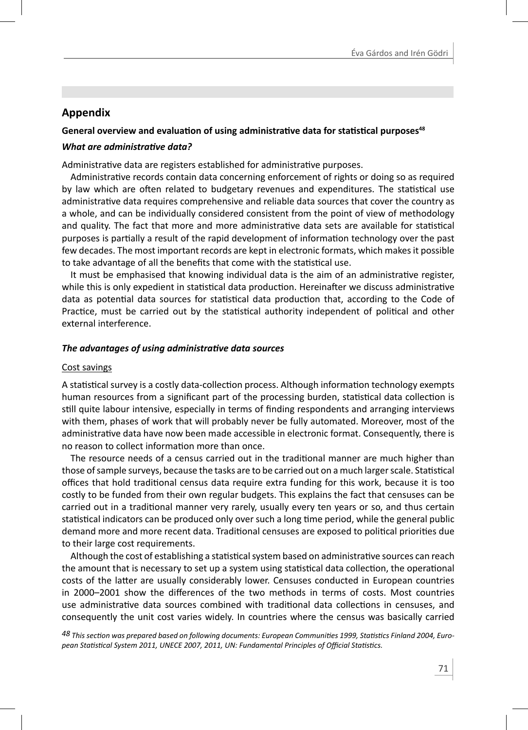## Appendix

### General overview and evaluation of using administrative data for statistical purposes[48]

#### *What are administrative data?*

Administrative data are registers established for administrative purposes.

Administrative records contain data concerning enforcement of rights or doing so as required by law which are often related to budgetary revenues and expenditures. The statistical use administrative data requires comprehensive and reliable data sources that cover the country as a whole, and can be individually considered consistent from the point of view of methodology and quality. The fact that more and more administrative data sets are available for statistical purposes is partially a result of the rapid development of information technology over the past few decades. The most important records are kept in electronic formats, which makes it possible to take advantage of all the benefits that come with the statistical use.

It must be emphasised that knowing individual data is the aim of an administrative register, while this is only expedient in statistical data production. Hereinafter we discuss administrative data as potential data sources for statistical data production that, according to the Code of Practice, must be carried out by the statistical authority independent of political and other external interference.

#### *The advantages of using administrative data sources*

Cost savings

A statistical survey is a costly data-collection process. Although information technology exempts human resources from a significant part of the processing burden, statistical data collection is still quite labour intensive, especially in terms of finding respondents and arranging interviews with them, phases of work that will probably never be fully automated. Moreover, most of the administrative data have now been made accessible in electronic format. Consequently, there is no reason to collect information more than once.

The resource needs of a census carried out in the traditional manner are much higher than those of sample surveys, because the tasks are to be carried out on a much larger scale. Statistical offices that hold traditional census data require extra funding for this work, because it is too costly to be funded from their own regular budgets. This explains the fact that censuses can be carried out in a traditional manner very rarely, usually every ten years or so, and thus certain statistical indicators can be produced only over such a long time period, while the general public demand more and more recent data. Traditional censuses are exposed to political priorities due to their large cost requirements.

Although the cost of establishing a statistical system based on administrative sources can reach the amount that is necessary to set up a system using statistical data collection, the operational costs of the latter are usually considerably lower. Censuses conducted in European countries in 2000–2001 show the differences of the two methods in terms of costs. Most countries use administrative data sources combined with traditional data collections in censuses, and consequently the unit cost varies widely. In countries where the census was basically carried

*48 This section was prepared based on following documents: European Communities 1999, Statistics Finland 2004, European Statistical System 2011, UNECE 2007, 2011, UN: Fundamental Principles of Official Statistics.*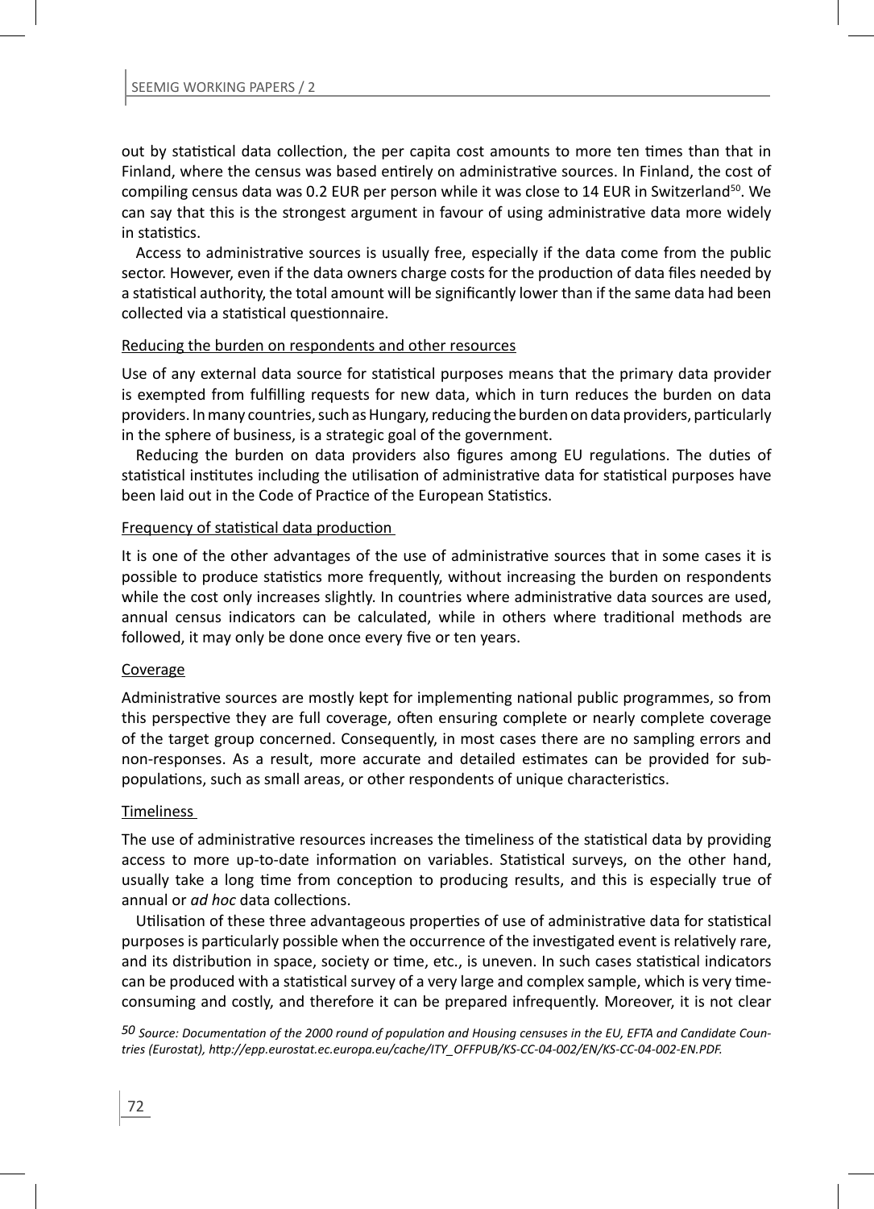out by statistical data collection, the per capita cost amounts to more ten times than that in Finland, where the census was based entirely on administrative sources. In Finland, the cost of compiling census data was 0.2 EUR per person while it was close to 14 EUR in Switzerland[50]. We can say that this is the strongest argument in favour of using administrative data more widely in statistics.

Access to administrative sources is usually free, especially if the data come from the public sector. However, even if the data owners charge costs for the production of data files needed by a statistical authority, the total amount will be significantly lower than if the same data had been collected via a statistical questionnaire.

Reducing the burden on respondents and other resources

Use of any external data source for statistical purposes means that the primary data provider is exempted from fulfilling requests for new data, which in turn reduces the burden on data providers. In many countries, such as Hungary, reducing the burden on data providers, particularly in the sphere of business, is a strategic goal of the government.

Reducing the burden on data providers also figures among EU regulations. The duties of statistical institutes including the utilisation of administrative data for statistical purposes have been laid out in the Code of Practice of the European Statistics.

Frequency of statistical data production

It is one of the other advantages of the use of administrative sources that in some cases it is possible to produce statistics more frequently, without increasing the burden on respondents while the cost only increases slightly. In countries where administrative data sources are used, annual census indicators can be calculated, while in others where traditional methods are followed, it may only be done once every five or ten years.

Coverage

Administrative sources are mostly kept for implementing national public programmes, so from this perspective they are full coverage, often ensuring complete or nearly complete coverage of the target group concerned. Consequently, in most cases there are no sampling errors and non-responses. As a result, more accurate and detailed estimates can be provided for sub-populations, such as small areas, or other respondents of unique characteristics.

Timeliness

The use of administrative resources increases the timeliness of the statistical data by providing access to more up-to-date information on variables. Statistical surveys, on the other hand, usually take a long time from conception to producing results, and this is especially true of annual or *ad hoc* data collections.

Utilisation of these three advantageous properties of use of administrative data for statistical purposes is particularly possible when the occurrence of the investigated event is relatively rare, and its distribution in space, society or time, etc., is uneven. In such cases statistical indicators can be produced with a statistical survey of a very large and complex sample, which is very time-consuming and costly, and therefore it can be prepared infrequently. Moreover, it is not clear

*50 Source: Documentation of the 2000 round of population and Housing censuses in the EU, EFTA and Candidate Countries (Eurostat), http://epp.eurostat.ec.europa.eu/cache/ITY_OFFPUB/KS-CC-04-002/EN/KS-CC-04-002-EN.PDF.*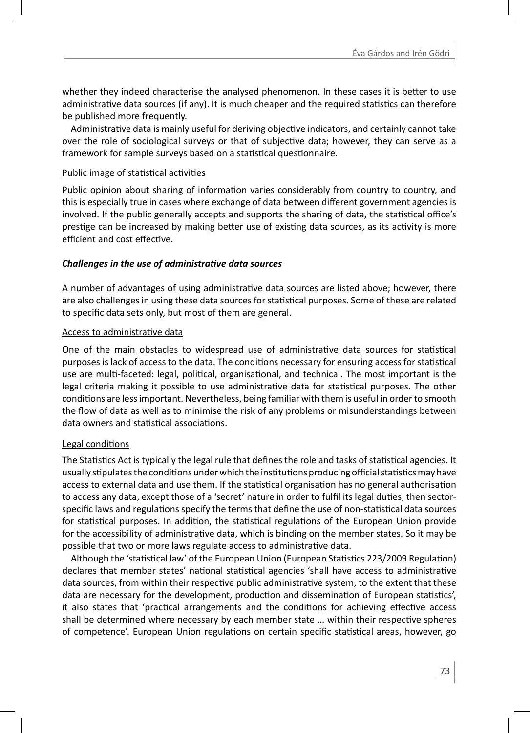whether they indeed characterise the analysed phenomenon. In these cases it is better to use administrative data sources (if any). It is much cheaper and the required statistics can therefore be published more frequently.

Administrative data is mainly useful for deriving objective indicators, and certainly cannot take over the role of sociological surveys or that of subjective data; however, they can serve as a framework for sample surveys based on a statistical questionnaire.

<u>Public image of statistical activities</u>

Public opinion about sharing of information varies considerably from country to country, and this is especially true in cases where exchange of data between different government agencies is involved. If the public generally accepts and supports the sharing of data, the statistical office's prestige can be increased by making better use of existing data sources, as its activity is more efficient and cost effective.

***Challenges in the use of administrative data sources***

A number of advantages of using administrative data sources are listed above; however, there are also challenges in using these data sources for statistical purposes. Some of these are related to specific data sets only, but most of them are general.

<u>Access to administrative data</u>

One of the main obstacles to widespread use of administrative data sources for statistical purposes is lack of access to the data. The conditions necessary for ensuring access for statistical use are multi-faceted: legal, political, organisational, and technical. The most important is the legal criteria making it possible to use administrative data for statistical purposes. The other conditions are less important. Nevertheless, being familiar with them is useful in order to smooth the flow of data as well as to minimise the risk of any problems or misunderstandings between data owners and statistical associations.

<u>Legal conditions</u>

The Statistics Act is typically the legal rule that defines the role and tasks of statistical agencies. It usually stipulates the conditions under which the institutions producing official statistics may have access to external data and use them. If the statistical organisation has no general authorisation to access any data, except those of a 'secret' nature in order to fulfil its legal duties, then sector-specific laws and regulations specify the terms that define the use of non-statistical data sources for statistical purposes. In addition, the statistical regulations of the European Union provide for the accessibility of administrative data, which is binding on the member states. So it may be possible that two or more laws regulate access to administrative data.

Although the 'statistical law' of the European Union (European Statistics 223/2009 Regulation) declares that member states' national statistical agencies 'shall have access to administrative data sources, from within their respective public administrative system, to the extent that these data are necessary for the development, production and dissemination of European statistics', it also states that 'practical arrangements and the conditions for achieving effective access shall be determined where necessary by each member state … within their respective spheres of competence'. European Union regulations on certain specific statistical areas, however, go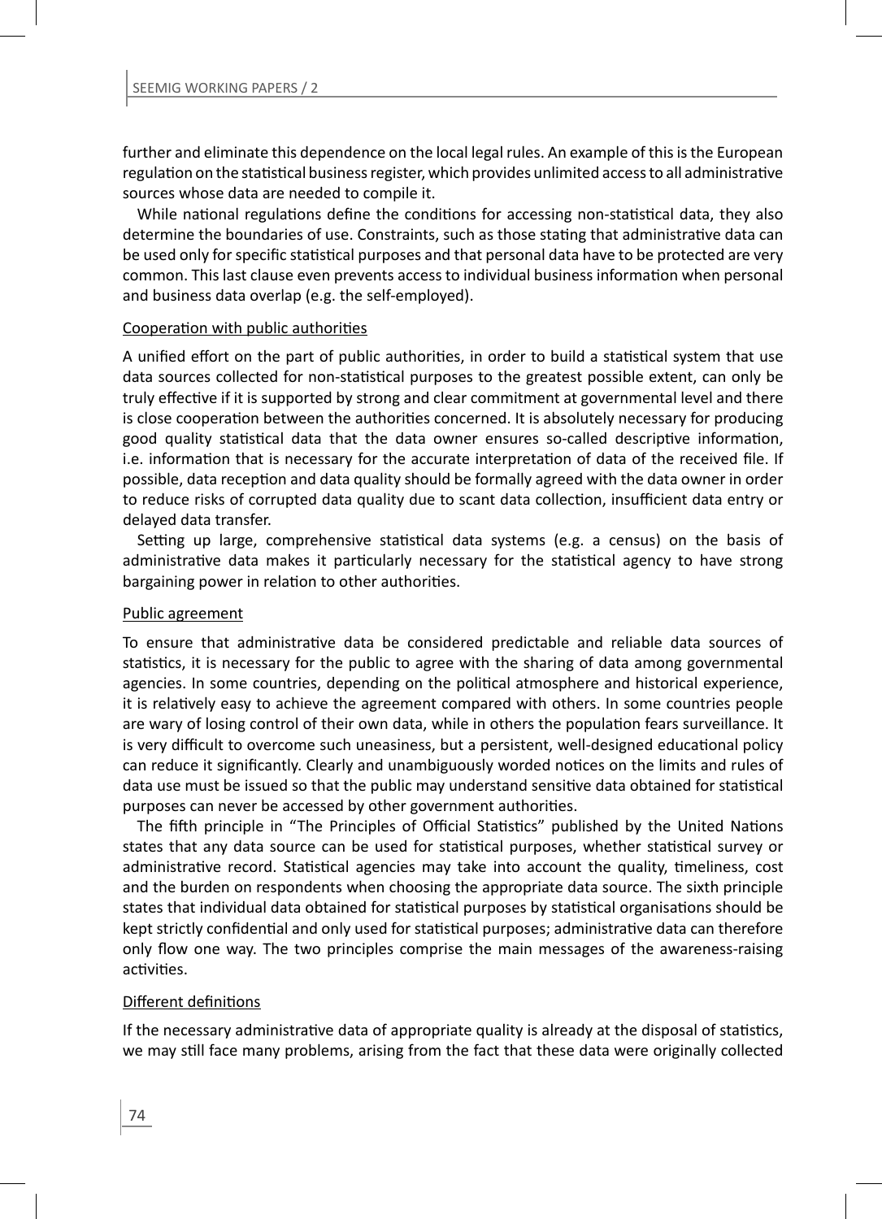further and eliminate this dependence on the local legal rules. An example of this is the European regulation on the statistical business register, which provides unlimited access to all administrative sources whose data are needed to compile it.

While national regulations define the conditions for accessing non-statistical data, they also determine the boundaries of use. Constraints, such as those stating that administrative data can be used only for specific statistical purposes and that personal data have to be protected are very common. This last clause even prevents access to individual business information when personal and business data overlap (e.g. the self-employed).

Cooperation with public authorities

A unified effort on the part of public authorities, in order to build a statistical system that use data sources collected for non-statistical purposes to the greatest possible extent, can only be truly effective if it is supported by strong and clear commitment at governmental level and there is close cooperation between the authorities concerned. It is absolutely necessary for producing good quality statistical data that the data owner ensures so-called descriptive information, i.e. information that is necessary for the accurate interpretation of data of the received file. If possible, data reception and data quality should be formally agreed with the data owner in order to reduce risks of corrupted data quality due to scant data collection, insufficient data entry or delayed data transfer.

Setting up large, comprehensive statistical data systems (e.g. a census) on the basis of administrative data makes it particularly necessary for the statistical agency to have strong bargaining power in relation to other authorities.

Public agreement

To ensure that administrative data be considered predictable and reliable data sources of statistics, it is necessary for the public to agree with the sharing of data among governmental agencies. In some countries, depending on the political atmosphere and historical experience, it is relatively easy to achieve the agreement compared with others. In some countries people are wary of losing control of their own data, while in others the population fears surveillance. It is very difficult to overcome such uneasiness, but a persistent, well-designed educational policy can reduce it significantly. Clearly and unambiguously worded notices on the limits and rules of data use must be issued so that the public may understand sensitive data obtained for statistical purposes can never be accessed by other government authorities.

The fifth principle in "The Principles of Official Statistics" published by the United Nations states that any data source can be used for statistical purposes, whether statistical survey or administrative record. Statistical agencies may take into account the quality, timeliness, cost and the burden on respondents when choosing the appropriate data source. The sixth principle states that individual data obtained for statistical purposes by statistical organisations should be kept strictly confidential and only used for statistical purposes; administrative data can therefore only flow one way. The two principles comprise the main messages of the awareness-raising activities.

Different definitions

If the necessary administrative data of appropriate quality is already at the disposal of statistics, we may still face many problems, arising from the fact that these data were originally collected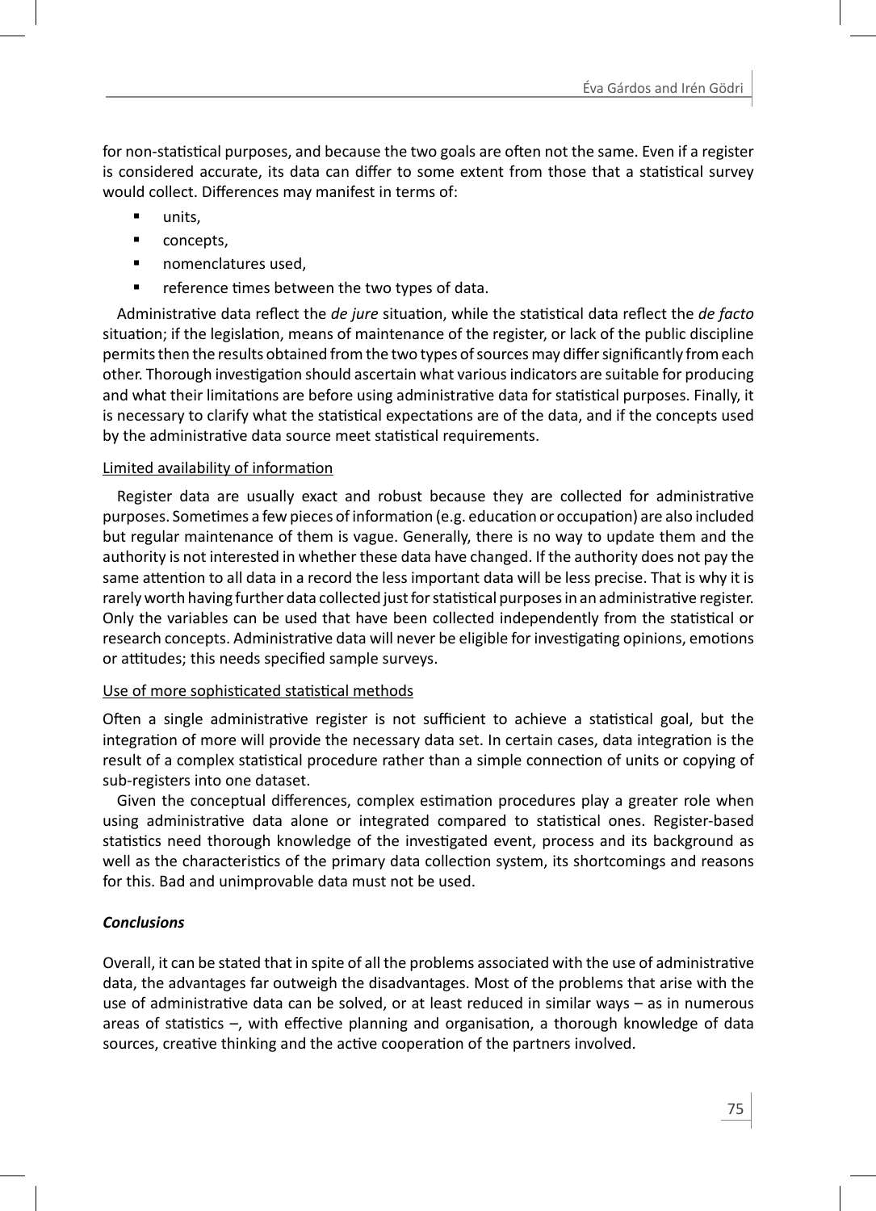for non-statistical purposes, and because the two goals are often not the same. Even if a register is considered accurate, its data can differ to some extent from those that a statistical survey would collect. Differences may manifest in terms of:

- units,
- concepts,
- nomenclatures used,
- reference times between the two types of data.

Administrative data reflect the *de jure* situation, while the statistical data reflect the *de facto* situation; if the legislation, means of maintenance of the register, or lack of the public discipline permits then the results obtained from the two types of sources may differ significantly from each other. Thorough investigation should ascertain what various indicators are suitable for producing and what their limitations are before using administrative data for statistical purposes. Finally, it is necessary to clarify what the statistical expectations are of the data, and if the concepts used by the administrative data source meet statistical requirements.

<u>Limited availability of information</u>

Register data are usually exact and robust because they are collected for administrative purposes. Sometimes a few pieces of information (e.g. education or occupation) are also included but regular maintenance of them is vague. Generally, there is no way to update them and the authority is not interested in whether these data have changed. If the authority does not pay the same attention to all data in a record the less important data will be less precise. That is why it is rarely worth having further data collected just for statistical purposes in an administrative register. Only the variables can be used that have been collected independently from the statistical or research concepts. Administrative data will never be eligible for investigating opinions, emotions or attitudes; this needs specified sample surveys.

<u>Use of more sophisticated statistical methods</u>

Often a single administrative register is not sufficient to achieve a statistical goal, but the integration of more will provide the necessary data set. In certain cases, data integration is the result of a complex statistical procedure rather than a simple connection of units or copying of sub-registers into one dataset.

Given the conceptual differences, complex estimation procedures play a greater role when using administrative data alone or integrated compared to statistical ones. Register-based statistics need thorough knowledge of the investigated event, process and its background as well as the characteristics of the primary data collection system, its shortcomings and reasons for this. Bad and unimprovable data must not be used.

***Conclusions***

Overall, it can be stated that in spite of all the problems associated with the use of administrative data, the advantages far outweigh the disadvantages. Most of the problems that arise with the use of administrative data can be solved, or at least reduced in similar ways – as in numerous areas of statistics –, with effective planning and organisation, a thorough knowledge of data sources, creative thinking and the active cooperation of the partners involved.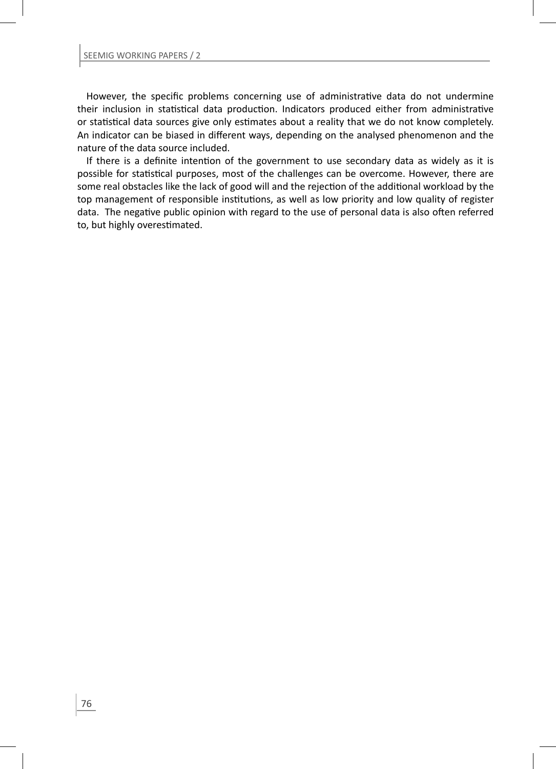However, the specific problems concerning use of administrative data do not undermine their inclusion in statistical data production. Indicators produced either from administrative or statistical data sources give only estimates about a reality that we do not know completely. An indicator can be biased in different ways, depending on the analysed phenomenon and the nature of the data source included.

If there is a definite intention of the government to use secondary data as widely as it is possible for statistical purposes, most of the challenges can be overcome. However, there are some real obstacles like the lack of good will and the rejection of the additional workload by the top management of responsible institutions, as well as low priority and low quality of register data. The negative public opinion with regard to the use of personal data is also often referred to, but highly overestimated.